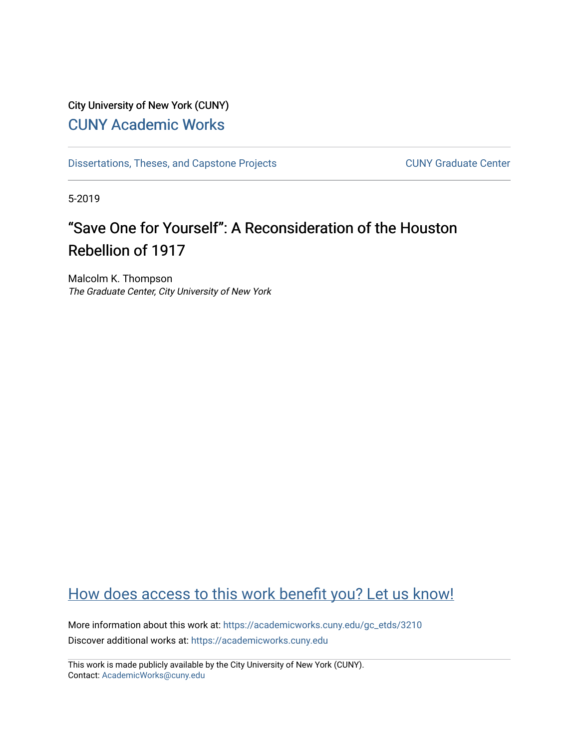City University of New York (CUNY)

[CUNY Academic Works](https://academicworks.cuny.edu)

[Dissertations, Theses, and Capstone Projects](https://academicworks.cuny.edu/gc_etds) [CUNY Graduate Center](https://academicworks.cuny.edu/gc)

5-2019

# "Save One for Yourself": A Reconsideration of the Houston Rebellion of 1917

Malcolm K. Thompson
*The Graduate Center, City University of New York*

[How does access to this work benefit you? Let us know!](https://ols.cuny.edu/academicworks/?ref=https://academicworks.cuny.edu/gc_etds/3210)

More information about this work at: https://academicworks.cuny.edu/gc_etds/3210
Discover additional works at: https://academicworks.cuny.edu

This work is made publicly available by the City University of New York (CUNY).
Contact: AcademicWorks@cuny.edu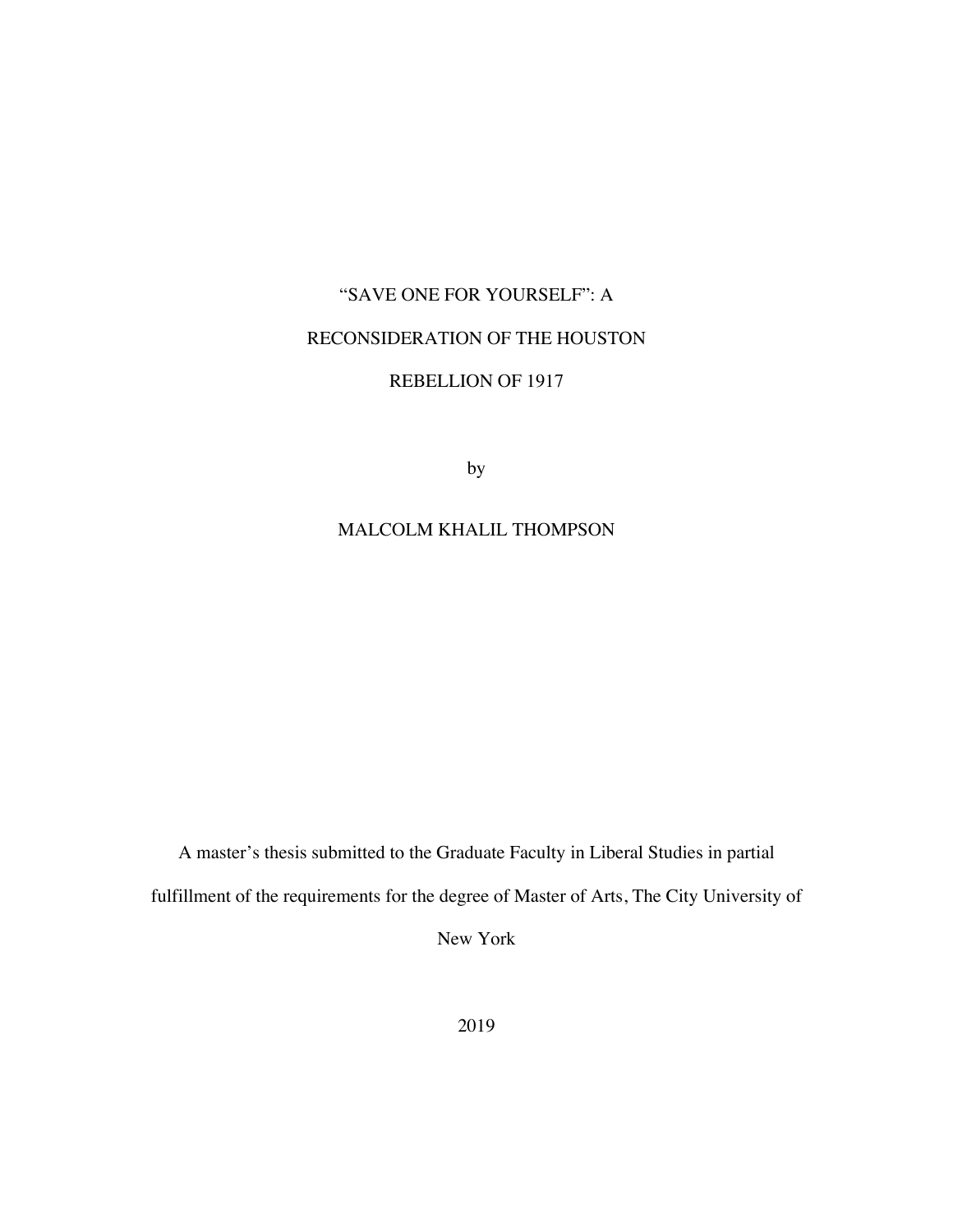"SAVE ONE FOR YOURSELF": A

RECONSIDERATION OF THE HOUSTON

REBELLION OF 1917

by

MALCOLM KHALIL THOMPSON

A master's thesis submitted to the Graduate Faculty in Liberal Studies in partial fulfillment of the requirements for the degree of Master of Arts, The City University of New York

2019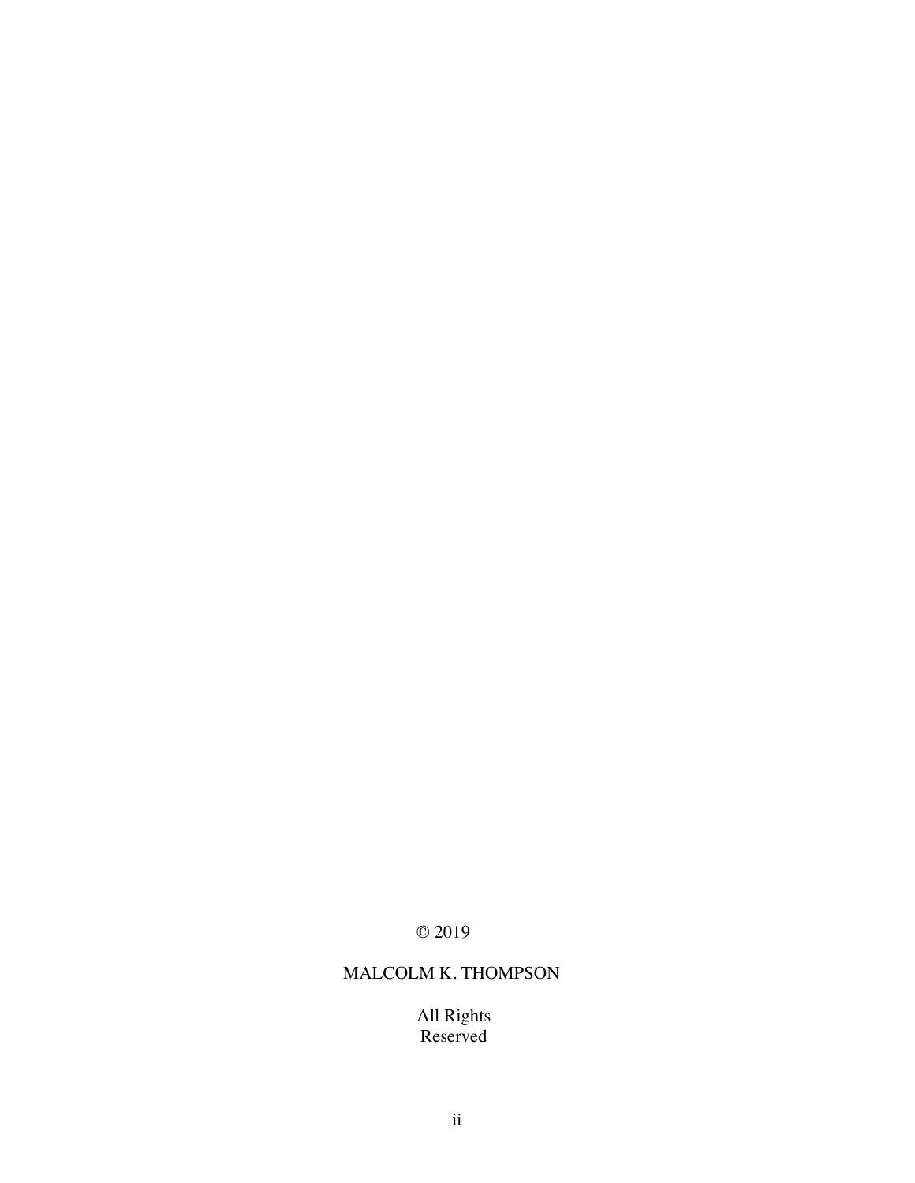© 2019

MALCOLM K. THOMPSON

All Rights
Reserved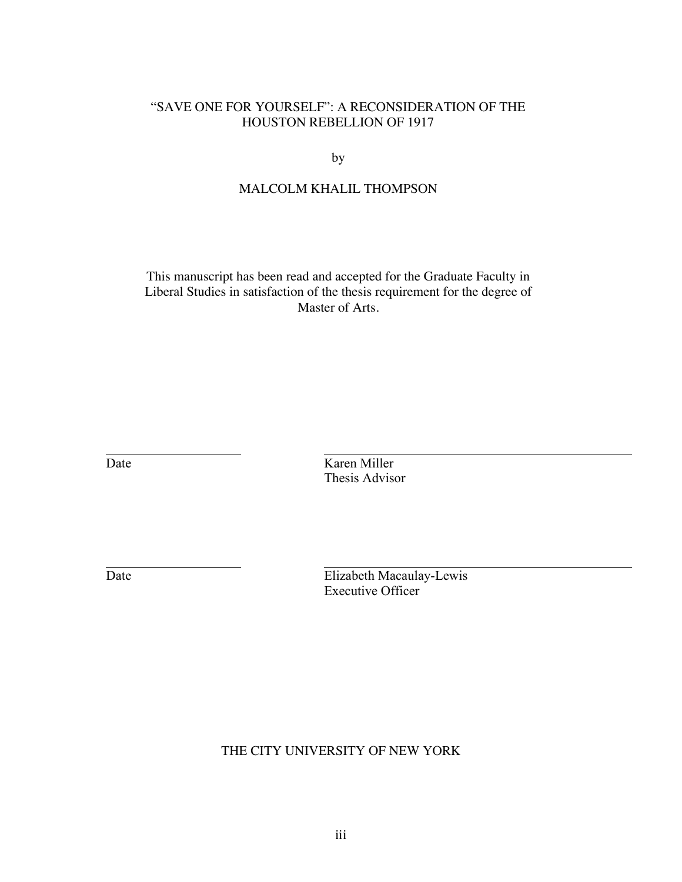"SAVE ONE FOR YOURSELF": A RECONSIDERATION OF THE HOUSTON REBELLION OF 1917

by

MALCOLM KHALIL THOMPSON

This manuscript has been read and accepted for the Graduate Faculty in Liberal Studies in satisfaction of the thesis requirement for the degree of Master of Arts.

_____________________ Date

_____________________ Karen Miller
Thesis Advisor

_____________________ Date

_____________________ Elizabeth Macaulay-Lewis
Executive Officer

THE CITY UNIVERSITY OF NEW YORK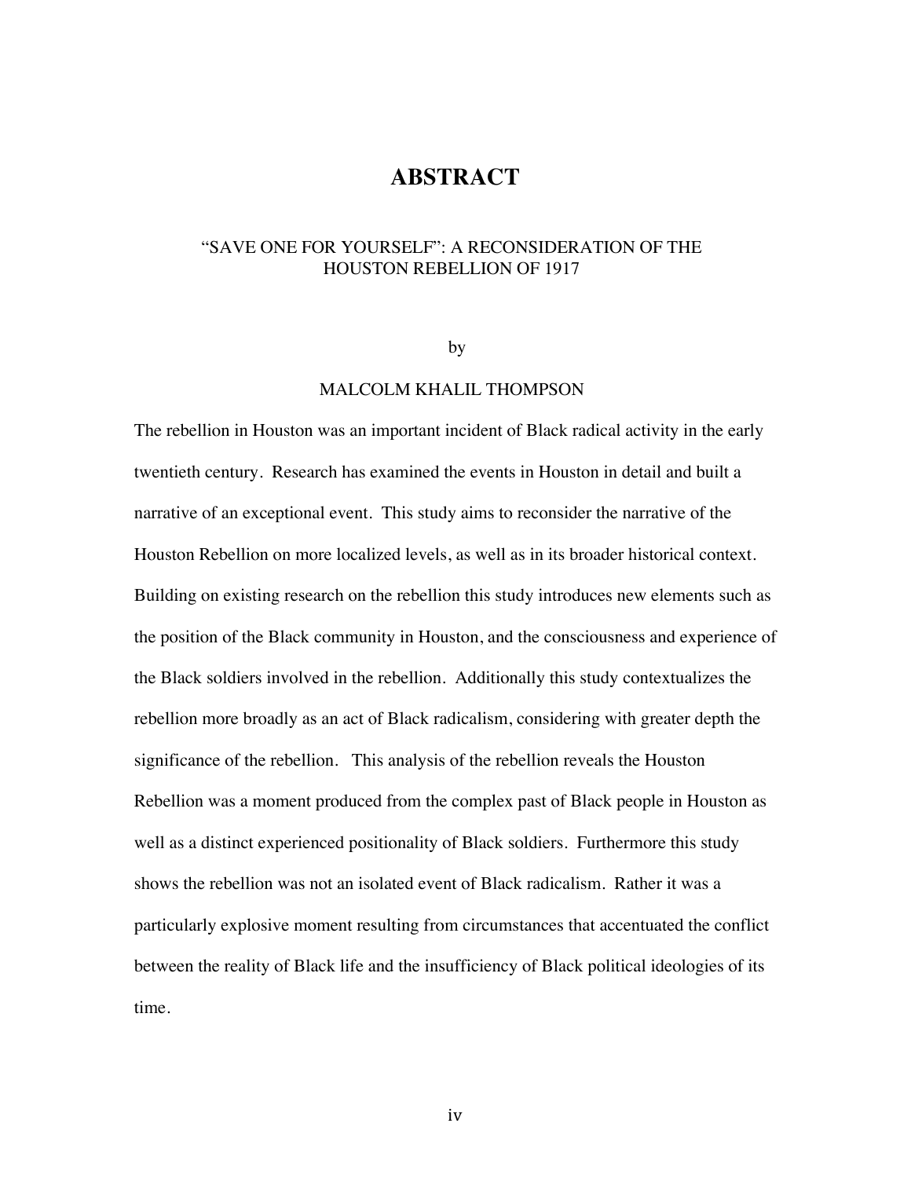# ABSTRACT

“SAVE ONE FOR YOURSELF”: A RECONSIDERATION OF THE HOUSTON REBELLION OF 1917

by

MALCOLM KHALIL THOMPSON

The rebellion in Houston was an important incident of Black radical activity in the early twentieth century. Research has examined the events in Houston in detail and built a narrative of an exceptional event. This study aims to reconsider the narrative of the Houston Rebellion on more localized levels, as well as in its broader historical context. Building on existing research on the rebellion this study introduces new elements such as the position of the Black community in Houston, and the consciousness and experience of the Black soldiers involved in the rebellion. Additionally this study contextualizes the rebellion more broadly as an act of Black radicalism, considering with greater depth the significance of the rebellion. This analysis of the rebellion reveals the Houston Rebellion was a moment produced from the complex past of Black people in Houston as well as a distinct experienced positionality of Black soldiers. Furthermore this study shows the rebellion was not an isolated event of Black radicalism. Rather it was a particularly explosive moment resulting from circumstances that accentuated the conflict between the reality of Black life and the insufficiency of Black political ideologies of its time.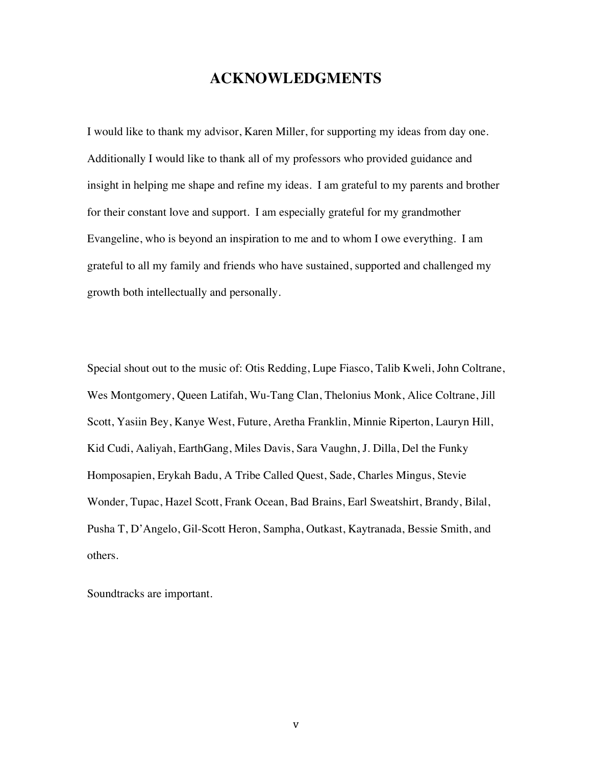# ACKNOWLEDGMENTS

I would like to thank my advisor, Karen Miller, for supporting my ideas from day one. Additionally I would like to thank all of my professors who provided guidance and insight in helping me shape and refine my ideas. I am grateful to my parents and brother for their constant love and support. I am especially grateful for my grandmother Evangeline, who is beyond an inspiration to me and to whom I owe everything. I am grateful to all my family and friends who have sustained, supported and challenged my growth both intellectually and personally.

Special shout out to the music of: Otis Redding, Lupe Fiasco, Talib Kweli, John Coltrane, Wes Montgomery, Queen Latifah, Wu-Tang Clan, Thelonious Monk, Alice Coltrane, Jill Scott, Yasiin Bey, Kanye West, Future, Aretha Franklin, Minnie Riperton, Lauryn Hill, Kid Cudi, Aaliyah, EarthGang, Miles Davis, Sara Vaughn, J. Dilla, Del the Funky Homposapien, Erykah Badu, A Tribe Called Quest, Sade, Charles Mingus, Stevie Wonder, Tupac, Hazel Scott, Frank Ocean, Bad Brains, Earl Sweatshirt, Brandy, Bilal, Pusha T, D'Angelo, Gil-Scott Heron, Sampha, Outkast, Kaytranada, Bessie Smith, and others.

Soundtracks are important.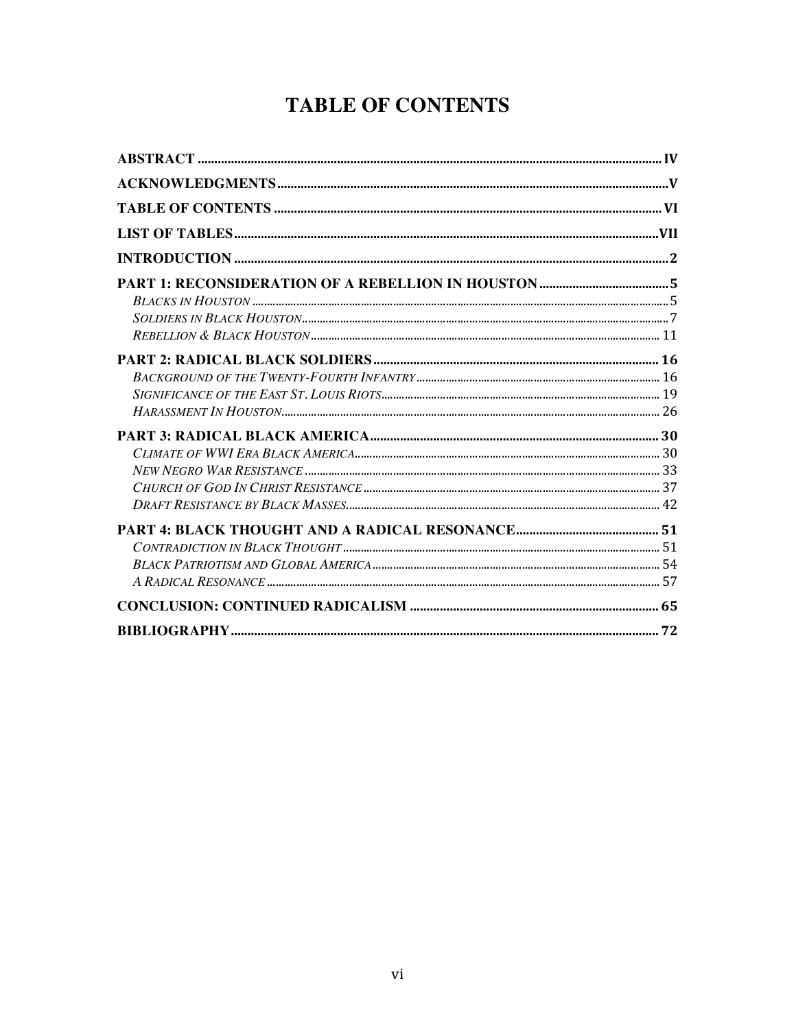# TABLE OF CONTENTS

ABSTRACT .......... IV

ACKNOWLEDGMENTS .......... V

TABLE OF CONTENTS .......... VI

LIST OF TABLES .......... VII

INTRODUCTION .......... 2

PART 1: RECONSIDERATION OF A REBELLION IN HOUSTON .......... 5

- *Blacks in Houston* .......... 5
- *Soldiers in Black Houston* .......... 7
- *Rebellion & Black Houston* .......... 11

PART 2: RADICAL BLACK SOLDIERS .......... 16

- *Background of the Twenty-Fourth Infantry* .......... 16
- *Significance of the East St. Louis Riots* .......... 19
- *Harassment In Houston* .......... 26

PART 3: RADICAL BLACK AMERICA .......... 30

- *Climate of WWI Era Black America* .......... 30
- *New Negro War Resistance* .......... 33
- *Church of God In Christ Resistance* .......... 37
- *Draft Resistance by Black Masses* .......... 42

PART 4: BLACK THOUGHT AND A RADICAL RESONANCE .......... 51

- *Contradiction in Black Thought* .......... 51
- *Black Patriotism and Global America* .......... 54
- *A Radical Resonance* .......... 57

CONCLUSION: CONTINUED RADICALISM .......... 65

BIBLIOGRAPHY .......... 72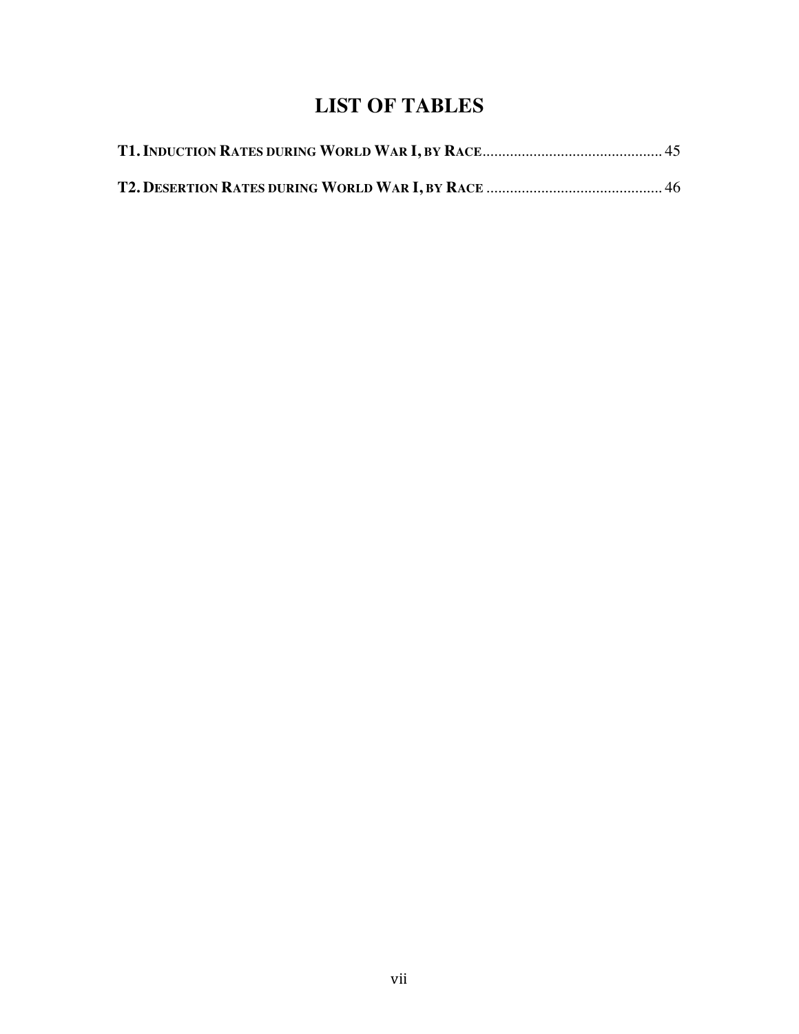# LIST OF TABLES

**T1. Induction Rates during World War I, by Race** ............................................. 45

**T2. Desertion Rates during World War I, by Race** ............................................. 46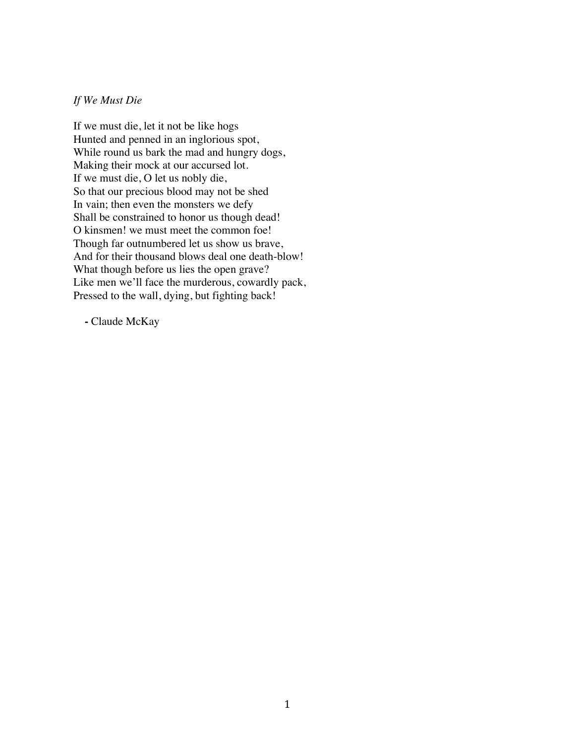*If We Must Die*

If we must die, let it not be like hogs  
Hunted and penned in an inglorious spot,  
While round us bark the mad and hungry dogs,  
Making their mock at our accursed lot.  
If we must die, O let us nobly die,  
So that our precious blood may not be shed  
In vain; then even the monsters we defy  
Shall be constrained to honor us though dead!  
O kinsmen! we must meet the common foe!  
Though far outnumbered let us show us brave,  
And for their thousand blows deal one death-blow!  
What though before us lies the open grave?  
Like men we'll face the murderous, cowardly pack,  
Pressed to the wall, dying, but fighting back!

**-** Claude McKay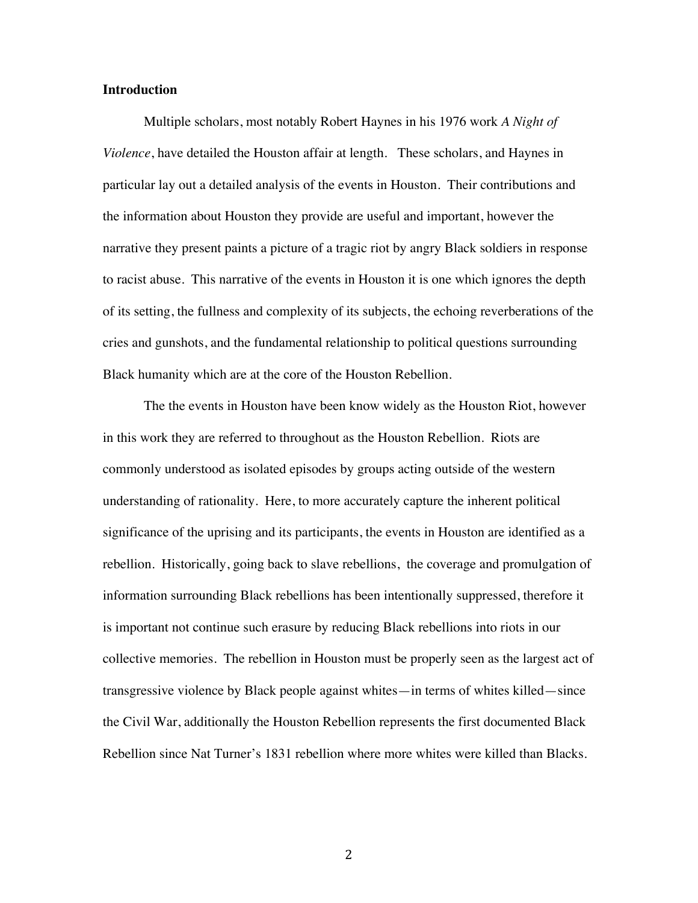**Introduction**

Multiple scholars, most notably Robert Haynes in his 1976 work *A Night of Violence*, have detailed the Houston affair at length. These scholars, and Haynes in particular lay out a detailed analysis of the events in Houston. Their contributions and the information about Houston they provide are useful and important, however the narrative they present paints a picture of a tragic riot by angry Black soldiers in response to racist abuse. This narrative of the events in Houston it is one which ignores the depth of its setting, the fullness and complexity of its subjects, the echoing reverberations of the cries and gunshots, and the fundamental relationship to political questions surrounding Black humanity which are at the core of the Houston Rebellion.

The the events in Houston have been know widely as the Houston Riot, however in this work they are referred to throughout as the Houston Rebellion. Riots are commonly understood as isolated episodes by groups acting outside of the western understanding of rationality. Here, to more accurately capture the inherent political significance of the uprising and its participants, the events in Houston are identified as a rebellion. Historically, going back to slave rebellions, the coverage and promulgation of information surrounding Black rebellions has been intentionally suppressed, therefore it is important not continue such erasure by reducing Black rebellions into riots in our collective memories. The rebellion in Houston must be properly seen as the largest act of transgressive violence by Black people against whites—in terms of whites killed—since the Civil War, additionally the Houston Rebellion represents the first documented Black Rebellion since Nat Turner's 1831 rebellion where more whites were killed than Blacks.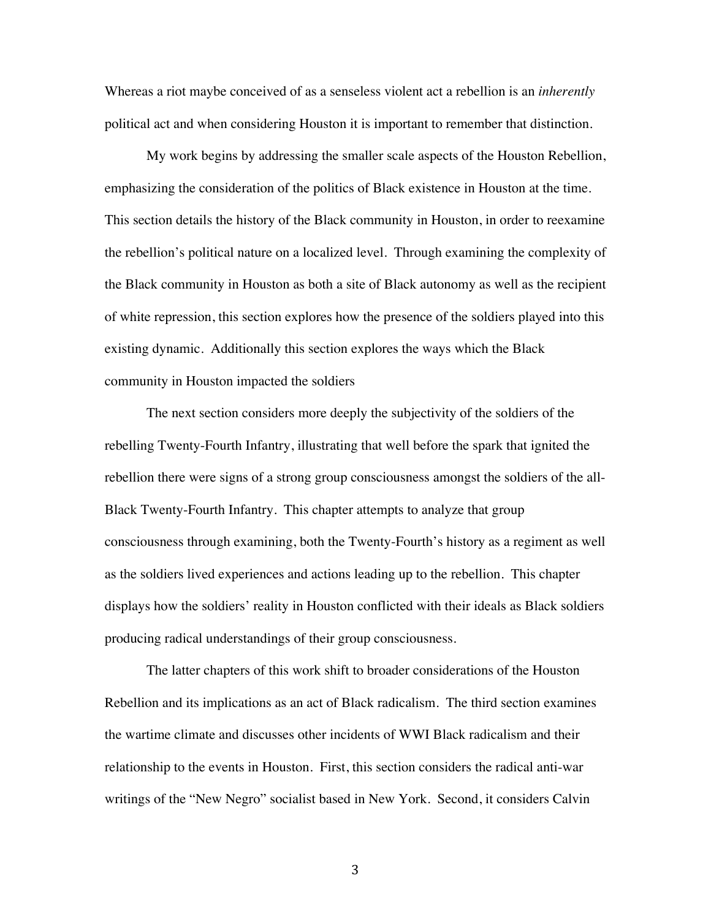Whereas a riot maybe conceived of as a senseless violent act a rebellion is an *inherently* political act and when considering Houston it is important to remember that distinction.

My work begins by addressing the smaller scale aspects of the Houston Rebellion, emphasizing the consideration of the politics of Black existence in Houston at the time. This section details the history of the Black community in Houston, in order to reexamine the rebellion's political nature on a localized level. Through examining the complexity of the Black community in Houston as both a site of Black autonomy as well as the recipient of white repression, this section explores how the presence of the soldiers played into this existing dynamic. Additionally this section explores the ways which the Black community in Houston impacted the soldiers

The next section considers more deeply the subjectivity of the soldiers of the rebelling Twenty-Fourth Infantry, illustrating that well before the spark that ignited the rebellion there were signs of a strong group consciousness amongst the soldiers of the all-Black Twenty-Fourth Infantry. This chapter attempts to analyze that group consciousness through examining, both the Twenty-Fourth's history as a regiment as well as the soldiers lived experiences and actions leading up to the rebellion. This chapter displays how the soldiers' reality in Houston conflicted with their ideals as Black soldiers producing radical understandings of their group consciousness.

The latter chapters of this work shift to broader considerations of the Houston Rebellion and its implications as an act of Black radicalism. The third section examines the wartime climate and discusses other incidents of WWI Black radicalism and their relationship to the events in Houston. First, this section considers the radical anti-war writings of the "New Negro" socialist based in New York. Second, it considers Calvin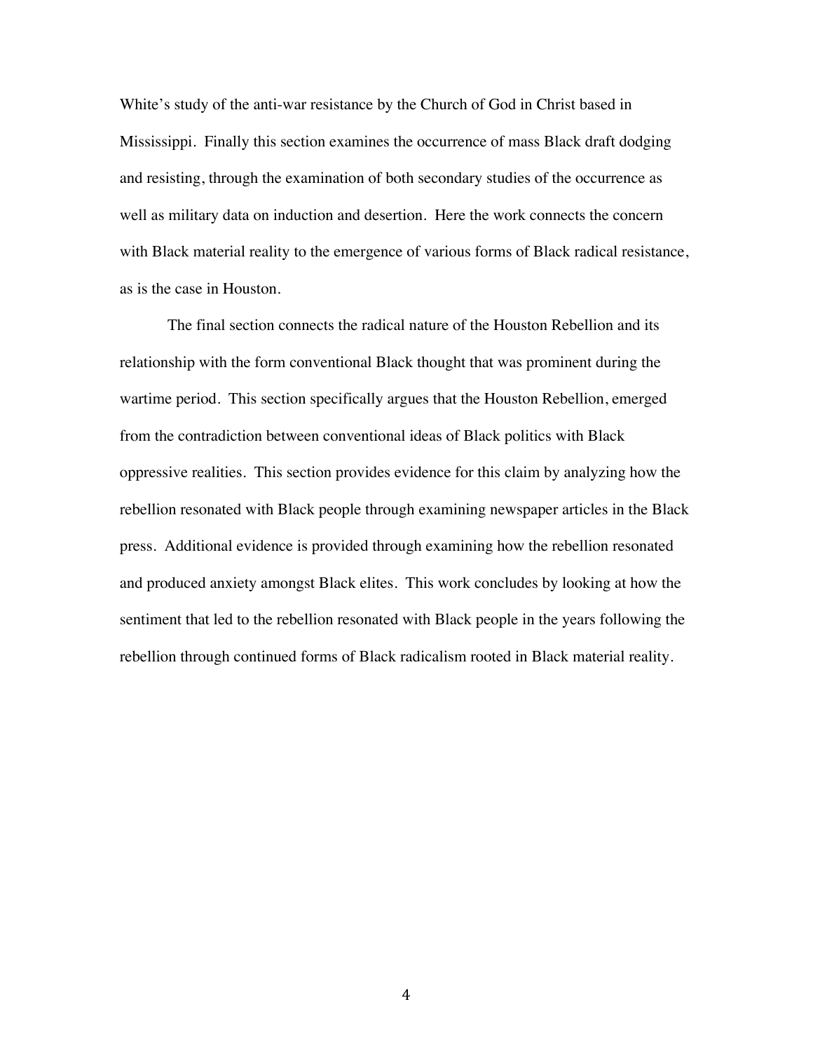White's study of the anti-war resistance by the Church of God in Christ based in Mississippi. Finally this section examines the occurrence of mass Black draft dodging and resisting, through the examination of both secondary studies of the occurrence as well as military data on induction and desertion. Here the work connects the concern with Black material reality to the emergence of various forms of Black radical resistance, as is the case in Houston.

The final section connects the radical nature of the Houston Rebellion and its relationship with the form conventional Black thought that was prominent during the wartime period. This section specifically argues that the Houston Rebellion, emerged from the contradiction between conventional ideas of Black politics with Black oppressive realities. This section provides evidence for this claim by analyzing how the rebellion resonated with Black people through examining newspaper articles in the Black press. Additional evidence is provided through examining how the rebellion resonated and produced anxiety amongst Black elites. This work concludes by looking at how the sentiment that led to the rebellion resonated with Black people in the years following the rebellion through continued forms of Black radicalism rooted in Black material reality.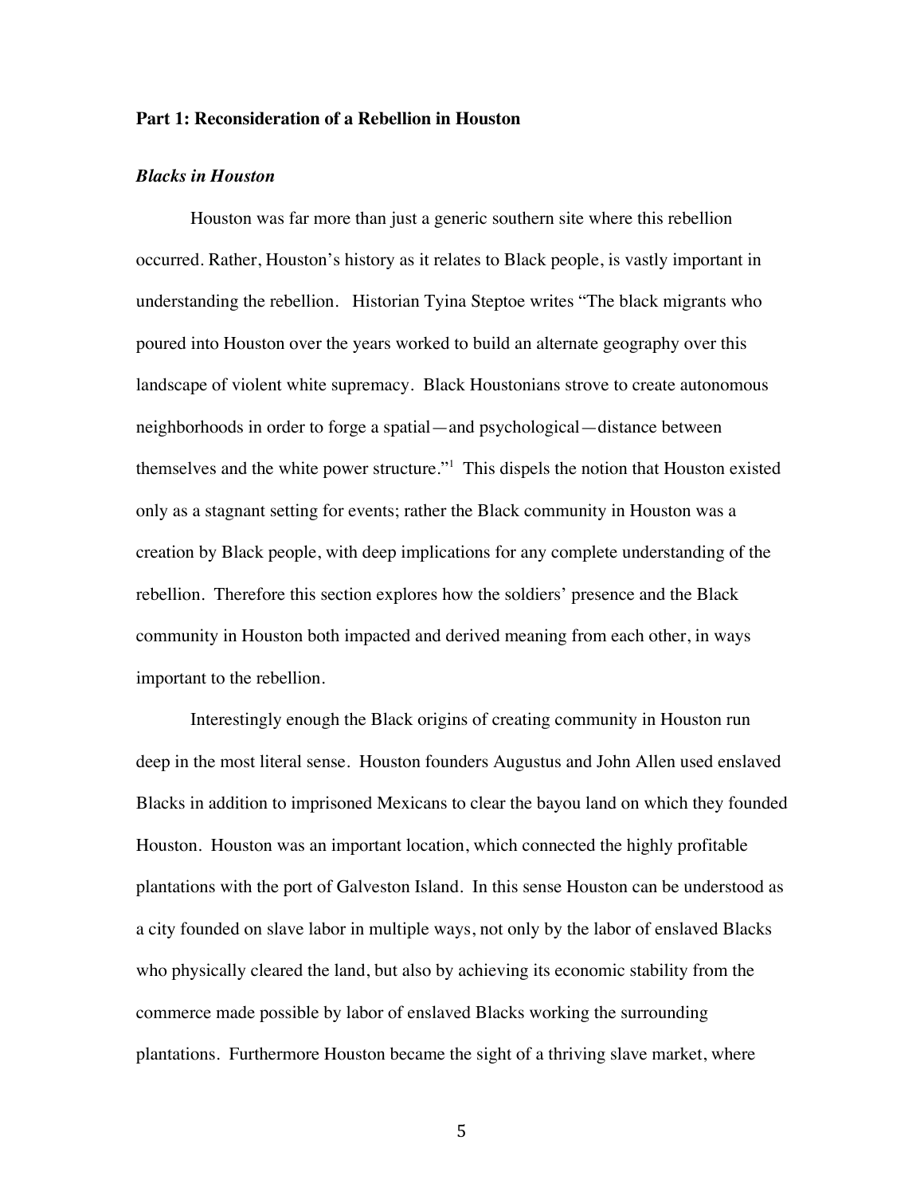## Part 1: Reconsideration of a Rebellion in Houston

### *Blacks in Houston*

Houston was far more than just a generic southern site where this rebellion occurred. Rather, Houston's history as it relates to Black people, is vastly important in understanding the rebellion. Historian Tyina Steptoe writes "The black migrants who poured into Houston over the years worked to build an alternate geography over this landscape of violent white supremacy. Black Houstonians strove to create autonomous neighborhoods in order to forge a spatial—and psychological—distance between themselves and the white power structure."[1] This dispels the notion that Houston existed only as a stagnant setting for events; rather the Black community in Houston was a creation by Black people, with deep implications for any complete understanding of the rebellion. Therefore this section explores how the soldiers' presence and the Black community in Houston both impacted and derived meaning from each other, in ways important to the rebellion.

Interestingly enough the Black origins of creating community in Houston run deep in the most literal sense. Houston founders Augustus and John Allen used enslaved Blacks in addition to imprisoned Mexicans to clear the bayou land on which they founded Houston. Houston was an important location, which connected the highly profitable plantations with the port of Galveston Island. In this sense Houston can be understood as a city founded on slave labor in multiple ways, not only by the labor of enslaved Blacks who physically cleared the land, but also by achieving its economic stability from the commerce made possible by labor of enslaved Blacks working the surrounding plantations. Furthermore Houston became the sight of a thriving slave market, where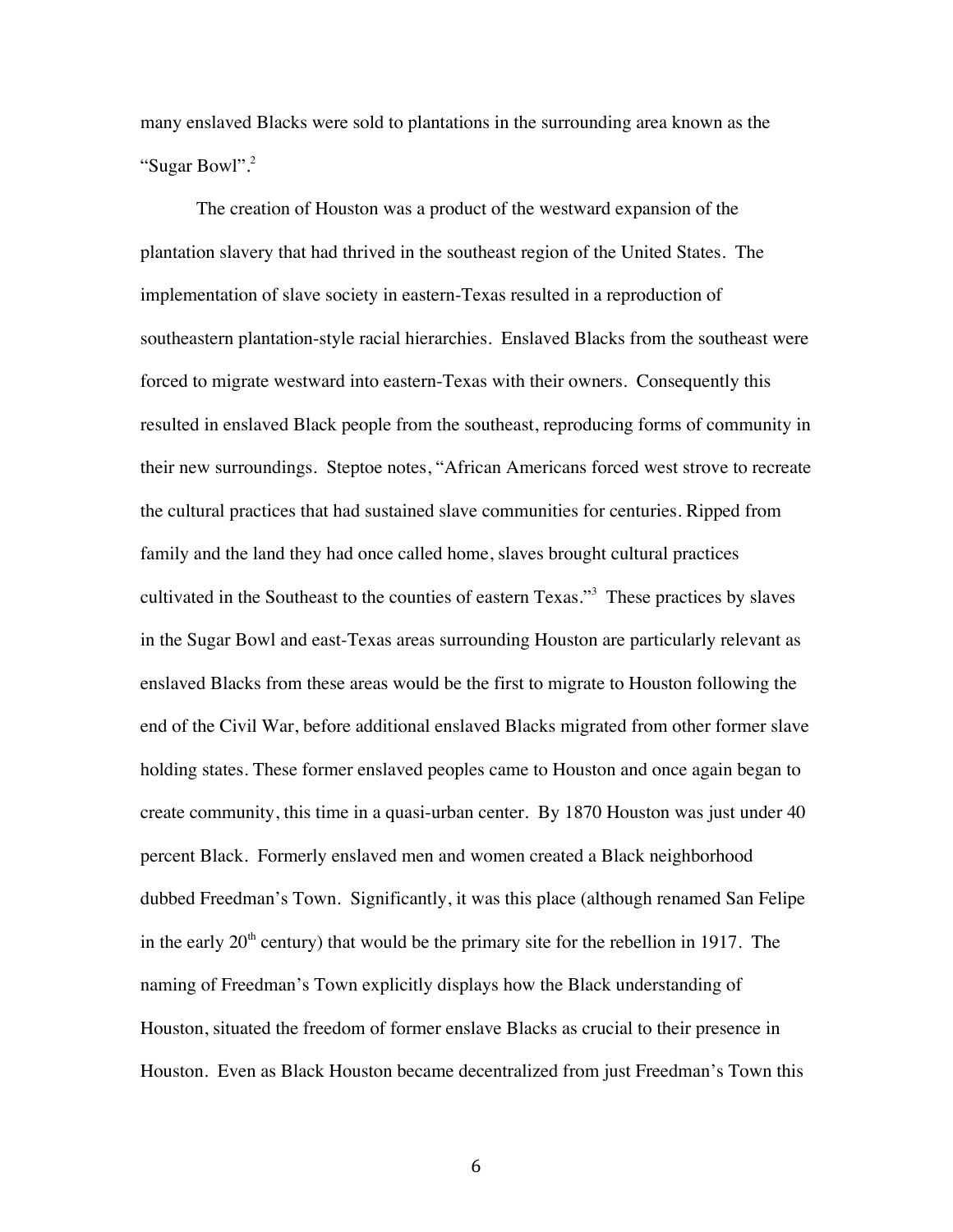many enslaved Blacks were sold to plantations in the surrounding area known as the "Sugar Bowl".[2]

The creation of Houston was a product of the westward expansion of the plantation slavery that had thrived in the southeast region of the United States. The implementation of slave society in eastern-Texas resulted in a reproduction of southeastern plantation-style racial hierarchies. Enslaved Blacks from the southeast were forced to migrate westward into eastern-Texas with their owners. Consequently this resulted in enslaved Black people from the southeast, reproducing forms of community in their new surroundings. Steptoe notes, "African Americans forced west strove to recreate the cultural practices that had sustained slave communities for centuries. Ripped from family and the land they had once called home, slaves brought cultural practices cultivated in the Southeast to the counties of eastern Texas."[3] These practices by slaves in the Sugar Bowl and east-Texas areas surrounding Houston are particularly relevant as enslaved Blacks from these areas would be the first to migrate to Houston following the end of the Civil War, before additional enslaved Blacks migrated from other former slave holding states. These former enslaved peoples came to Houston and once again began to create community, this time in a quasi-urban center. By 1870 Houston was just under 40 percent Black. Formerly enslaved men and women created a Black neighborhood dubbed Freedman's Town. Significantly, it was this place (although renamed San Felipe in the early 20th century) that would be the primary site for the rebellion in 1917. The naming of Freedman's Town explicitly displays how the Black understanding of Houston, situated the freedom of former enslave Blacks as crucial to their presence in Houston. Even as Black Houston became decentralized from just Freedman's Town this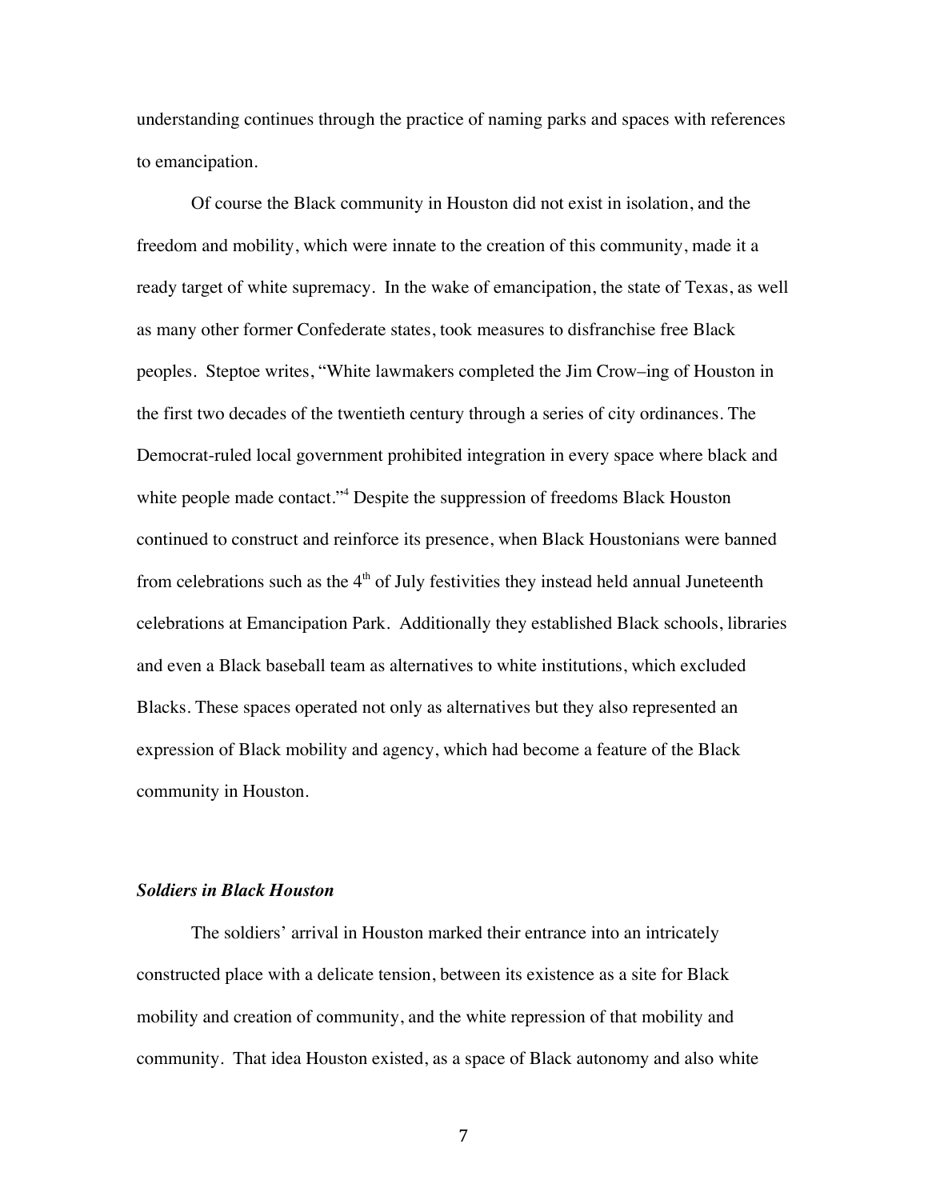understanding continues through the practice of naming parks and spaces with references to emancipation.

Of course the Black community in Houston did not exist in isolation, and the freedom and mobility, which were innate to the creation of this community, made it a ready target of white supremacy. In the wake of emancipation, the state of Texas, as well as many other former Confederate states, took measures to disfranchise free Black peoples. Steptoe writes, "White lawmakers completed the Jim Crow–ing of Houston in the first two decades of the twentieth century through a series of city ordinances. The Democrat-ruled local government prohibited integration in every space where black and white people made contact."[4] Despite the suppression of freedoms Black Houston continued to construct and reinforce its presence, when Black Houstonians were banned from celebrations such as the 4th of July festivities they instead held annual Juneteenth celebrations at Emancipation Park. Additionally they established Black schools, libraries and even a Black baseball team as alternatives to white institutions, which excluded Blacks. These spaces operated not only as alternatives but they also represented an expression of Black mobility and agency, which had become a feature of the Black community in Houston.

### *Soldiers in Black Houston*

The soldiers' arrival in Houston marked their entrance into an intricately constructed place with a delicate tension, between its existence as a site for Black mobility and creation of community, and the white repression of that mobility and community. That idea Houston existed, as a space of Black autonomy and also white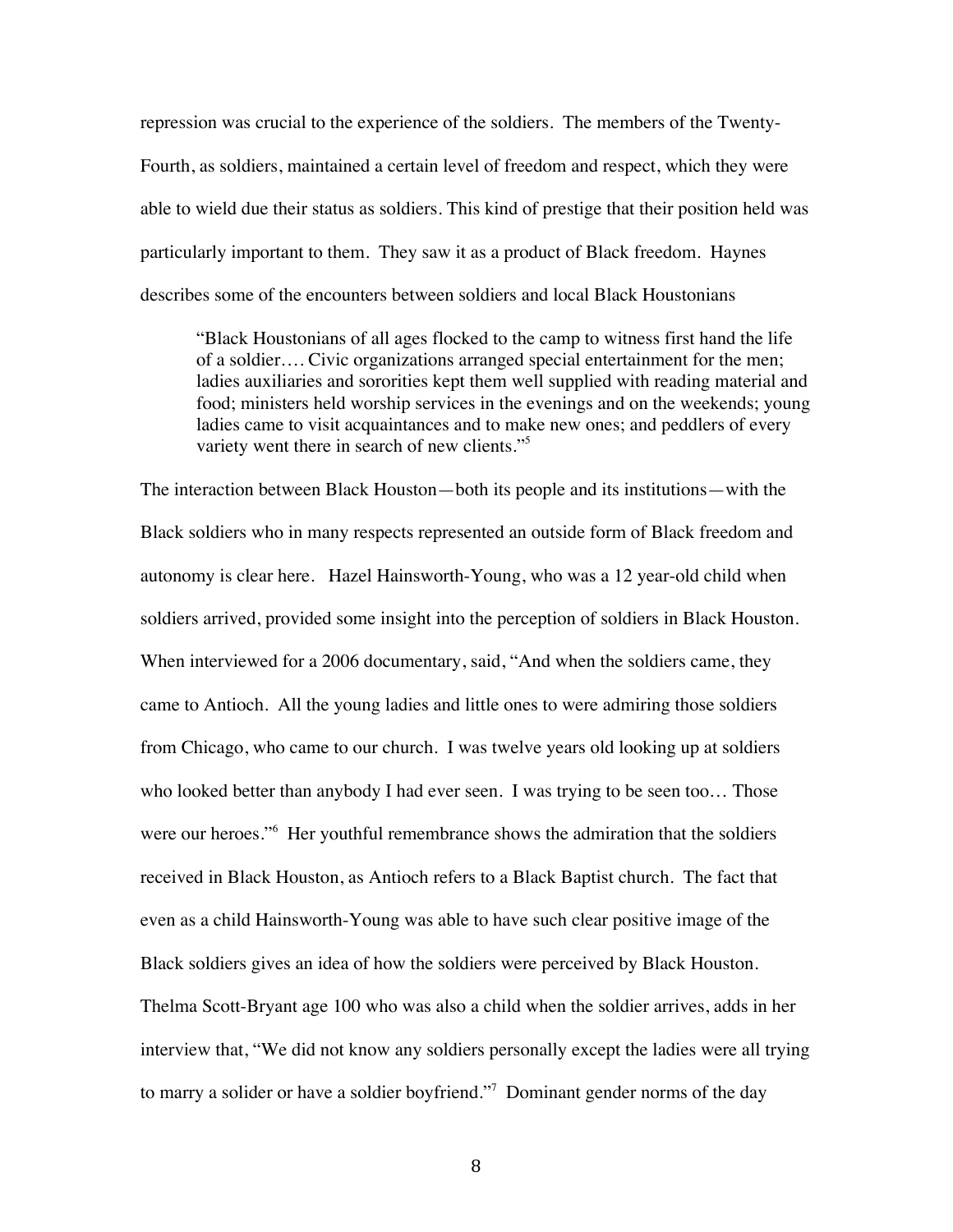repression was crucial to the experience of the soldiers. The members of the Twenty-Fourth, as soldiers, maintained a certain level of freedom and respect, which they were able to wield due their status as soldiers. This kind of prestige that their position held was particularly important to them. They saw it as a product of Black freedom. Haynes describes some of the encounters between soldiers and local Black Houstonians

> "Black Houstonians of all ages flocked to the camp to witness first hand the life of a soldier…. Civic organizations arranged special entertainment for the men; ladies auxiliaries and sororities kept them well supplied with reading material and food; ministers held worship services in the evenings and on the weekends; young ladies came to visit acquaintances and to make new ones; and peddlers of every variety went there in search of new clients."[5]

The interaction between Black Houston—both its people and its institutions—with the Black soldiers who in many respects represented an outside form of Black freedom and autonomy is clear here. Hazel Hainsworth-Young, who was a 12 year-old child when soldiers arrived, provided some insight into the perception of soldiers in Black Houston. When interviewed for a 2006 documentary, said, "And when the soldiers came, they came to Antioch. All the young ladies and little ones to were admiring those soldiers from Chicago, who came to our church. I was twelve years old looking up at soldiers who looked better than anybody I had ever seen. I was trying to be seen too… Those were our heroes."[6] Her youthful remembrance shows the admiration that the soldiers received in Black Houston, as Antioch refers to a Black Baptist church. The fact that even as a child Hainsworth-Young was able to have such clear positive image of the Black soldiers gives an idea of how the soldiers were perceived by Black Houston. Thelma Scott-Bryant age 100 who was also a child when the soldier arrives, adds in her interview that, "We did not know any soldiers personally except the ladies were all trying to marry a solider or have a soldier boyfriend."[7] Dominant gender norms of the day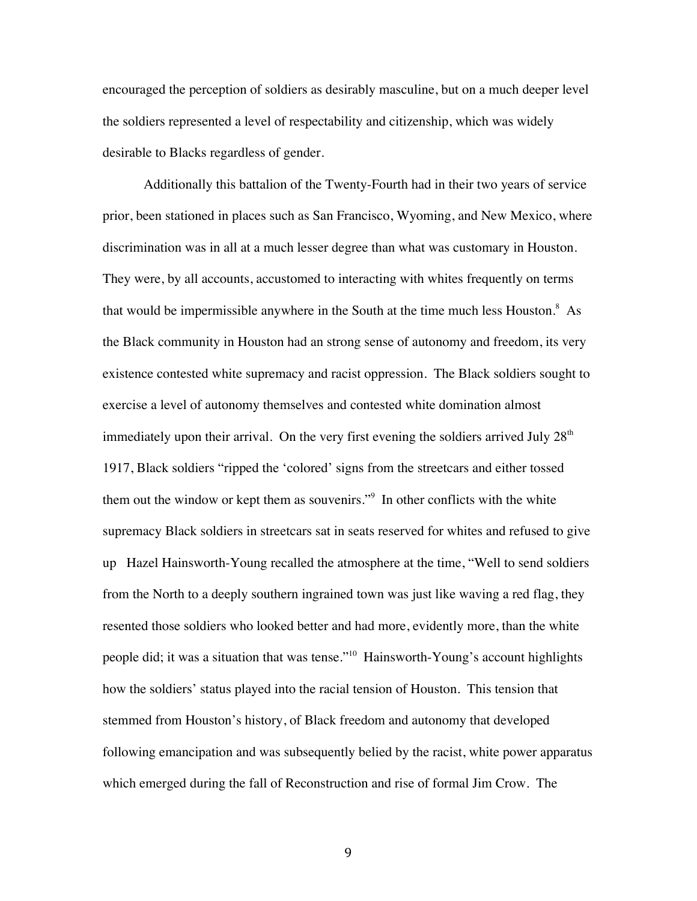encouraged the perception of soldiers as desirably masculine, but on a much deeper level the soldiers represented a level of respectability and citizenship, which was widely desirable to Blacks regardless of gender.

Additionally this battalion of the Twenty-Fourth had in their two years of service prior, been stationed in places such as San Francisco, Wyoming, and New Mexico, where discrimination was in all at a much lesser degree than what was customary in Houston. They were, by all accounts, accustomed to interacting with whites frequently on terms that would be impermissible anywhere in the South at the time much less Houston.[8] As the Black community in Houston had an strong sense of autonomy and freedom, its very existence contested white supremacy and racist oppression. The Black soldiers sought to exercise a level of autonomy themselves and contested white domination almost immediately upon their arrival. On the very first evening the soldiers arrived July 28th 1917, Black soldiers "ripped the 'colored' signs from the streetcars and either tossed them out the window or kept them as souvenirs."[9] In other conflicts with the white supremacy Black soldiers in streetcars sat in seats reserved for whites and refused to give up Hazel Hainsworth-Young recalled the atmosphere at the time, "Well to send soldiers from the North to a deeply southern ingrained town was just like waving a red flag, they resented those soldiers who looked better and had more, evidently more, than the white people did; it was a situation that was tense."[10] Hainsworth-Young's account highlights how the soldiers' status played into the racial tension of Houston. This tension that stemmed from Houston's history, of Black freedom and autonomy that developed following emancipation and was subsequently belied by the racist, white power apparatus which emerged during the fall of Reconstruction and rise of formal Jim Crow. The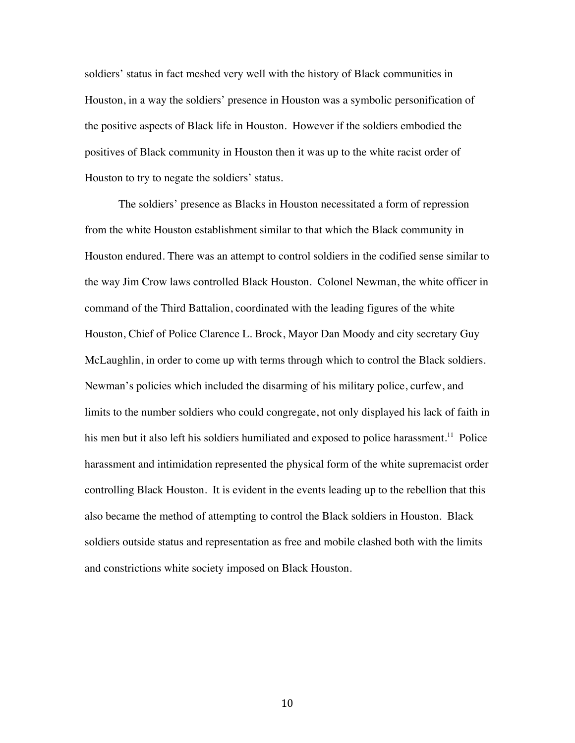soldiers' status in fact meshed very well with the history of Black communities in Houston, in a way the soldiers' presence in Houston was a symbolic personification of the positive aspects of Black life in Houston. However if the soldiers embodied the positives of Black community in Houston then it was up to the white racist order of Houston to try to negate the soldiers' status.

The soldiers' presence as Blacks in Houston necessitated a form of repression from the white Houston establishment similar to that which the Black community in Houston endured. There was an attempt to control soldiers in the codified sense similar to the way Jim Crow laws controlled Black Houston. Colonel Newman, the white officer in command of the Third Battalion, coordinated with the leading figures of the white Houston, Chief of Police Clarence L. Brock, Mayor Dan Moody and city secretary Guy McLaughlin, in order to come up with terms through which to control the Black soldiers. Newman's policies which included the disarming of his military police, curfew, and limits to the number soldiers who could congregate, not only displayed his lack of faith in his men but it also left his soldiers humiliated and exposed to police harassment.[11] Police harassment and intimidation represented the physical form of the white supremacist order controlling Black Houston. It is evident in the events leading up to the rebellion that this also became the method of attempting to control the Black soldiers in Houston. Black soldiers outside status and representation as free and mobile clashed both with the limits and constrictions white society imposed on Black Houston.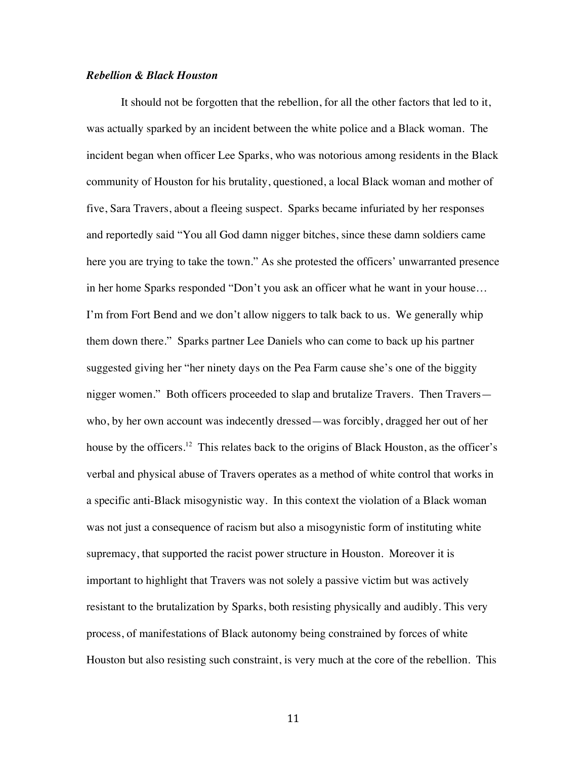***Rebellion & Black Houston***

It should not be forgotten that the rebellion, for all the other factors that led to it, was actually sparked by an incident between the white police and a Black woman. The incident began when officer Lee Sparks, who was notorious among residents in the Black community of Houston for his brutality, questioned, a local Black woman and mother of five, Sara Travers, about a fleeing suspect. Sparks became infuriated by her responses and reportedly said "You all God damn nigger bitches, since these damn soldiers came here you are trying to take the town." As she protested the officers' unwarranted presence in her home Sparks responded "Don't you ask an officer what he want in your house… I'm from Fort Bend and we don't allow niggers to talk back to us. We generally whip them down there." Sparks partner Lee Daniels who can come to back up his partner suggested giving her "her ninety days on the Pea Farm cause she's one of the biggity nigger women." Both officers proceeded to slap and brutalize Travers. Then Travers—who, by her own account was indecently dressed—was forcibly, dragged her out of her house by the officers.[12] This relates back to the origins of Black Houston, as the officer's verbal and physical abuse of Travers operates as a method of white control that works in a specific anti-Black misogynistic way. In this context the violation of a Black woman was not just a consequence of racism but also a misogynistic form of instituting white supremacy, that supported the racist power structure in Houston. Moreover it is important to highlight that Travers was not solely a passive victim but was actively resistant to the brutalization by Sparks, both resisting physically and audibly. This very process, of manifestations of Black autonomy being constrained by forces of white Houston but also resisting such constraint, is very much at the core of the rebellion. This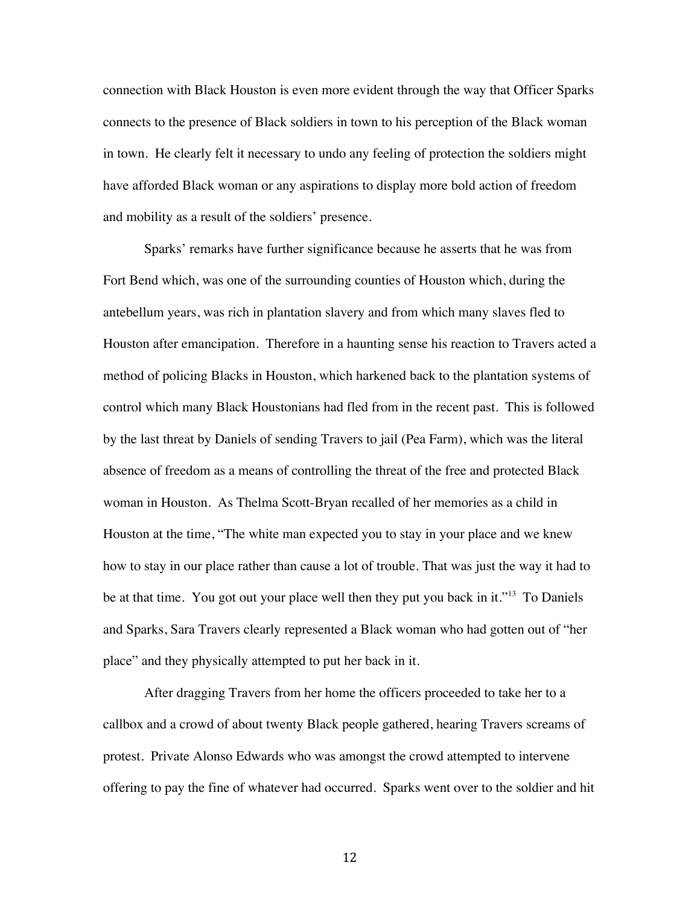connection with Black Houston is even more evident through the way that Officer Sparks connects to the presence of Black soldiers in town to his perception of the Black woman in town. He clearly felt it necessary to undo any feeling of protection the soldiers might have afforded Black woman or any aspirations to display more bold action of freedom and mobility as a result of the soldiers' presence.

Sparks' remarks have further significance because he asserts that he was from Fort Bend which, was one of the surrounding counties of Houston which, during the antebellum years, was rich in plantation slavery and from which many slaves fled to Houston after emancipation. Therefore in a haunting sense his reaction to Travers acted a method of policing Blacks in Houston, which harkened back to the plantation systems of control which many Black Houstonians had fled from in the recent past. This is followed by the last threat by Daniels of sending Travers to jail (Pea Farm), which was the literal absence of freedom as a means of controlling the threat of the free and protected Black woman in Houston. As Thelma Scott-Bryan recalled of her memories as a child in Houston at the time, "The white man expected you to stay in your place and we knew how to stay in our place rather than cause a lot of trouble. That was just the way it had to be at that time. You got out your place well then they put you back in it."[13] To Daniels and Sparks, Sara Travers clearly represented a Black woman who had gotten out of "her place" and they physically attempted to put her back in it.

After dragging Travers from her home the officers proceeded to take her to a callbox and a crowd of about twenty Black people gathered, hearing Travers screams of protest. Private Alonso Edwards who was amongst the crowd attempted to intervene offering to pay the fine of whatever had occurred. Sparks went over to the soldier and hit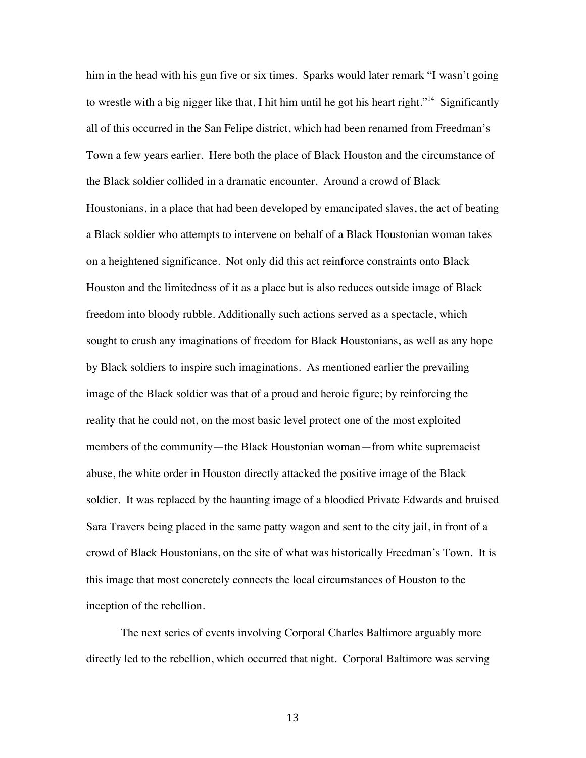him in the head with his gun five or six times. Sparks would later remark "I wasn't going to wrestle with a big nigger like that, I hit him until he got his heart right."[14] Significantly all of this occurred in the San Felipe district, which had been renamed from Freedman's Town a few years earlier. Here both the place of Black Houston and the circumstance of the Black soldier collided in a dramatic encounter. Around a crowd of Black Houstonians, in a place that had been developed by emancipated slaves, the act of beating a Black soldier who attempts to intervene on behalf of a Black Houstonian woman takes on a heightened significance. Not only did this act reinforce constraints onto Black Houston and the limitedness of it as a place but is also reduces outside image of Black freedom into bloody rubble. Additionally such actions served as a spectacle, which sought to crush any imaginations of freedom for Black Houstonians, as well as any hope by Black soldiers to inspire such imaginations. As mentioned earlier the prevailing image of the Black soldier was that of a proud and heroic figure; by reinforcing the reality that he could not, on the most basic level protect one of the most exploited members of the community—the Black Houstonian woman—from white supremacist abuse, the white order in Houston directly attacked the positive image of the Black soldier. It was replaced by the haunting image of a bloodied Private Edwards and bruised Sara Travers being placed in the same patty wagon and sent to the city jail, in front of a crowd of Black Houstonians, on the site of what was historically Freedman's Town. It is this image that most concretely connects the local circumstances of Houston to the inception of the rebellion.

The next series of events involving Corporal Charles Baltimore arguably more directly led to the rebellion, which occurred that night. Corporal Baltimore was serving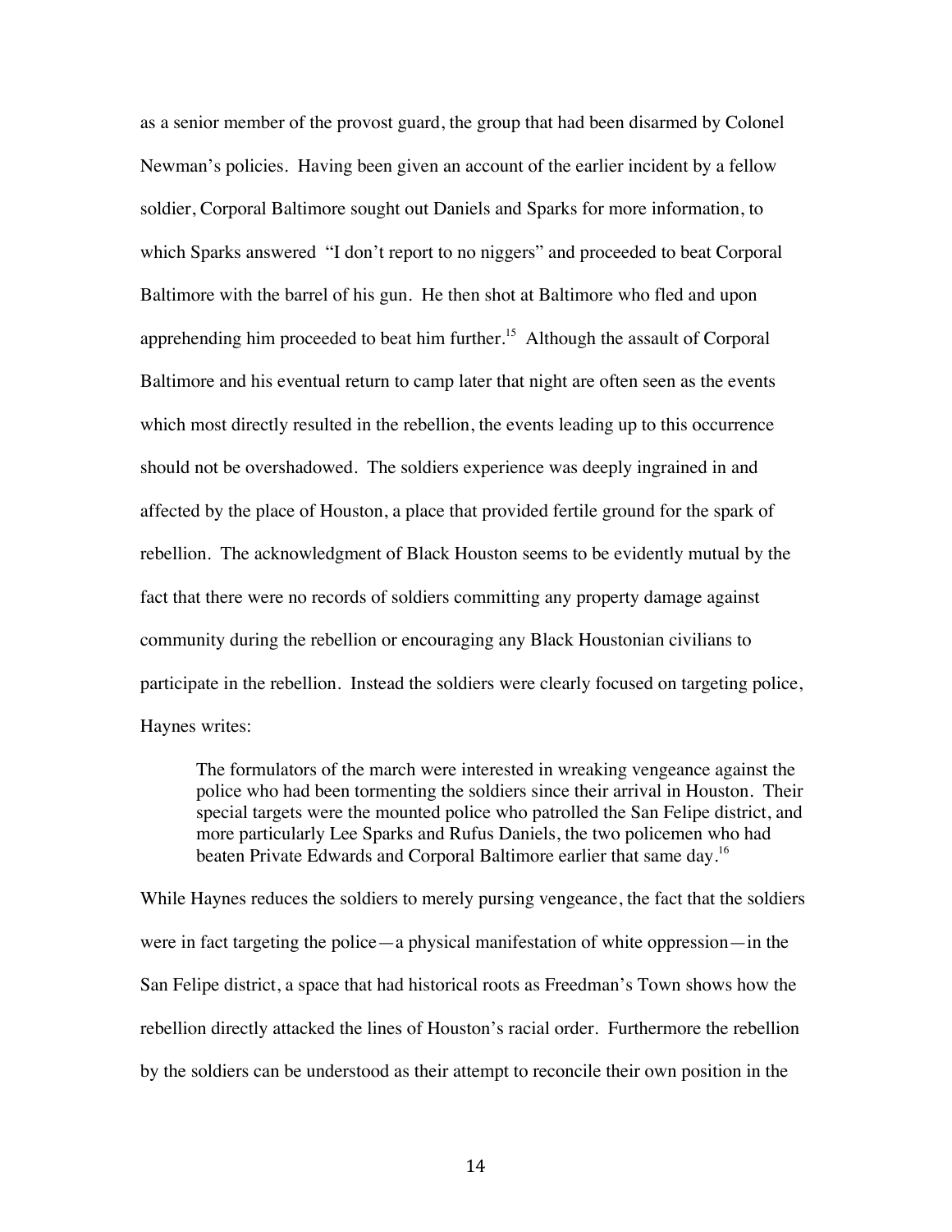as a senior member of the provost guard, the group that had been disarmed by Colonel Newman's policies. Having been given an account of the earlier incident by a fellow soldier, Corporal Baltimore sought out Daniels and Sparks for more information, to which Sparks answered "I don't report to no niggers" and proceeded to beat Corporal Baltimore with the barrel of his gun. He then shot at Baltimore who fled and upon apprehending him proceeded to beat him further.[15] Although the assault of Corporal Baltimore and his eventual return to camp later that night are often seen as the events which most directly resulted in the rebellion, the events leading up to this occurrence should not be overshadowed. The soldiers experience was deeply ingrained in and affected by the place of Houston, a place that provided fertile ground for the spark of rebellion. The acknowledgment of Black Houston seems to be evidently mutual by the fact that there were no records of soldiers committing any property damage against community during the rebellion or encouraging any Black Houstonian civilians to participate in the rebellion. Instead the soldiers were clearly focused on targeting police, Haynes writes:

> The formulators of the march were interested in wreaking vengeance against the police who had been tormenting the soldiers since their arrival in Houston. Their special targets were the mounted police who patrolled the San Felipe district, and more particularly Lee Sparks and Rufus Daniels, the two policemen who had beaten Private Edwards and Corporal Baltimore earlier that same day.[16]

While Haynes reduces the soldiers to merely pursing vengeance, the fact that the soldiers were in fact targeting the police—a physical manifestation of white oppression—in the San Felipe district, a space that had historical roots as Freedman's Town shows how the rebellion directly attacked the lines of Houston's racial order. Furthermore the rebellion by the soldiers can be understood as their attempt to reconcile their own position in the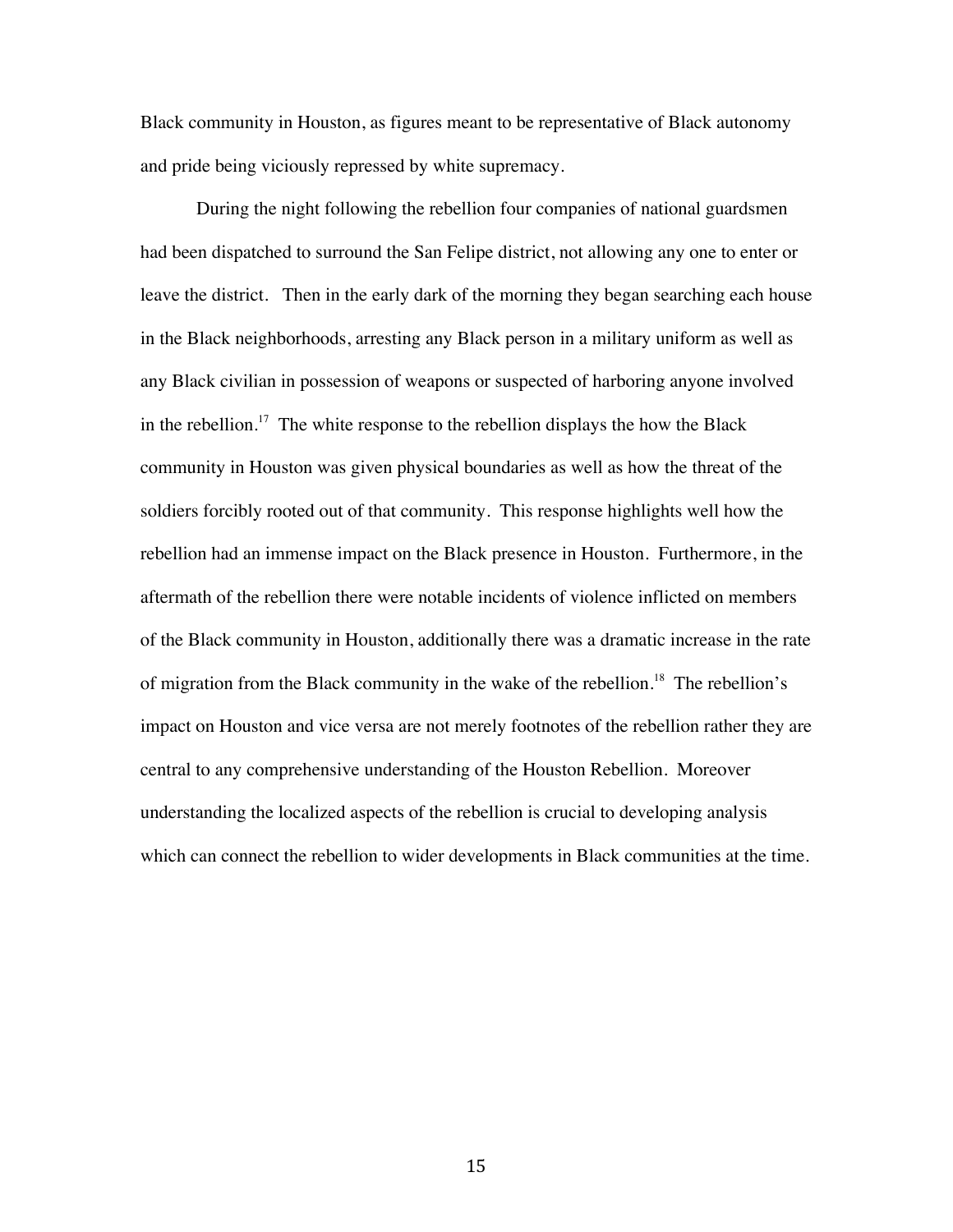Black community in Houston, as figures meant to be representative of Black autonomy and pride being viciously repressed by white supremacy.

During the night following the rebellion four companies of national guardsmen had been dispatched to surround the San Felipe district, not allowing any one to enter or leave the district. Then in the early dark of the morning they began searching each house in the Black neighborhoods, arresting any Black person in a military uniform as well as any Black civilian in possession of weapons or suspected of harboring anyone involved in the rebellion.[17] The white response to the rebellion displays the how the Black community in Houston was given physical boundaries as well as how the threat of the soldiers forcibly rooted out of that community. This response highlights well how the rebellion had an immense impact on the Black presence in Houston. Furthermore, in the aftermath of the rebellion there were notable incidents of violence inflicted on members of the Black community in Houston, additionally there was a dramatic increase in the rate of migration from the Black community in the wake of the rebellion.[18] The rebellion's impact on Houston and vice versa are not merely footnotes of the rebellion rather they are central to any comprehensive understanding of the Houston Rebellion. Moreover understanding the localized aspects of the rebellion is crucial to developing analysis which can connect the rebellion to wider developments in Black communities at the time.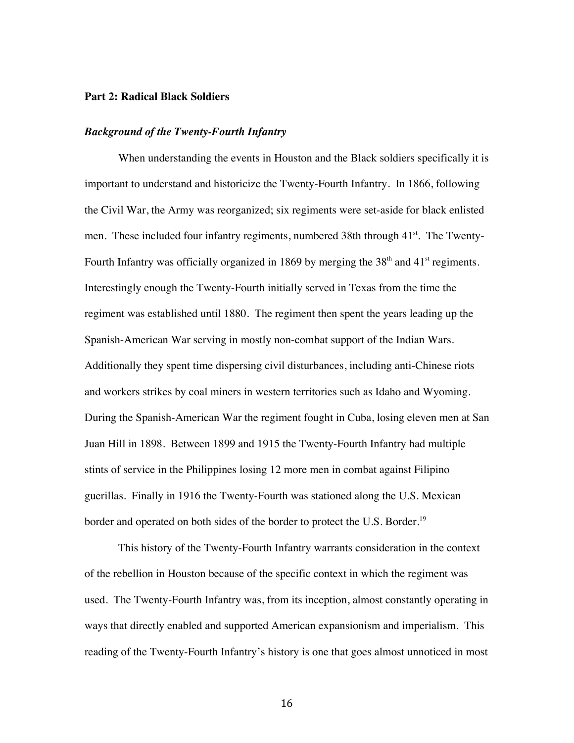## Part 2: Radical Black Soldiers

### *Background of the Twenty-Fourth Infantry*

When understanding the events in Houston and the Black soldiers specifically it is important to understand and historicize the Twenty-Fourth Infantry. In 1866, following the Civil War, the Army was reorganized; six regiments were set-aside for black enlisted men. These included four infantry regiments, numbered 38th through 41st. The Twenty-Fourth Infantry was officially organized in 1869 by merging the 38th and 41st regiments. Interestingly enough the Twenty-Fourth initially served in Texas from the time the regiment was established until 1880. The regiment then spent the years leading up the Spanish-American War serving in mostly non-combat support of the Indian Wars. Additionally they spent time dispersing civil disturbances, including anti-Chinese riots and workers strikes by coal miners in western territories such as Idaho and Wyoming. During the Spanish-American War the regiment fought in Cuba, losing eleven men at San Juan Hill in 1898. Between 1899 and 1915 the Twenty-Fourth Infantry had multiple stints of service in the Philippines losing 12 more men in combat against Filipino guerillas. Finally in 1916 the Twenty-Fourth was stationed along the U.S. Mexican border and operated on both sides of the border to protect the U.S. Border.[19]

This history of the Twenty-Fourth Infantry warrants consideration in the context of the rebellion in Houston because of the specific context in which the regiment was used. The Twenty-Fourth Infantry was, from its inception, almost constantly operating in ways that directly enabled and supported American expansionism and imperialism. This reading of the Twenty-Fourth Infantry's history is one that goes almost unnoticed in most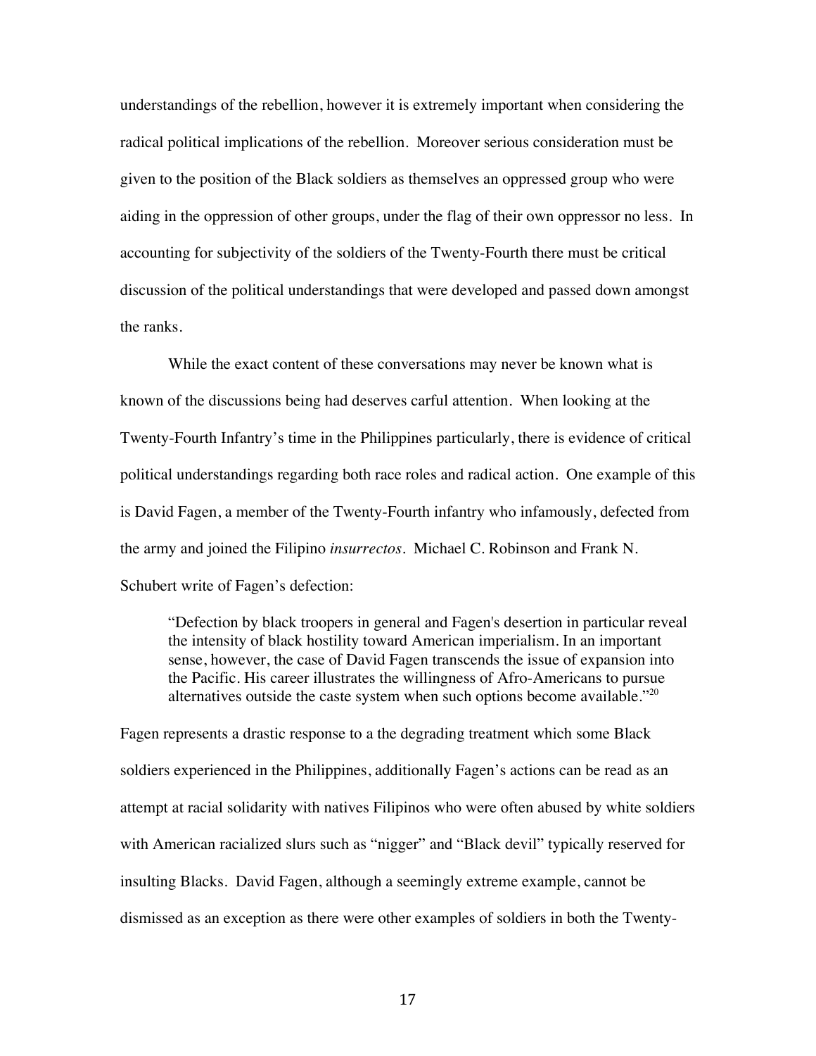understandings of the rebellion, however it is extremely important when considering the radical political implications of the rebellion. Moreover serious consideration must be given to the position of the Black soldiers as themselves an oppressed group who were aiding in the oppression of other groups, under the flag of their own oppressor no less. In accounting for subjectivity of the soldiers of the Twenty-Fourth there must be critical discussion of the political understandings that were developed and passed down amongst the ranks.

While the exact content of these conversations may never be known what is known of the discussions being had deserves carful attention. When looking at the Twenty-Fourth Infantry's time in the Philippines particularly, there is evidence of critical political understandings regarding both race roles and radical action. One example of this is David Fagen, a member of the Twenty-Fourth infantry who infamously, defected from the army and joined the Filipino *insurrectos*. Michael C. Robinson and Frank N. Schubert write of Fagen's defection:

> "Defection by black troopers in general and Fagen's desertion in particular reveal the intensity of black hostility toward American imperialism. In an important sense, however, the case of David Fagen transcends the issue of expansion into the Pacific. His career illustrates the willingness of Afro-Americans to pursue alternatives outside the caste system when such options become available."[20]

Fagen represents a drastic response to a the degrading treatment which some Black soldiers experienced in the Philippines, additionally Fagen's actions can be read as an attempt at racial solidarity with natives Filipinos who were often abused by white soldiers with American racialized slurs such as "nigger" and "Black devil" typically reserved for insulting Blacks. David Fagen, although a seemingly extreme example, cannot be dismissed as an exception as there were other examples of soldiers in both the Twenty-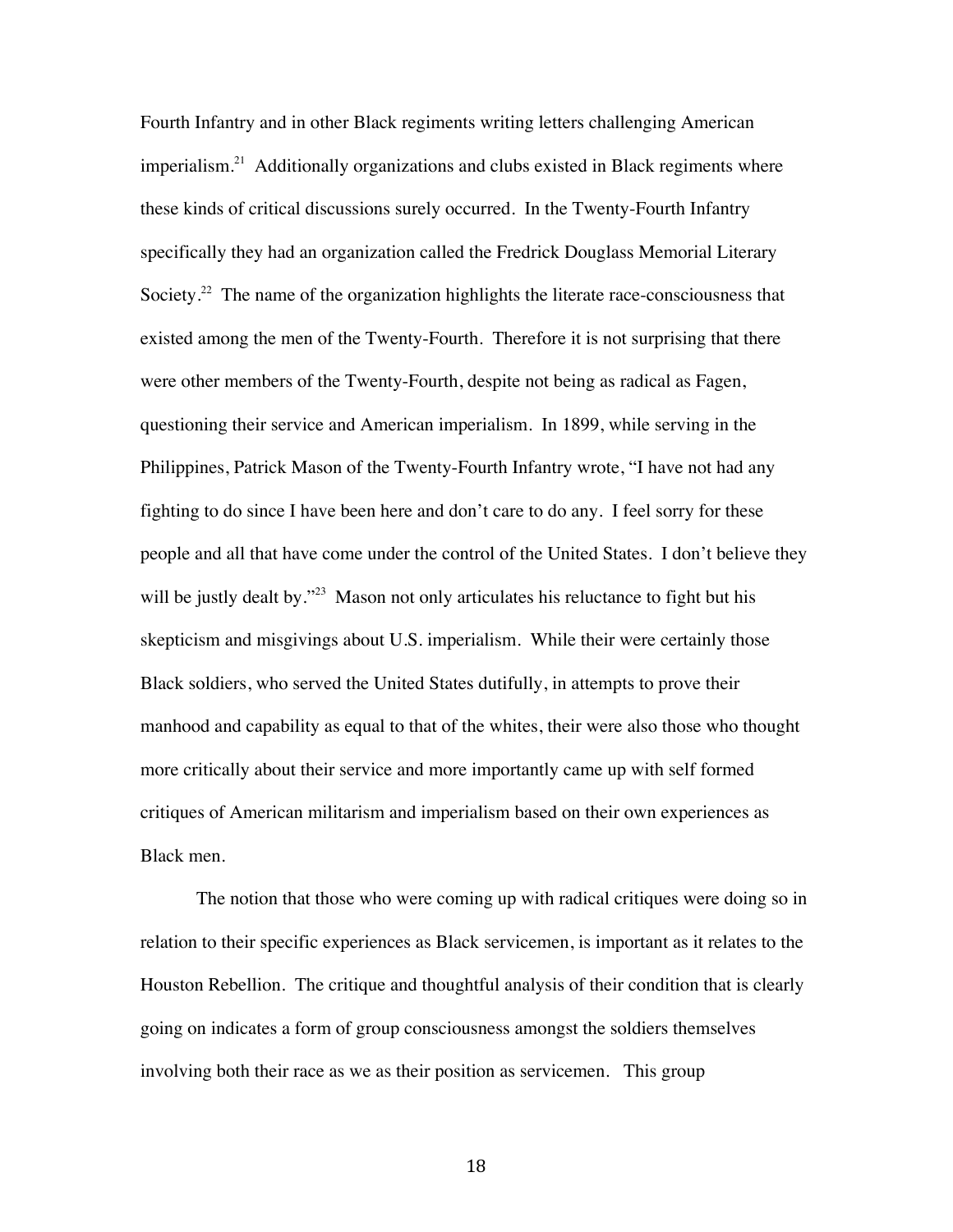Fourth Infantry and in other Black regiments writing letters challenging American imperialism.[21] Additionally organizations and clubs existed in Black regiments where these kinds of critical discussions surely occurred. In the Twenty-Fourth Infantry specifically they had an organization called the Fredrick Douglass Memorial Literary Society.[22] The name of the organization highlights the literate race-consciousness that existed among the men of the Twenty-Fourth. Therefore it is not surprising that there were other members of the Twenty-Fourth, despite not being as radical as Fagen, questioning their service and American imperialism. In 1899, while serving in the Philippines, Patrick Mason of the Twenty-Fourth Infantry wrote, "I have not had any fighting to do since I have been here and don't care to do any. I feel sorry for these people and all that have come under the control of the United States. I don't believe they will be justly dealt by."[23] Mason not only articulates his reluctance to fight but his skepticism and misgivings about U.S. imperialism. While their were certainly those Black soldiers, who served the United States dutifully, in attempts to prove their manhood and capability as equal to that of the whites, their were also those who thought more critically about their service and more importantly came up with self formed critiques of American militarism and imperialism based on their own experiences as Black men.

The notion that those who were coming up with radical critiques were doing so in relation to their specific experiences as Black servicemen, is important as it relates to the Houston Rebellion. The critique and thoughtful analysis of their condition that is clearly going on indicates a form of group consciousness amongst the soldiers themselves involving both their race as we as their position as servicemen. This group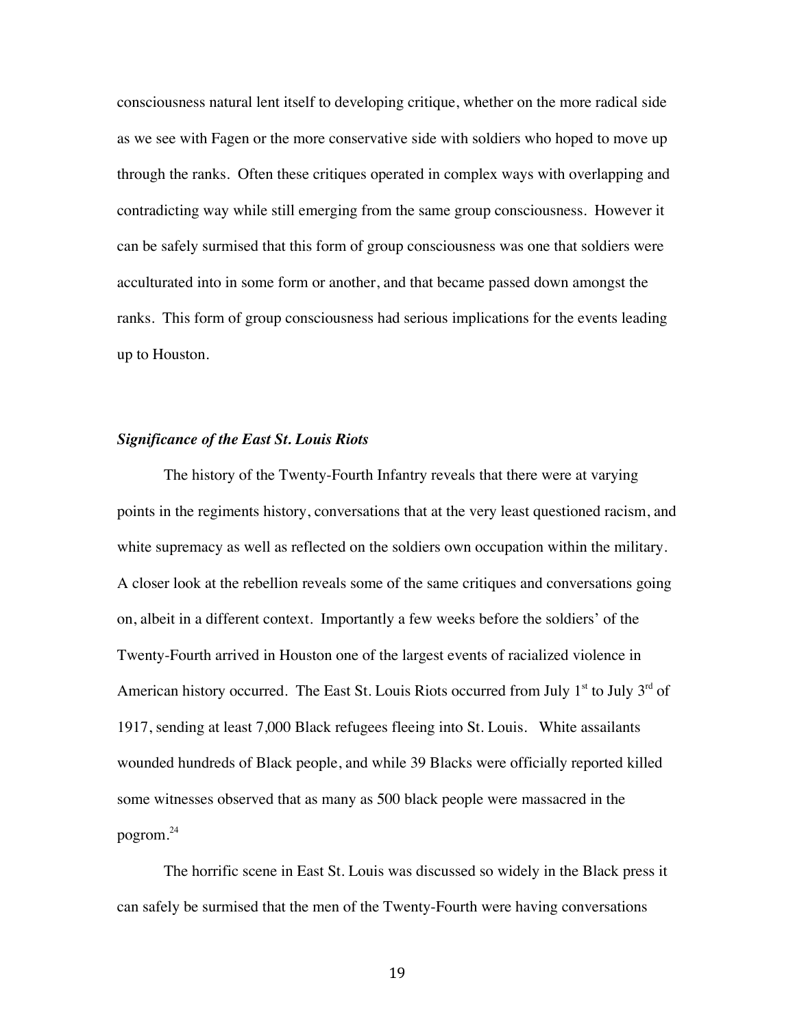consciousness natural lent itself to developing critique, whether on the more radical side as we see with Fagen or the more conservative side with soldiers who hoped to move up through the ranks. Often these critiques operated in complex ways with overlapping and contradicting way while still emerging from the same group consciousness. However it can be safely surmised that this form of group consciousness was one that soldiers were acculturated into in some form or another, and that became passed down amongst the ranks. This form of group consciousness had serious implications for the events leading up to Houston.

### *Significance of the East St. Louis Riots*

The history of the Twenty-Fourth Infantry reveals that there were at varying points in the regiments history, conversations that at the very least questioned racism, and white supremacy as well as reflected on the soldiers own occupation within the military. A closer look at the rebellion reveals some of the same critiques and conversations going on, albeit in a different context. Importantly a few weeks before the soldiers' of the Twenty-Fourth arrived in Houston one of the largest events of racialized violence in American history occurred. The East St. Louis Riots occurred from July 1st to July 3rd of 1917, sending at least 7,000 Black refugees fleeing into St. Louis. White assailants wounded hundreds of Black people, and while 39 Blacks were officially reported killed some witnesses observed that as many as 500 black people were massacred in the pogrom.[24]

The horrific scene in East St. Louis was discussed so widely in the Black press it can safely be surmised that the men of the Twenty-Fourth were having conversations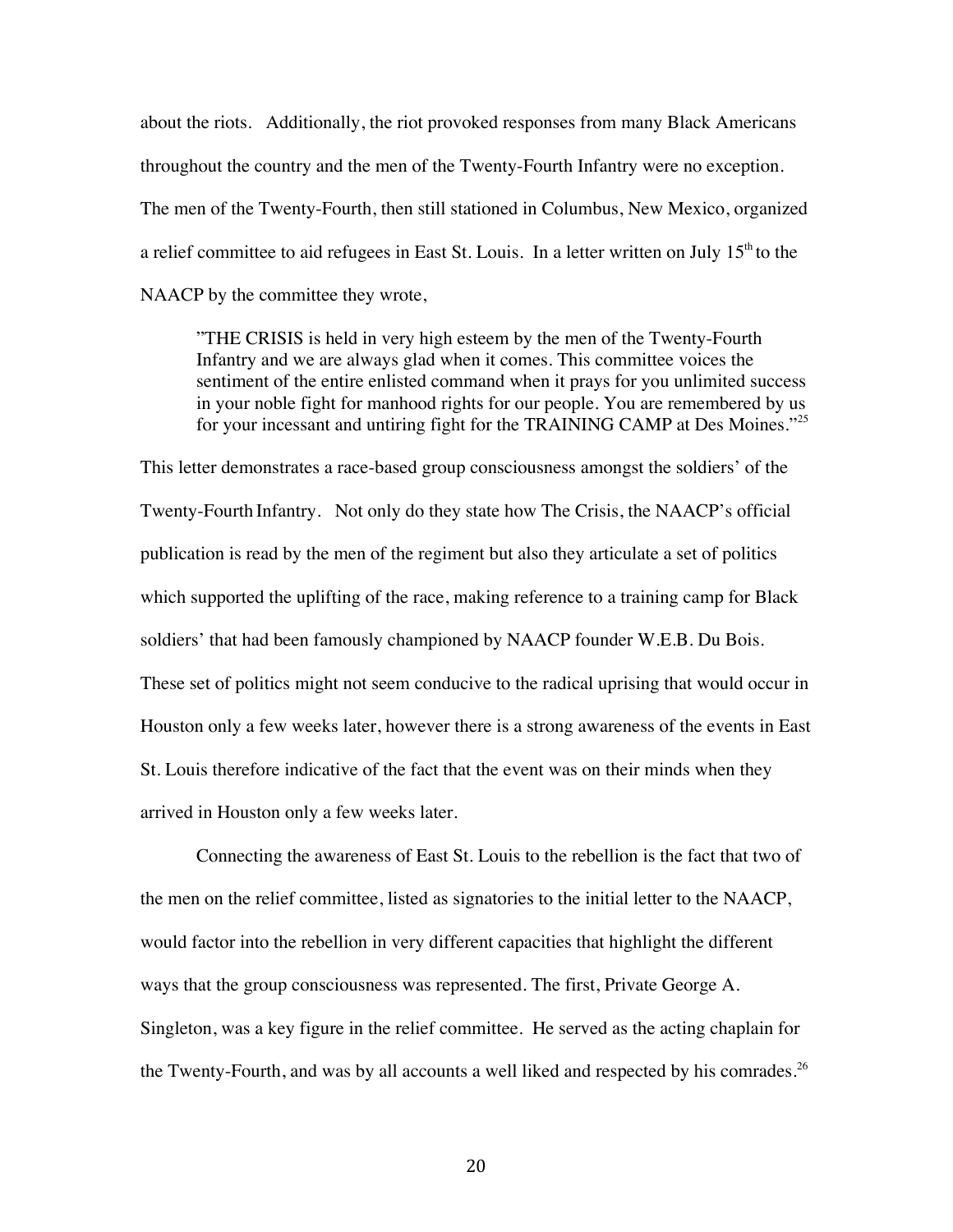about the riots. Additionally, the riot provoked responses from many Black Americans throughout the country and the men of the Twenty-Fourth Infantry were no exception. The men of the Twenty-Fourth, then still stationed in Columbus, New Mexico, organized a relief committee to aid refugees in East St. Louis. In a letter written on July 15th to the NAACP by the committee they wrote,

> "THE CRISIS is held in very high esteem by the men of the Twenty-Fourth Infantry and we are always glad when it comes. This committee voices the sentiment of the entire enlisted command when it prays for you unlimited success in your noble fight for manhood rights for our people. You are remembered by us for your incessant and untiring fight for the TRAINING CAMP at Des Moines."[25]

This letter demonstrates a race-based group consciousness amongst the soldiers' of the Twenty-Fourth Infantry. Not only do they state how The Crisis, the NAACP's official publication is read by the men of the regiment but also they articulate a set of politics which supported the uplifting of the race, making reference to a training camp for Black soldiers' that had been famously championed by NAACP founder W.E.B. Du Bois. These set of politics might not seem conducive to the radical uprising that would occur in Houston only a few weeks later, however there is a strong awareness of the events in East St. Louis therefore indicative of the fact that the event was on their minds when they arrived in Houston only a few weeks later.

Connecting the awareness of East St. Louis to the rebellion is the fact that two of the men on the relief committee, listed as signatories to the initial letter to the NAACP, would factor into the rebellion in very different capacities that highlight the different ways that the group consciousness was represented. The first, Private George A. Singleton, was a key figure in the relief committee. He served as the acting chaplain for the Twenty-Fourth, and was by all accounts a well liked and respected by his comrades.[26]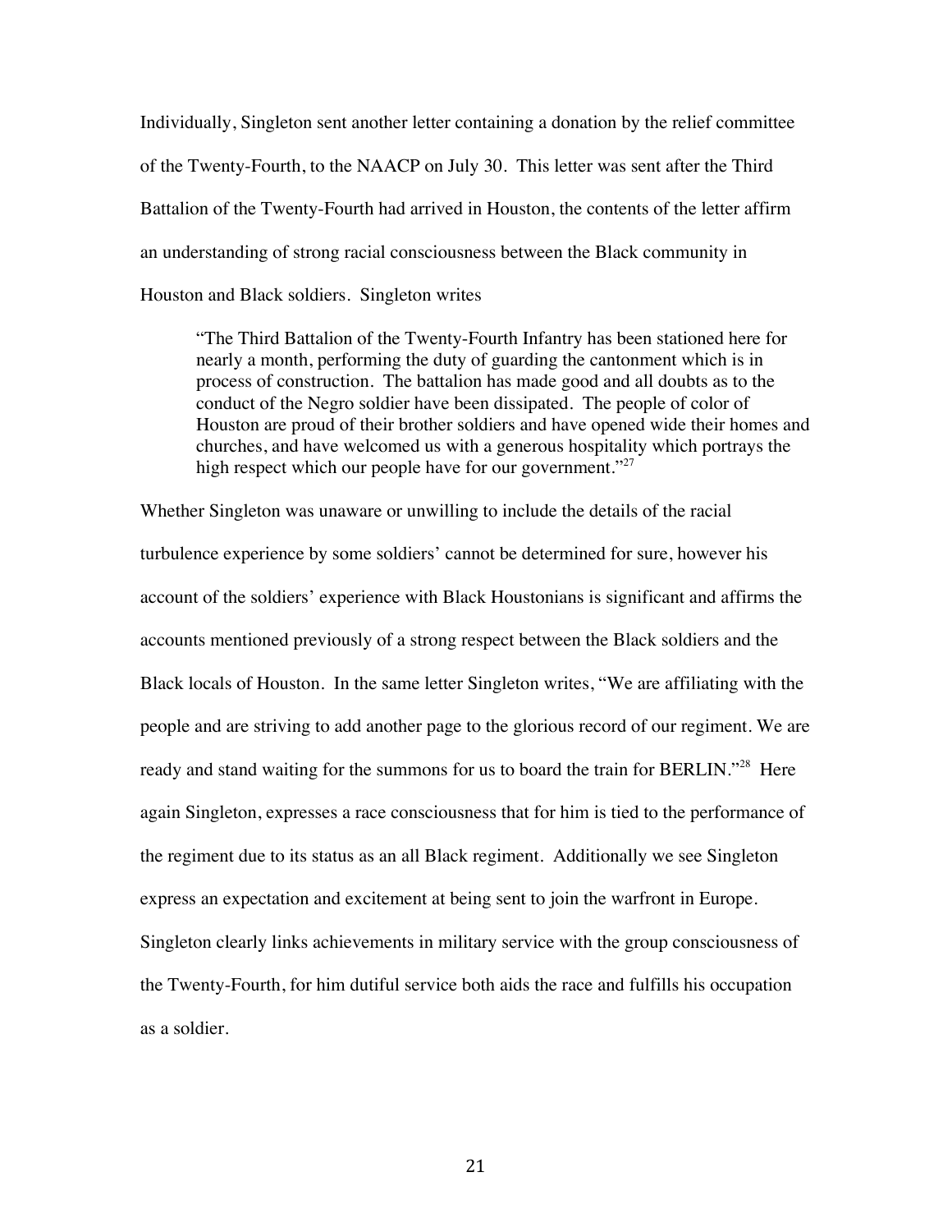Individually, Singleton sent another letter containing a donation by the relief committee of the Twenty-Fourth, to the NAACP on July 30. This letter was sent after the Third Battalion of the Twenty-Fourth had arrived in Houston, the contents of the letter affirm an understanding of strong racial consciousness between the Black community in Houston and Black soldiers. Singleton writes

> "The Third Battalion of the Twenty-Fourth Infantry has been stationed here for nearly a month, performing the duty of guarding the cantonment which is in process of construction. The battalion has made good and all doubts as to the conduct of the Negro soldier have been dissipated. The people of color of Houston are proud of their brother soldiers and have opened wide their homes and churches, and have welcomed us with a generous hospitality which portrays the high respect which our people have for our government."[27]

Whether Singleton was unaware or unwilling to include the details of the racial turbulence experience by some soldiers' cannot be determined for sure, however his account of the soldiers' experience with Black Houstonians is significant and affirms the accounts mentioned previously of a strong respect between the Black soldiers and the Black locals of Houston. In the same letter Singleton writes, "We are affiliating with the people and are striving to add another page to the glorious record of our regiment. We are ready and stand waiting for the summons for us to board the train for BERLIN."[28] Here again Singleton, expresses a race consciousness that for him is tied to the performance of the regiment due to its status as an all Black regiment. Additionally we see Singleton express an expectation and excitement at being sent to join the warfront in Europe. Singleton clearly links achievements in military service with the group consciousness of the Twenty-Fourth, for him dutiful service both aids the race and fulfills his occupation as a soldier.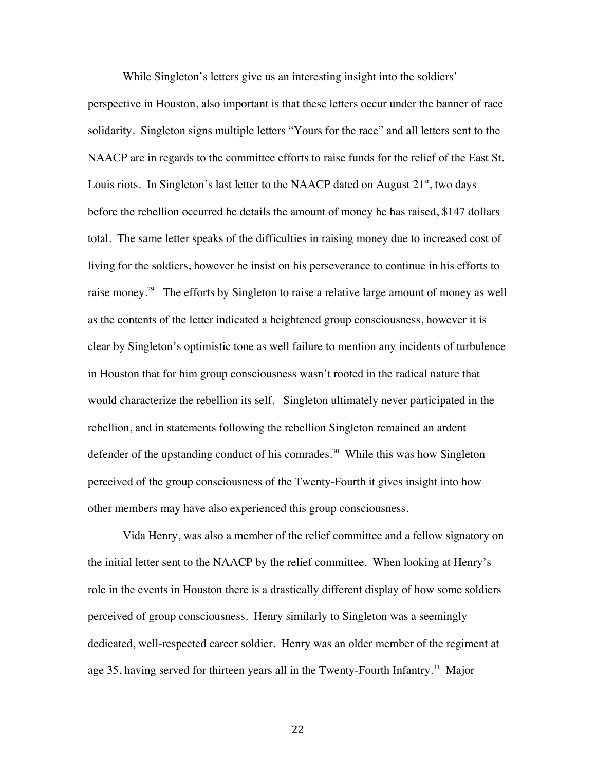While Singleton's letters give us an interesting insight into the soldiers' perspective in Houston, also important is that these letters occur under the banner of race solidarity. Singleton signs multiple letters "Yours for the race" and all letters sent to the NAACP are in regards to the committee efforts to raise funds for the relief of the East St. Louis riots. In Singleton's last letter to the NAACP dated on August 21st, two days before the rebellion occurred he details the amount of money he has raised, $147 dollars total. The same letter speaks of the difficulties in raising money due to increased cost of living for the soldiers, however he insist on his perseverance to continue in his efforts to raise money.[29] The efforts by Singleton to raise a relative large amount of money as well as the contents of the letter indicated a heightened group consciousness, however it is clear by Singleton's optimistic tone as well failure to mention any incidents of turbulence in Houston that for him group consciousness wasn't rooted in the radical nature that would characterize the rebellion its self. Singleton ultimately never participated in the rebellion, and in statements following the rebellion Singleton remained an ardent defender of the upstanding conduct of his comrades.[30] While this was how Singleton perceived of the group consciousness of the Twenty-Fourth it gives insight into how other members may have also experienced this group consciousness.

Vida Henry, was also a member of the relief committee and a fellow signatory on the initial letter sent to the NAACP by the relief committee. When looking at Henry's role in the events in Houston there is a drastically different display of how some soldiers perceived of group consciousness. Henry similarly to Singleton was a seemingly dedicated, well-respected career soldier. Henry was an older member of the regiment at age 35, having served for thirteen years all in the Twenty-Fourth Infantry.[31] Major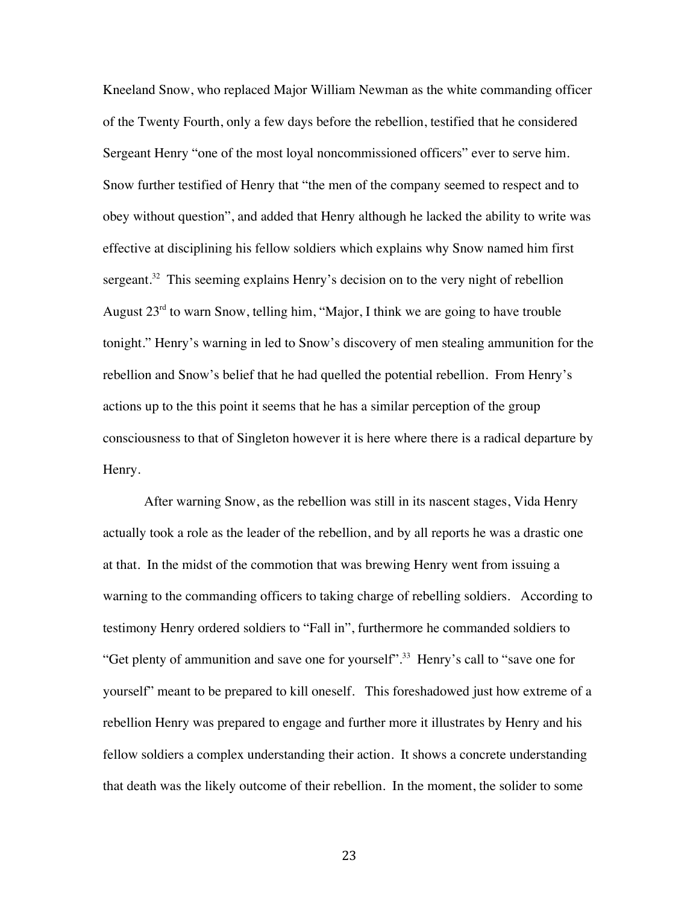Kneeland Snow, who replaced Major William Newman as the white commanding officer of the Twenty Fourth, only a few days before the rebellion, testified that he considered Sergeant Henry "one of the most loyal noncommissioned officers" ever to serve him. Snow further testified of Henry that "the men of the company seemed to respect and to obey without question", and added that Henry although he lacked the ability to write was effective at disciplining his fellow soldiers which explains why Snow named him first sergeant.[32] This seeming explains Henry's decision on to the very night of rebellion August 23rd to warn Snow, telling him, "Major, I think we are going to have trouble tonight." Henry's warning in led to Snow's discovery of men stealing ammunition for the rebellion and Snow's belief that he had quelled the potential rebellion. From Henry's actions up to the this point it seems that he has a similar perception of the group consciousness to that of Singleton however it is here where there is a radical departure by Henry.

After warning Snow, as the rebellion was still in its nascent stages, Vida Henry actually took a role as the leader of the rebellion, and by all reports he was a drastic one at that. In the midst of the commotion that was brewing Henry went from issuing a warning to the commanding officers to taking charge of rebelling soldiers. According to testimony Henry ordered soldiers to "Fall in", furthermore he commanded soldiers to "Get plenty of ammunition and save one for yourself".[33] Henry's call to "save one for yourself" meant to be prepared to kill oneself. This foreshadowed just how extreme of a rebellion Henry was prepared to engage and further more it illustrates by Henry and his fellow soldiers a complex understanding their action. It shows a concrete understanding that death was the likely outcome of their rebellion. In the moment, the solider to some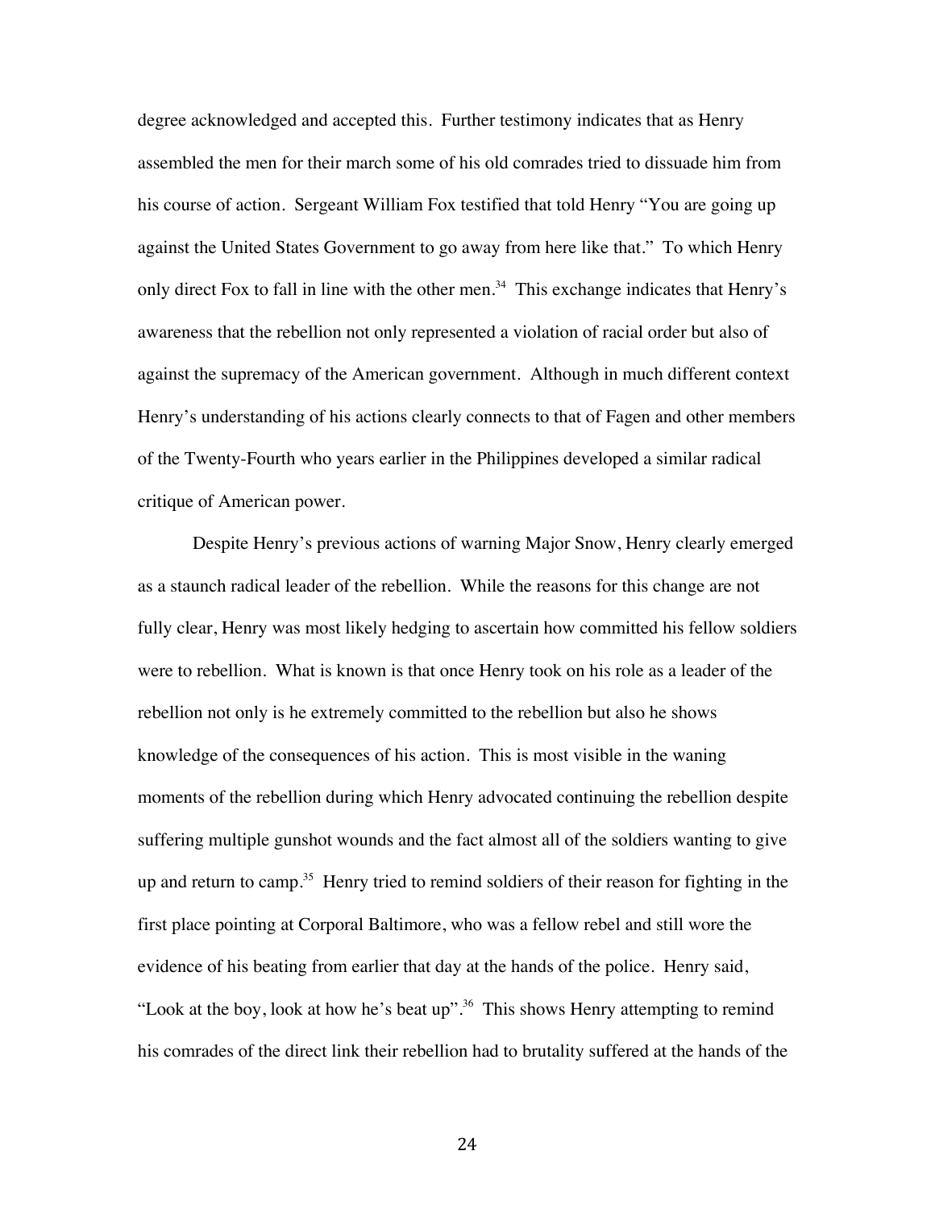degree acknowledged and accepted this. Further testimony indicates that as Henry assembled the men for their march some of his old comrades tried to dissuade him from his course of action. Sergeant William Fox testified that told Henry "You are going up against the United States Government to go away from here like that." To which Henry only direct Fox to fall in line with the other men.[34] This exchange indicates that Henry's awareness that the rebellion not only represented a violation of racial order but also of against the supremacy of the American government. Although in much different context Henry's understanding of his actions clearly connects to that of Fagen and other members of the Twenty-Fourth who years earlier in the Philippines developed a similar radical critique of American power.

Despite Henry's previous actions of warning Major Snow, Henry clearly emerged as a staunch radical leader of the rebellion. While the reasons for this change are not fully clear, Henry was most likely hedging to ascertain how committed his fellow soldiers were to rebellion. What is known is that once Henry took on his role as a leader of the rebellion not only is he extremely committed to the rebellion but also he shows knowledge of the consequences of his action. This is most visible in the waning moments of the rebellion during which Henry advocated continuing the rebellion despite suffering multiple gunshot wounds and the fact almost all of the soldiers wanting to give up and return to camp.[35] Henry tried to remind soldiers of their reason for fighting in the first place pointing at Corporal Baltimore, who was a fellow rebel and still wore the evidence of his beating from earlier that day at the hands of the police. Henry said, "Look at the boy, look at how he's beat up".[36] This shows Henry attempting to remind his comrades of the direct link their rebellion had to brutality suffered at the hands of the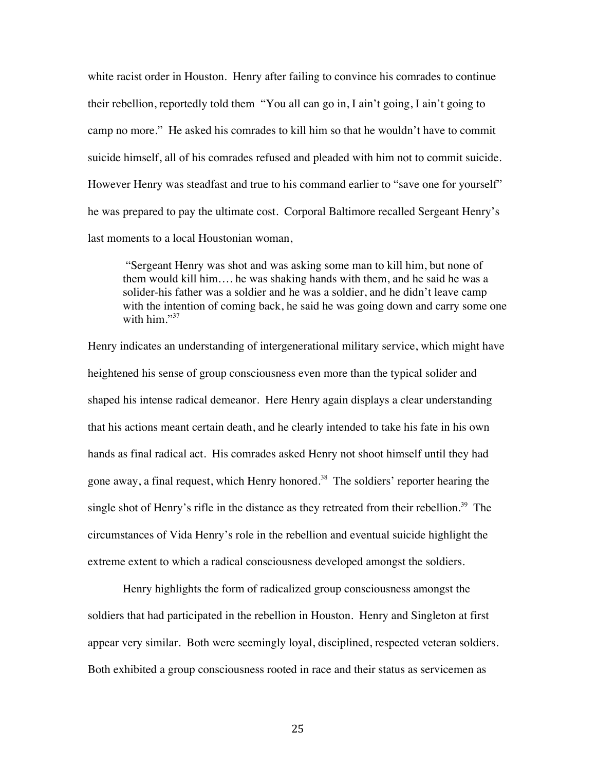white racist order in Houston. Henry after failing to convince his comrades to continue their rebellion, reportedly told them "You all can go in, I ain't going, I ain't going to camp no more." He asked his comrades to kill him so that he wouldn't have to commit suicide himself, all of his comrades refused and pleaded with him not to commit suicide. However Henry was steadfast and true to his command earlier to "save one for yourself" he was prepared to pay the ultimate cost. Corporal Baltimore recalled Sergeant Henry's last moments to a local Houstonian woman,

> "Sergeant Henry was shot and was asking some man to kill him, but none of them would kill him…. he was shaking hands with them, and he said he was a solider-his father was a soldier and he was a soldier, and he didn't leave camp with the intention of coming back, he said he was going down and carry some one with him."[37]

Henry indicates an understanding of intergenerational military service, which might have heightened his sense of group consciousness even more than the typical solider and shaped his intense radical demeanor. Here Henry again displays a clear understanding that his actions meant certain death, and he clearly intended to take his fate in his own hands as final radical act. His comrades asked Henry not shoot himself until they had gone away, a final request, which Henry honored.[38] The soldiers' reporter hearing the single shot of Henry's rifle in the distance as they retreated from their rebellion.[39] The circumstances of Vida Henry's role in the rebellion and eventual suicide highlight the extreme extent to which a radical consciousness developed amongst the soldiers.

Henry highlights the form of radicalized group consciousness amongst the soldiers that had participated in the rebellion in Houston. Henry and Singleton at first appear very similar. Both were seemingly loyal, disciplined, respected veteran soldiers. Both exhibited a group consciousness rooted in race and their status as servicemen as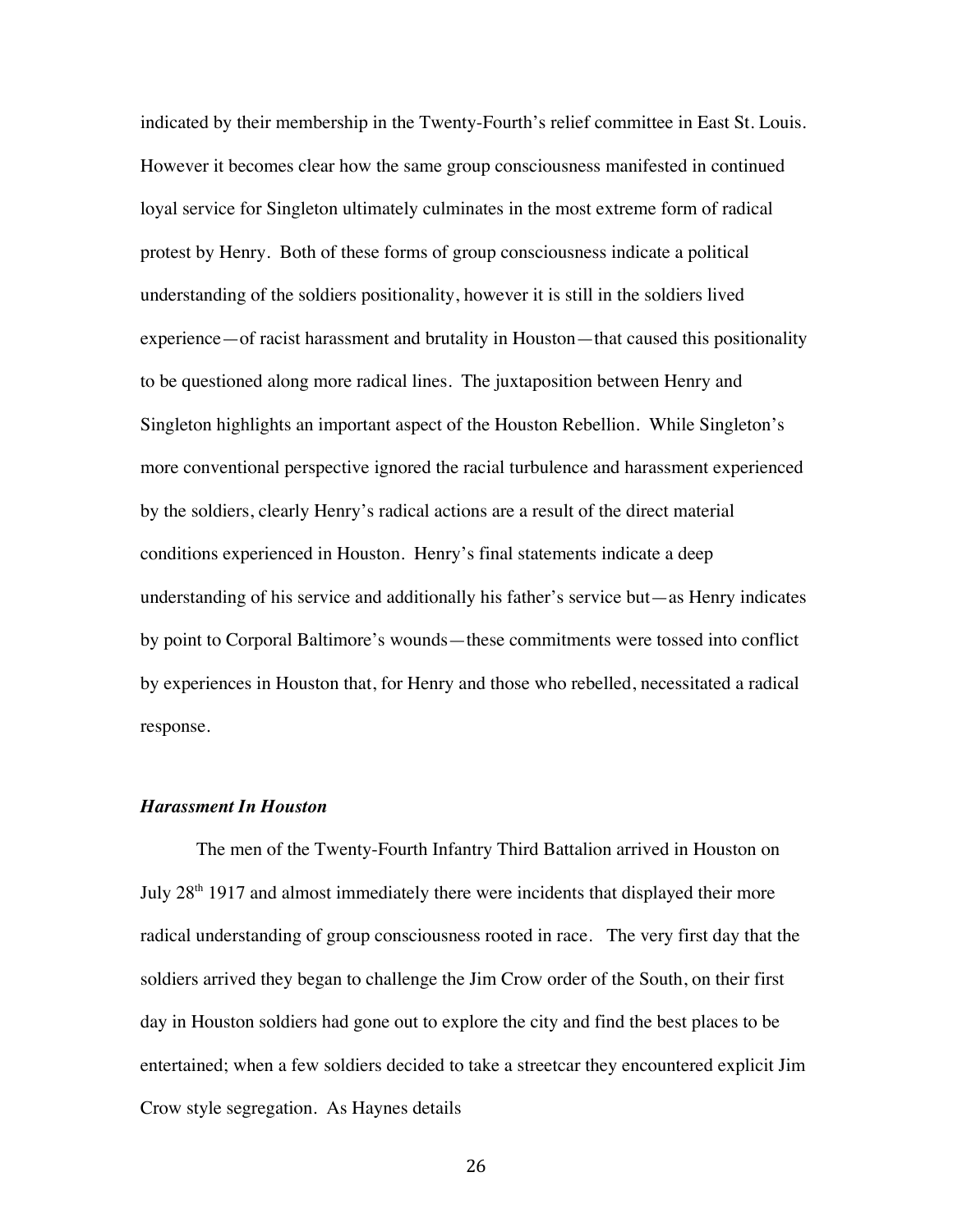indicated by their membership in the Twenty-Fourth's relief committee in East St. Louis. However it becomes clear how the same group consciousness manifested in continued loyal service for Singleton ultimately culminates in the most extreme form of radical protest by Henry. Both of these forms of group consciousness indicate a political understanding of the soldiers positionality, however it is still in the soldiers lived experience—of racist harassment and brutality in Houston—that caused this positionality to be questioned along more radical lines. The juxtaposition between Henry and Singleton highlights an important aspect of the Houston Rebellion. While Singleton's more conventional perspective ignored the racial turbulence and harassment experienced by the soldiers, clearly Henry's radical actions are a result of the direct material conditions experienced in Houston. Henry's final statements indicate a deep understanding of his service and additionally his father's service but—as Henry indicates by point to Corporal Baltimore's wounds—these commitments were tossed into conflict by experiences in Houston that, for Henry and those who rebelled, necessitated a radical response.

### *Harassment In Houston*

The men of the Twenty-Fourth Infantry Third Battalion arrived in Houston on July 28th 1917 and almost immediately there were incidents that displayed their more radical understanding of group consciousness rooted in race. The very first day that the soldiers arrived they began to challenge the Jim Crow order of the South, on their first day in Houston soldiers had gone out to explore the city and find the best places to be entertained; when a few soldiers decided to take a streetcar they encountered explicit Jim Crow style segregation. As Haynes details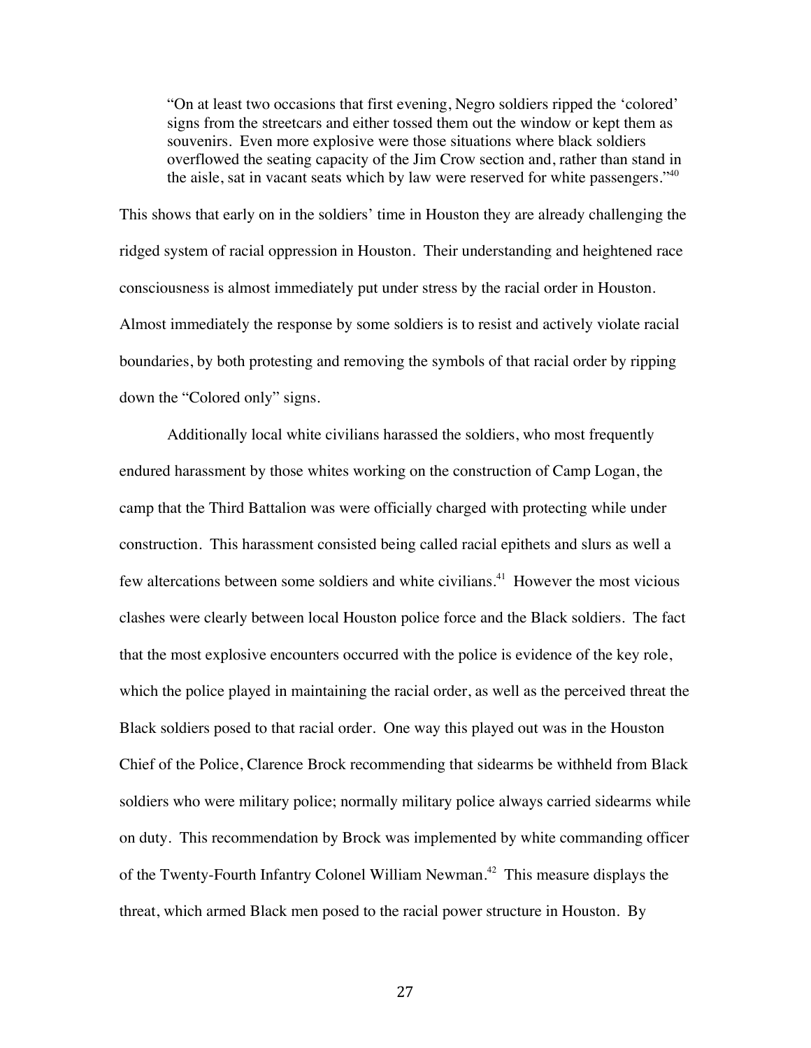> "On at least two occasions that first evening, Negro soldiers ripped the 'colored' signs from the streetcars and either tossed them out the window or kept them as souvenirs. Even more explosive were those situations where black soldiers overflowed the seating capacity of the Jim Crow section and, rather than stand in the aisle, sat in vacant seats which by law were reserved for white passengers."[40]

This shows that early on in the soldiers' time in Houston they are already challenging the ridged system of racial oppression in Houston. Their understanding and heightened race consciousness is almost immediately put under stress by the racial order in Houston. Almost immediately the response by some soldiers is to resist and actively violate racial boundaries, by both protesting and removing the symbols of that racial order by ripping down the "Colored only" signs.

Additionally local white civilians harassed the soldiers, who most frequently endured harassment by those whites working on the construction of Camp Logan, the camp that the Third Battalion was were officially charged with protecting while under construction. This harassment consisted being called racial epithets and slurs as well a few altercations between some soldiers and white civilians.[41] However the most vicious clashes were clearly between local Houston police force and the Black soldiers. The fact that the most explosive encounters occurred with the police is evidence of the key role, which the police played in maintaining the racial order, as well as the perceived threat the Black soldiers posed to that racial order. One way this played out was in the Houston Chief of the Police, Clarence Brock recommending that sidearms be withheld from Black soldiers who were military police; normally military police always carried sidearms while on duty. This recommendation by Brock was implemented by white commanding officer of the Twenty-Fourth Infantry Colonel William Newman.[42] This measure displays the threat, which armed Black men posed to the racial power structure in Houston. By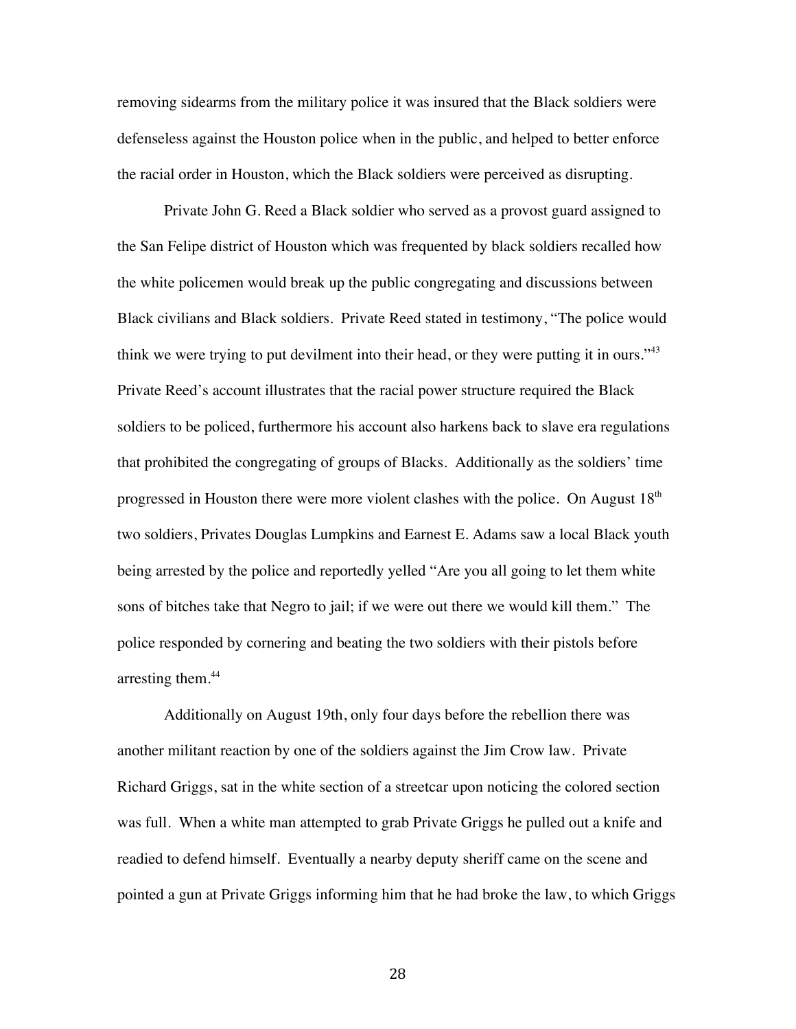removing sidearms from the military police it was insured that the Black soldiers were defenseless against the Houston police when in the public, and helped to better enforce the racial order in Houston, which the Black soldiers were perceived as disrupting.

Private John G. Reed a Black soldier who served as a provost guard assigned to the San Felipe district of Houston which was frequented by black soldiers recalled how the white policemen would break up the public congregating and discussions between Black civilians and Black soldiers. Private Reed stated in testimony, "The police would think we were trying to put devilment into their head, or they were putting it in ours."[43] Private Reed's account illustrates that the racial power structure required the Black soldiers to be policed, furthermore his account also harkens back to slave era regulations that prohibited the congregating of groups of Blacks. Additionally as the soldiers' time progressed in Houston there were more violent clashes with the police. On August 18th two soldiers, Privates Douglas Lumpkins and Earnest E. Adams saw a local Black youth being arrested by the police and reportedly yelled "Are you all going to let them white sons of bitches take that Negro to jail; if we were out there we would kill them." The police responded by cornering and beating the two soldiers with their pistols before arresting them.[44]

Additionally on August 19th, only four days before the rebellion there was another militant reaction by one of the soldiers against the Jim Crow law. Private Richard Griggs, sat in the white section of a streetcar upon noticing the colored section was full. When a white man attempted to grab Private Griggs he pulled out a knife and readied to defend himself. Eventually a nearby deputy sheriff came on the scene and pointed a gun at Private Griggs informing him that he had broke the law, to which Griggs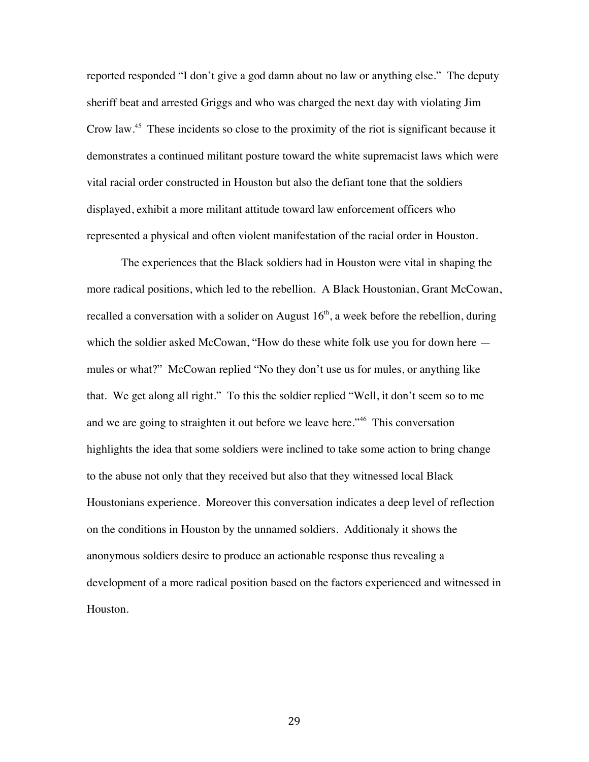reported responded "I don't give a god damn about no law or anything else." The deputy sheriff beat and arrested Griggs and who was charged the next day with violating Jim Crow law.[45] These incidents so close to the proximity of the riot is significant because it demonstrates a continued militant posture toward the white supremacist laws which were vital racial order constructed in Houston but also the defiant tone that the soldiers displayed, exhibit a more militant attitude toward law enforcement officers who represented a physical and often violent manifestation of the racial order in Houston.

The experiences that the Black soldiers had in Houston were vital in shaping the more radical positions, which led to the rebellion. A Black Houstonian, Grant McCowan, recalled a conversation with a solider on August 16th, a week before the rebellion, during which the soldier asked McCowan, "How do these white folk use you for down here — mules or what?" McCowan replied "No they don't use us for mules, or anything like that. We get along all right." To this the soldier replied "Well, it don't seem so to me and we are going to straighten it out before we leave here."[46] This conversation highlights the idea that some soldiers were inclined to take some action to bring change to the abuse not only that they received but also that they witnessed local Black Houstonians experience. Moreover this conversation indicates a deep level of reflection on the conditions in Houston by the unnamed soldiers. Additionaly it shows the anonymous soldiers desire to produce an actionable response thus revealing a development of a more radical position based on the factors experienced and witnessed in Houston.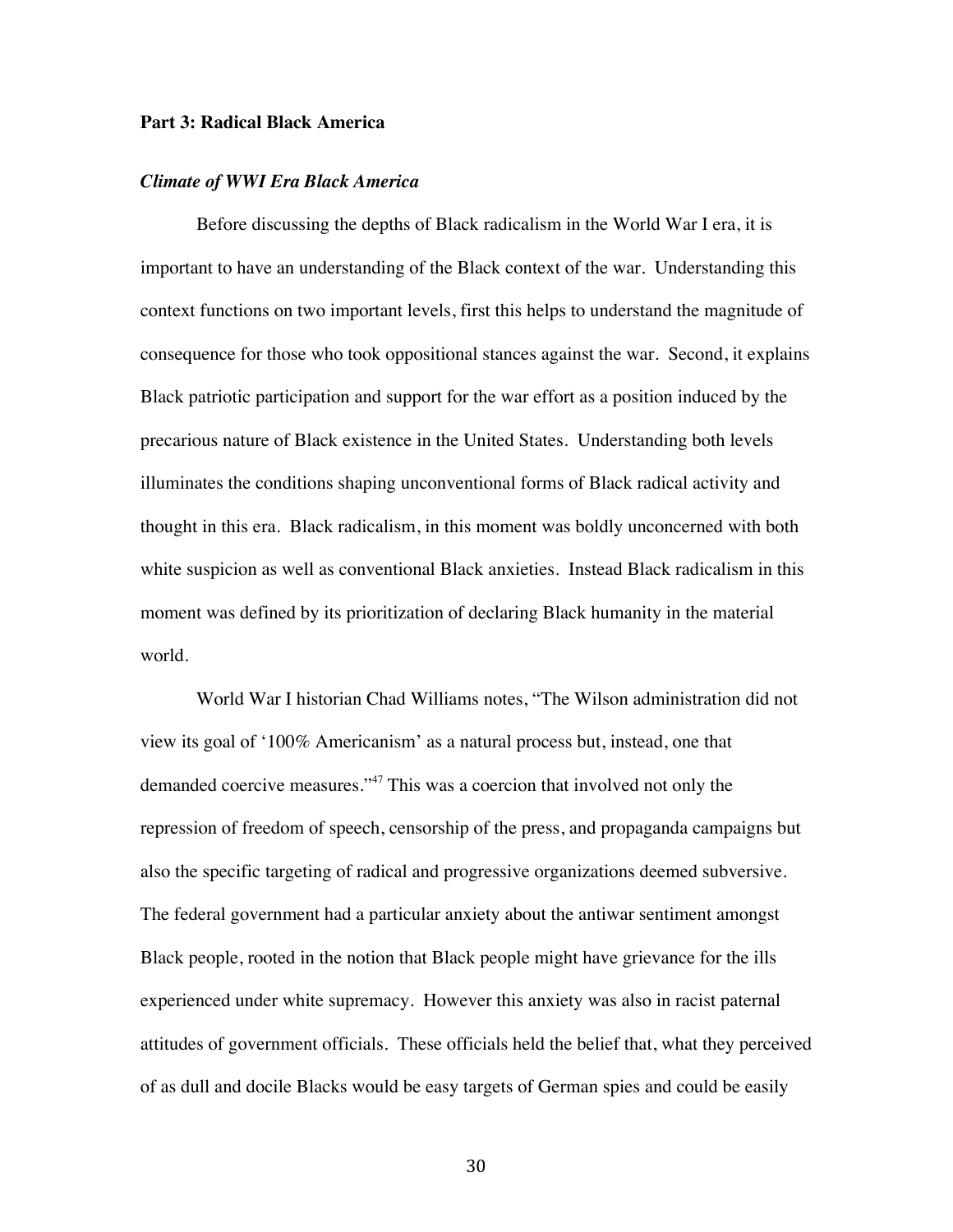## Part 3: Radical Black America

### *Climate of WWI Era Black America*

Before discussing the depths of Black radicalism in the World War I era, it is important to have an understanding of the Black context of the war. Understanding this context functions on two important levels, first this helps to understand the magnitude of consequence for those who took oppositional stances against the war. Second, it explains Black patriotic participation and support for the war effort as a position induced by the precarious nature of Black existence in the United States. Understanding both levels illuminates the conditions shaping unconventional forms of Black radical activity and thought in this era. Black radicalism, in this moment was boldly unconcerned with both white suspicion as well as conventional Black anxieties. Instead Black radicalism in this moment was defined by its prioritization of declaring Black humanity in the material world.

World War I historian Chad Williams notes, "The Wilson administration did not view its goal of '100% Americanism' as a natural process but, instead, one that demanded coercive measures."[47] This was a coercion that involved not only the repression of freedom of speech, censorship of the press, and propaganda campaigns but also the specific targeting of radical and progressive organizations deemed subversive. The federal government had a particular anxiety about the antiwar sentiment amongst Black people, rooted in the notion that Black people might have grievance for the ills experienced under white supremacy. However this anxiety was also in racist paternal attitudes of government officials. These officials held the belief that, what they perceived of as dull and docile Blacks would be easy targets of German spies and could be easily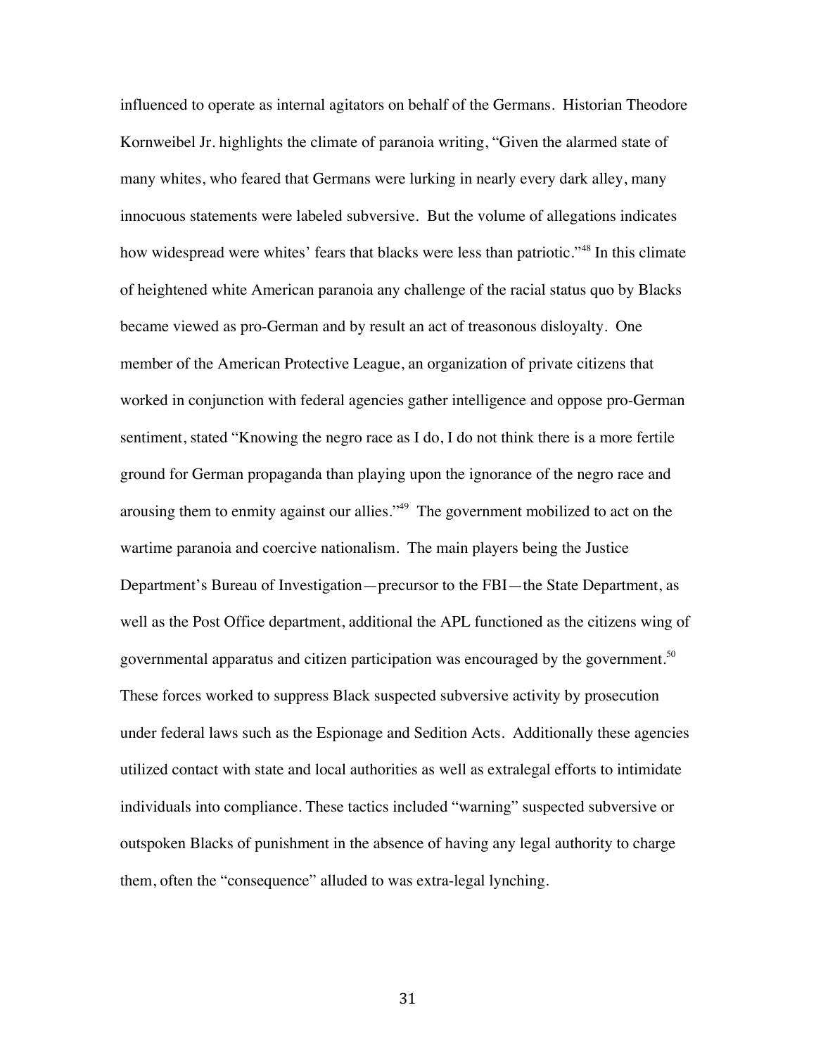influenced to operate as internal agitators on behalf of the Germans. Historian Theodore Kornweibel Jr. highlights the climate of paranoia writing, "Given the alarmed state of many whites, who feared that Germans were lurking in nearly every dark alley, many innocuous statements were labeled subversive. But the volume of allegations indicates how widespread were whites' fears that blacks were less than patriotic."[48] In this climate of heightened white American paranoia any challenge of the racial status quo by Blacks became viewed as pro-German and by result an act of treasonous disloyalty. One member of the American Protective League, an organization of private citizens that worked in conjunction with federal agencies gather intelligence and oppose pro-German sentiment, stated "Knowing the negro race as I do, I do not think there is a more fertile ground for German propaganda than playing upon the ignorance of the negro race and arousing them to enmity against our allies."[49] The government mobilized to act on the wartime paranoia and coercive nationalism. The main players being the Justice Department's Bureau of Investigation—precursor to the FBI—the State Department, as well as the Post Office department, additional the APL functioned as the citizens wing of governmental apparatus and citizen participation was encouraged by the government.[50] These forces worked to suppress Black suspected subversive activity by prosecution under federal laws such as the Espionage and Sedition Acts. Additionally these agencies utilized contact with state and local authorities as well as extralegal efforts to intimidate individuals into compliance. These tactics included "warning" suspected subversive or outspoken Blacks of punishment in the absence of having any legal authority to charge them, often the "consequence" alluded to was extra-legal lynching.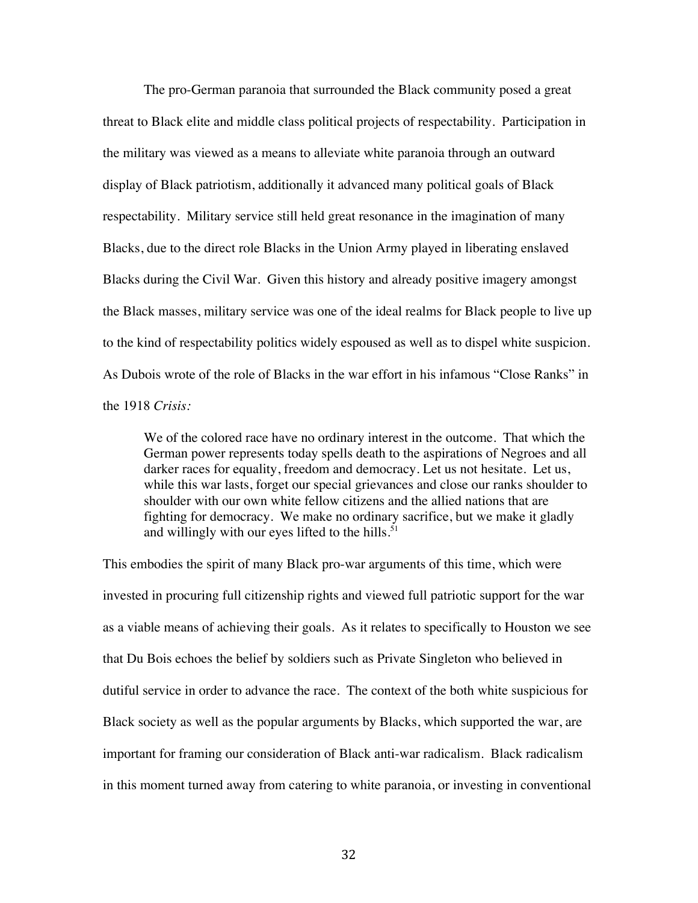The pro-German paranoia that surrounded the Black community posed a great threat to Black elite and middle class political projects of respectability. Participation in the military was viewed as a means to alleviate white paranoia through an outward display of Black patriotism, additionally it advanced many political goals of Black respectability. Military service still held great resonance in the imagination of many Blacks, due to the direct role Blacks in the Union Army played in liberating enslaved Blacks during the Civil War. Given this history and already positive imagery amongst the Black masses, military service was one of the ideal realms for Black people to live up to the kind of respectability politics widely espoused as well as to dispel white suspicion. As Dubois wrote of the role of Blacks in the war effort in his infamous "Close Ranks" in the 1918 *Crisis:*

> We of the colored race have no ordinary interest in the outcome. That which the German power represents today spells death to the aspirations of Negroes and all darker races for equality, freedom and democracy. Let us not hesitate. Let us, while this war lasts, forget our special grievances and close our ranks shoulder to shoulder with our own white fellow citizens and the allied nations that are fighting for democracy. We make no ordinary sacrifice, but we make it gladly and willingly with our eyes lifted to the hills.[51]

This embodies the spirit of many Black pro-war arguments of this time, which were invested in procuring full citizenship rights and viewed full patriotic support for the war as a viable means of achieving their goals. As it relates to specifically to Houston we see that Du Bois echoes the belief by soldiers such as Private Singleton who believed in dutiful service in order to advance the race. The context of the both white suspicious for Black society as well as the popular arguments by Blacks, which supported the war, are important for framing our consideration of Black anti-war radicalism. Black radicalism in this moment turned away from catering to white paranoia, or investing in conventional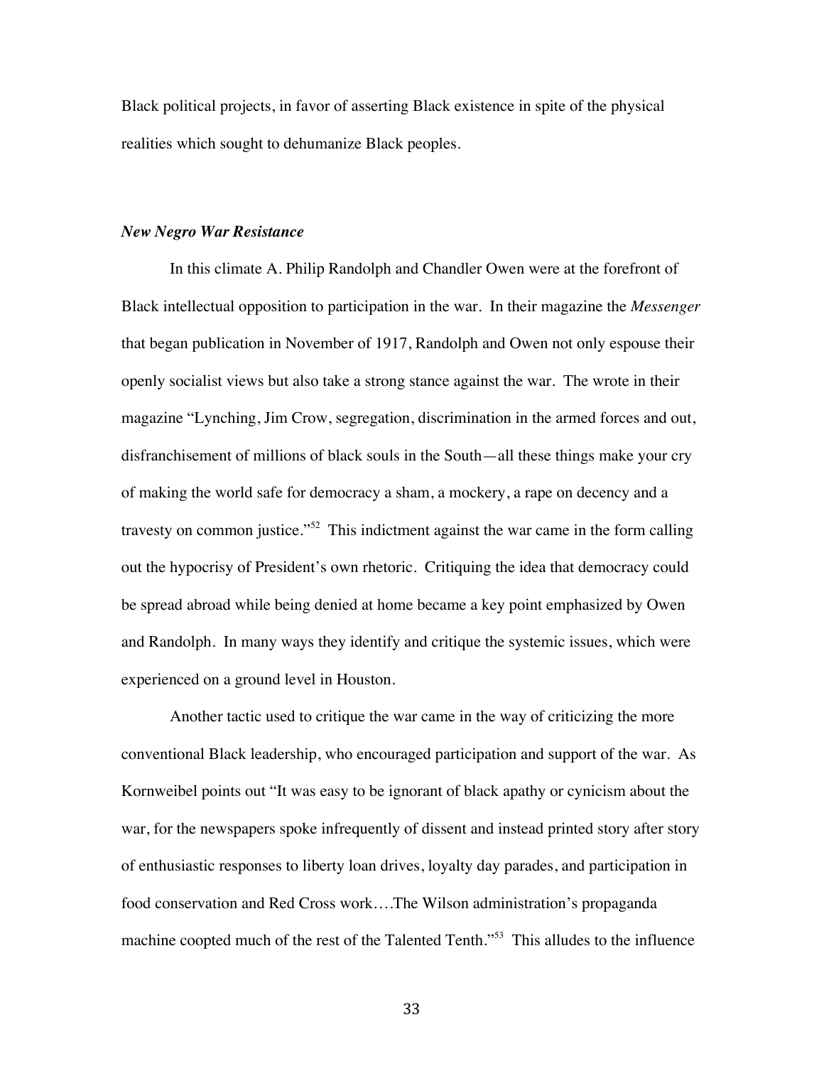Black political projects, in favor of asserting Black existence in spite of the physical realities which sought to dehumanize Black peoples.

***New Negro War Resistance***

In this climate A. Philip Randolph and Chandler Owen were at the forefront of Black intellectual opposition to participation in the war. In their magazine the *Messenger* that began publication in November of 1917, Randolph and Owen not only espouse their openly socialist views but also take a strong stance against the war. The wrote in their magazine "Lynching, Jim Crow, segregation, discrimination in the armed forces and out, disfranchisement of millions of black souls in the South—all these things make your cry of making the world safe for democracy a sham, a mockery, a rape on decency and a travesty on common justice."[52] This indictment against the war came in the form calling out the hypocrisy of President's own rhetoric. Critiquing the idea that democracy could be spread abroad while being denied at home became a key point emphasized by Owen and Randolph. In many ways they identify and critique the systemic issues, which were experienced on a ground level in Houston.

Another tactic used to critique the war came in the way of criticizing the more conventional Black leadership, who encouraged participation and support of the war. As Kornweibel points out "It was easy to be ignorant of black apathy or cynicism about the war, for the newspapers spoke infrequently of dissent and instead printed story after story of enthusiastic responses to liberty loan drives, loyalty day parades, and participation in food conservation and Red Cross work….The Wilson administration's propaganda machine coopted much of the rest of the Talented Tenth."[53] This alludes to the influence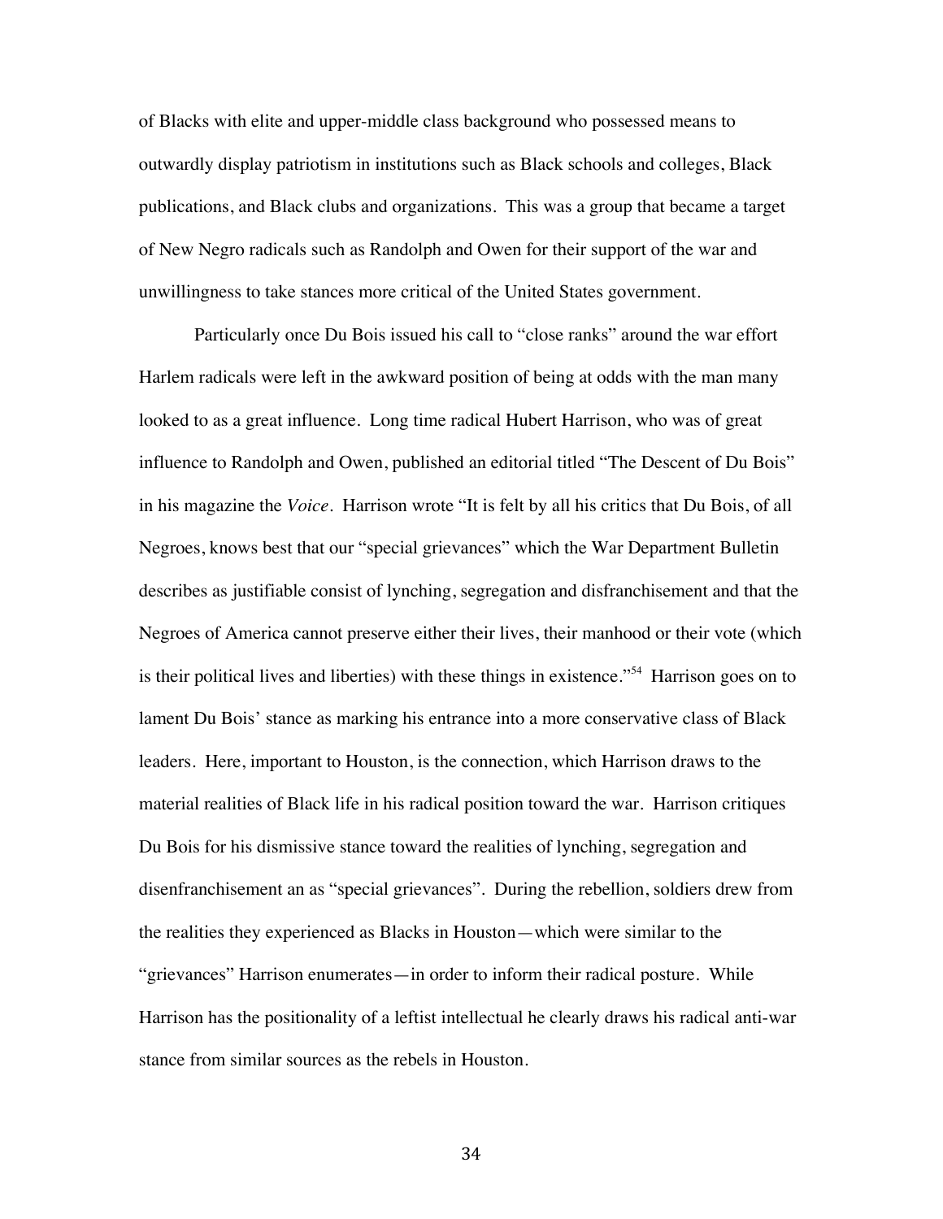of Blacks with elite and upper-middle class background who possessed means to outwardly display patriotism in institutions such as Black schools and colleges, Black publications, and Black clubs and organizations. This was a group that became a target of New Negro radicals such as Randolph and Owen for their support of the war and unwillingness to take stances more critical of the United States government.

Particularly once Du Bois issued his call to "close ranks" around the war effort Harlem radicals were left in the awkward position of being at odds with the man many looked to as a great influence. Long time radical Hubert Harrison, who was of great influence to Randolph and Owen, published an editorial titled "The Descent of Du Bois" in his magazine the *Voice*. Harrison wrote "It is felt by all his critics that Du Bois, of all Negroes, knows best that our "special grievances" which the War Department Bulletin describes as justifiable consist of lynching, segregation and disfranchisement and that the Negroes of America cannot preserve either their lives, their manhood or their vote (which is their political lives and liberties) with these things in existence."[54] Harrison goes on to lament Du Bois' stance as marking his entrance into a more conservative class of Black leaders. Here, important to Houston, is the connection, which Harrison draws to the material realities of Black life in his radical position toward the war. Harrison critiques Du Bois for his dismissive stance toward the realities of lynching, segregation and disenfranchisement an as "special grievances". During the rebellion, soldiers drew from the realities they experienced as Blacks in Houston—which were similar to the "grievances" Harrison enumerates—in order to inform their radical posture. While Harrison has the positionality of a leftist intellectual he clearly draws his radical anti-war stance from similar sources as the rebels in Houston.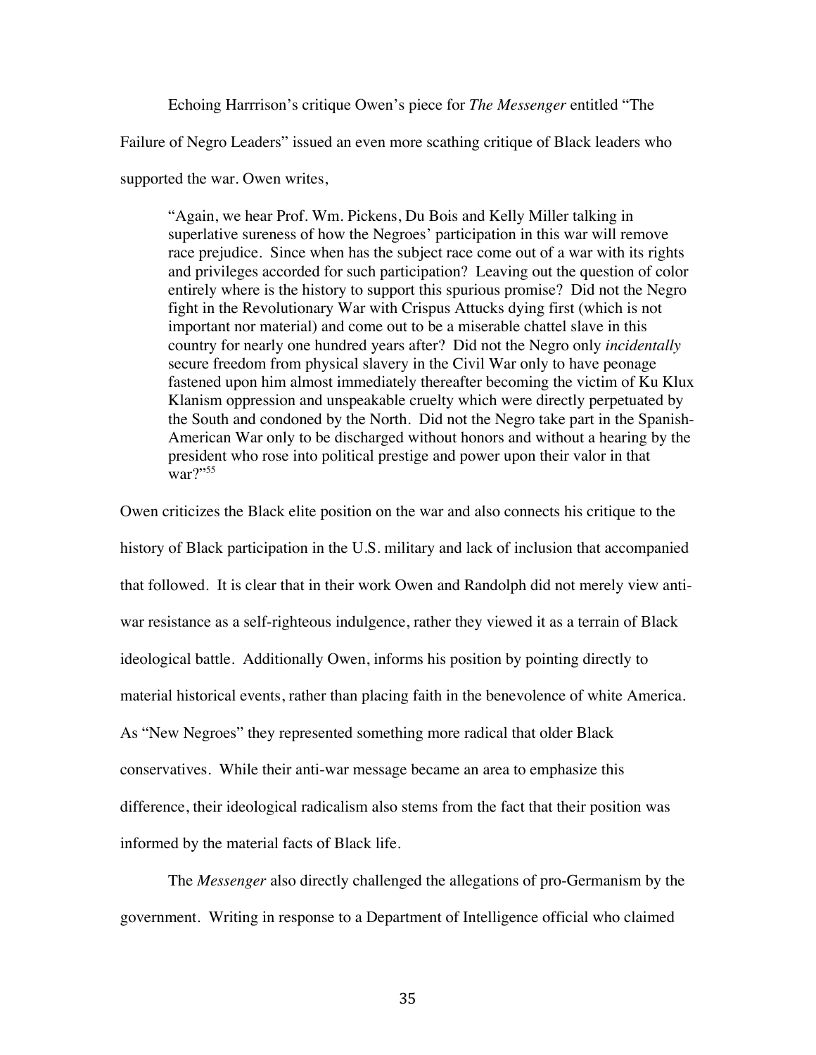Echoing Harrrison's critique Owen's piece for *The Messenger* entitled "The Failure of Negro Leaders" issued an even more scathing critique of Black leaders who supported the war. Owen writes,

> "Again, we hear Prof. Wm. Pickens, Du Bois and Kelly Miller talking in superlative sureness of how the Negroes' participation in this war will remove race prejudice. Since when has the subject race come out of a war with its rights and privileges accorded for such participation? Leaving out the question of color entirely where is the history to support this spurious promise? Did not the Negro fight in the Revolutionary War with Crispus Attucks dying first (which is not important nor material) and come out to be a miserable chattel slave in this country for nearly one hundred years after? Did not the Negro only *incidentally* secure freedom from physical slavery in the Civil War only to have peonage fastened upon him almost immediately thereafter becoming the victim of Ku Klux Klanism oppression and unspeakable cruelty which were directly perpetuated by the South and condoned by the North. Did not the Negro take part in the Spanish-American War only to be discharged without honors and without a hearing by the president who rose into political prestige and power upon their valor in that war?"[55]

Owen criticizes the Black elite position on the war and also connects his critique to the history of Black participation in the U.S. military and lack of inclusion that accompanied that followed. It is clear that in their work Owen and Randolph did not merely view anti-war resistance as a self-righteous indulgence, rather they viewed it as a terrain of Black ideological battle. Additionally Owen, informs his position by pointing directly to material historical events, rather than placing faith in the benevolence of white America. As "New Negroes" they represented something more radical that older Black conservatives. While their anti-war message became an area to emphasize this difference, their ideological radicalism also stems from the fact that their position was informed by the material facts of Black life.

The *Messenger* also directly challenged the allegations of pro-Germanism by the government. Writing in response to a Department of Intelligence official who claimed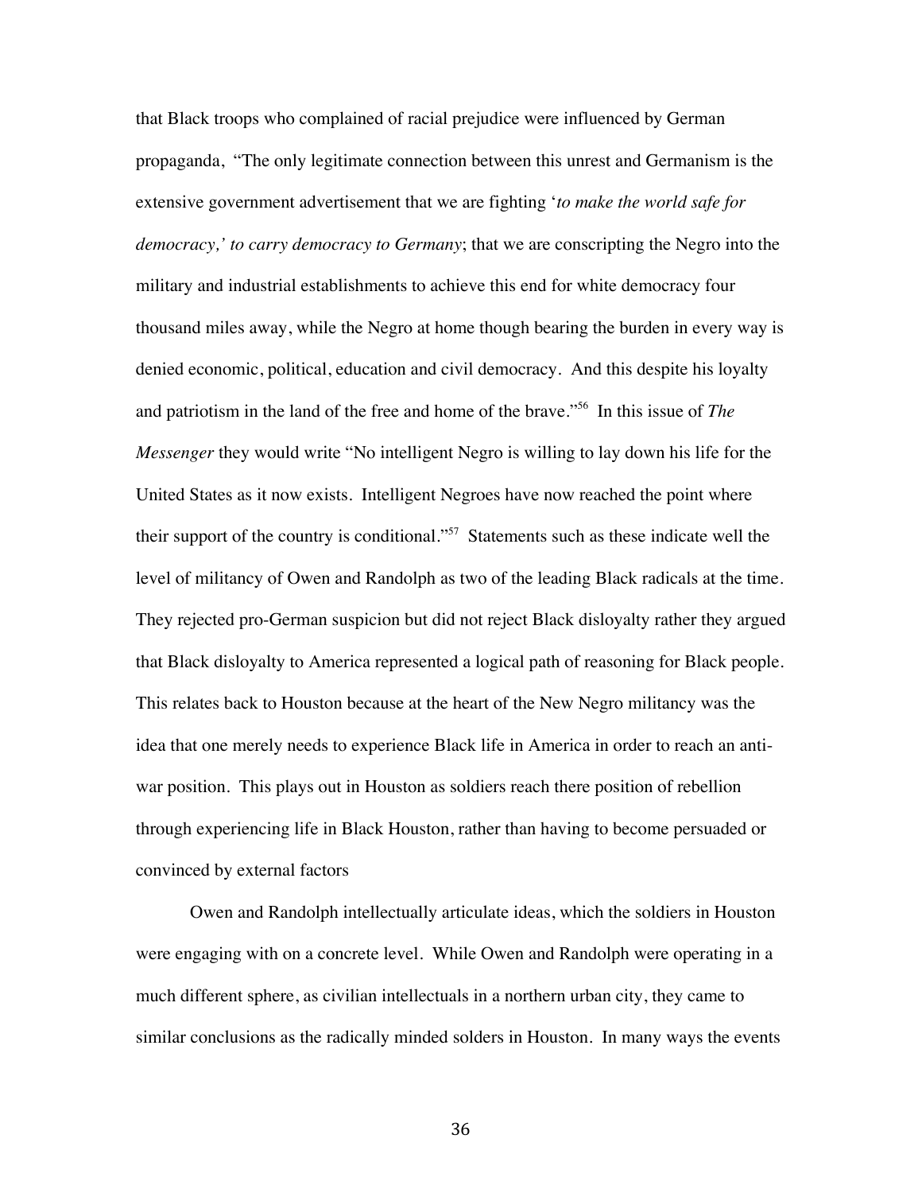that Black troops who complained of racial prejudice were influenced by German propaganda, "The only legitimate connection between this unrest and Germanism is the extensive government advertisement that we are fighting '*to make the world safe for democracy,' to carry democracy to Germany*; that we are conscripting the Negro into the military and industrial establishments to achieve this end for white democracy four thousand miles away, while the Negro at home though bearing the burden in every way is denied economic, political, education and civil democracy. And this despite his loyalty and patriotism in the land of the free and home of the brave."[56] In this issue of *The Messenger* they would write "No intelligent Negro is willing to lay down his life for the United States as it now exists. Intelligent Negroes have now reached the point where their support of the country is conditional."[57] Statements such as these indicate well the level of militancy of Owen and Randolph as two of the leading Black radicals at the time. They rejected pro-German suspicion but did not reject Black disloyalty rather they argued that Black disloyalty to America represented a logical path of reasoning for Black people. This relates back to Houston because at the heart of the New Negro militancy was the idea that one merely needs to experience Black life in America in order to reach an anti-war position. This plays out in Houston as soldiers reach there position of rebellion through experiencing life in Black Houston, rather than having to become persuaded or convinced by external factors

Owen and Randolph intellectually articulate ideas, which the soldiers in Houston were engaging with on a concrete level. While Owen and Randolph were operating in a much different sphere, as civilian intellectuals in a northern urban city, they came to similar conclusions as the radically minded solders in Houston. In many ways the events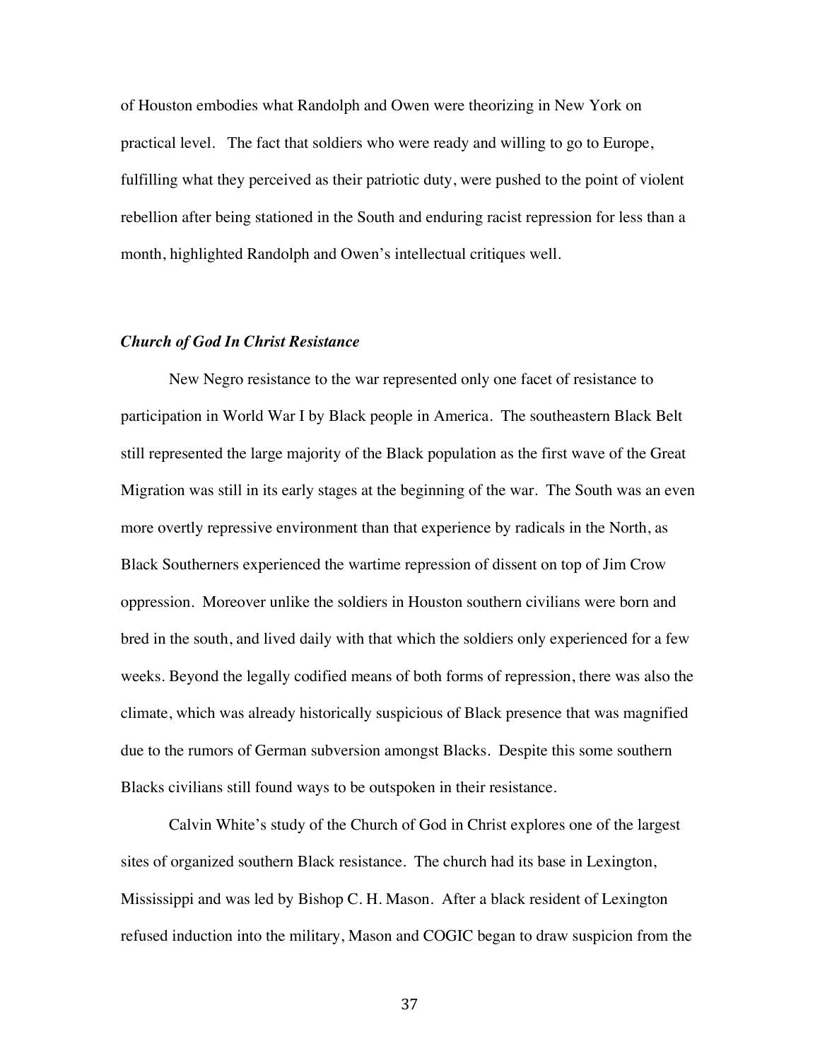of Houston embodies what Randolph and Owen were theorizing in New York on practical level. The fact that soldiers who were ready and willing to go to Europe, fulfilling what they perceived as their patriotic duty, were pushed to the point of violent rebellion after being stationed in the South and enduring racist repression for less than a month, highlighted Randolph and Owen's intellectual critiques well.

### ***Church of God In Christ Resistance***

New Negro resistance to the war represented only one facet of resistance to participation in World War I by Black people in America. The southeastern Black Belt still represented the large majority of the Black population as the first wave of the Great Migration was still in its early stages at the beginning of the war. The South was an even more overtly repressive environment than that experience by radicals in the North, as Black Southerners experienced the wartime repression of dissent on top of Jim Crow oppression. Moreover unlike the soldiers in Houston southern civilians were born and bred in the south, and lived daily with that which the soldiers only experienced for a few weeks. Beyond the legally codified means of both forms of repression, there was also the climate, which was already historically suspicious of Black presence that was magnified due to the rumors of German subversion amongst Blacks. Despite this some southern Blacks civilians still found ways to be outspoken in their resistance.

Calvin White's study of the Church of God in Christ explores one of the largest sites of organized southern Black resistance. The church had its base in Lexington, Mississippi and was led by Bishop C. H. Mason. After a black resident of Lexington refused induction into the military, Mason and COGIC began to draw suspicion from the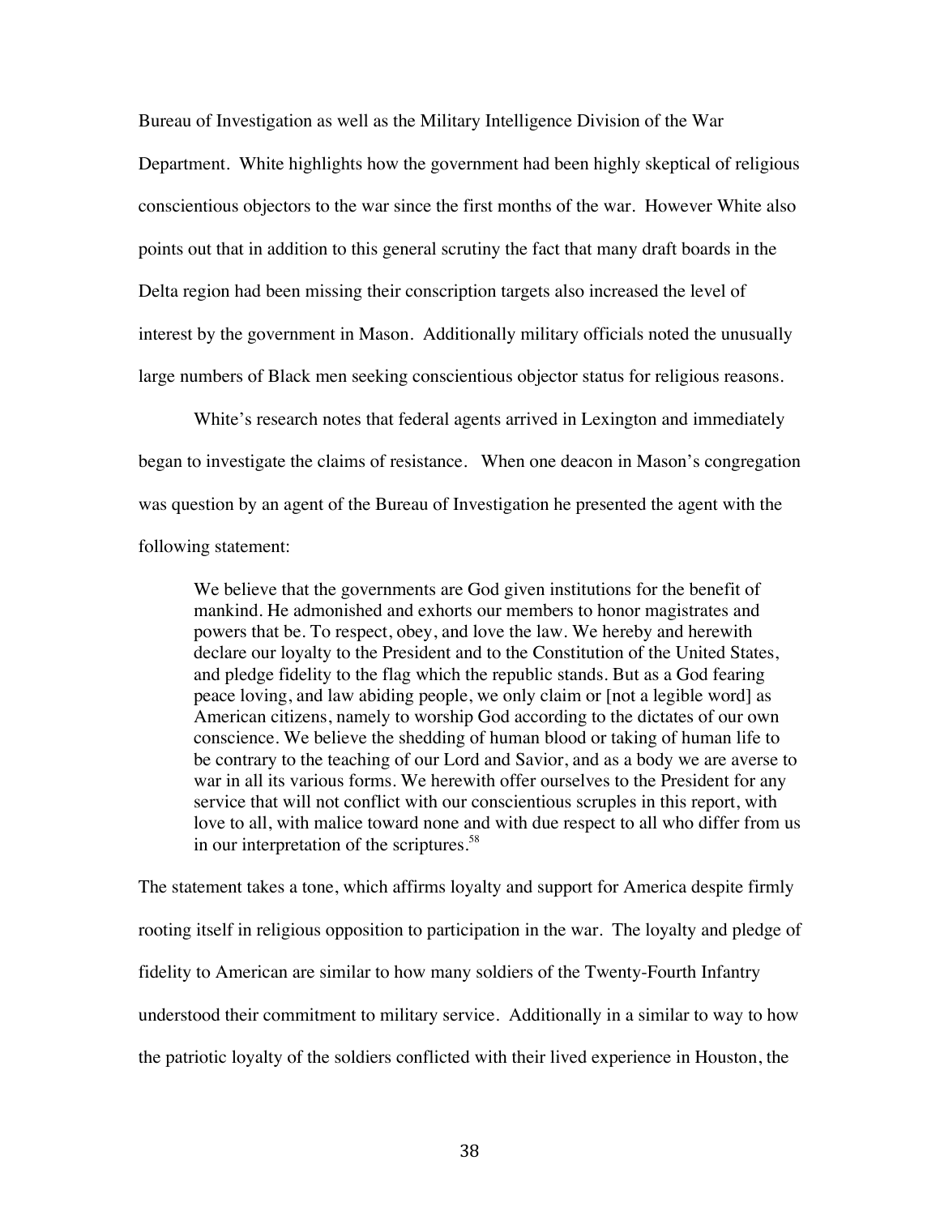Bureau of Investigation as well as the Military Intelligence Division of the War Department. White highlights how the government had been highly skeptical of religious conscientious objectors to the war since the first months of the war. However White also points out that in addition to this general scrutiny the fact that many draft boards in the Delta region had been missing their conscription targets also increased the level of interest by the government in Mason. Additionally military officials noted the unusually large numbers of Black men seeking conscientious objector status for religious reasons.

White's research notes that federal agents arrived in Lexington and immediately began to investigate the claims of resistance. When one deacon in Mason's congregation was question by an agent of the Bureau of Investigation he presented the agent with the following statement:

> We believe that the governments are God given institutions for the benefit of mankind. He admonished and exhorts our members to honor magistrates and powers that be. To respect, obey, and love the law. We hereby and herewith declare our loyalty to the President and to the Constitution of the United States, and pledge fidelity to the flag which the republic stands. But as a God fearing peace loving, and law abiding people, we only claim or [not a legible word] as American citizens, namely to worship God according to the dictates of our own conscience. We believe the shedding of human blood or taking of human life to be contrary to the teaching of our Lord and Savior, and as a body we are averse to war in all its various forms. We herewith offer ourselves to the President for any service that will not conflict with our conscientious scruples in this report, with love to all, with malice toward none and with due respect to all who differ from us in our interpretation of the scriptures.[58]

The statement takes a tone, which affirms loyalty and support for America despite firmly rooting itself in religious opposition to participation in the war. The loyalty and pledge of fidelity to American are similar to how many soldiers of the Twenty-Fourth Infantry understood their commitment to military service. Additionally in a similar to way to how the patriotic loyalty of the soldiers conflicted with their lived experience in Houston, the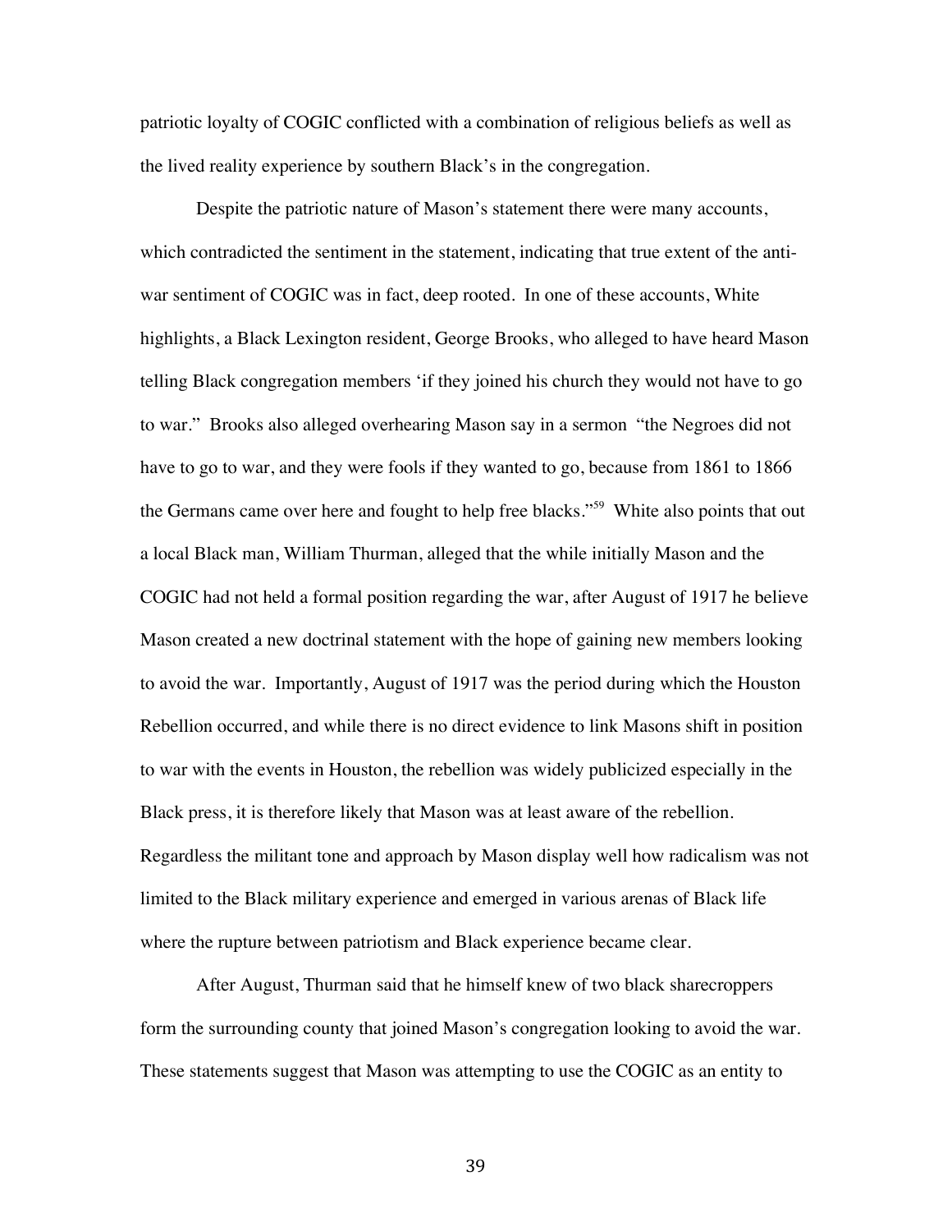patriotic loyalty of COGIC conflicted with a combination of religious beliefs as well as the lived reality experience by southern Black's in the congregation.

Despite the patriotic nature of Mason's statement there were many accounts, which contradicted the sentiment in the statement, indicating that true extent of the anti-war sentiment of COGIC was in fact, deep rooted. In one of these accounts, White highlights, a Black Lexington resident, George Brooks, who alleged to have heard Mason telling Black congregation members 'if they joined his church they would not have to go to war." Brooks also alleged overhearing Mason say in a sermon "the Negroes did not have to go to war, and they were fools if they wanted to go, because from 1861 to 1866 the Germans came over here and fought to help free blacks."[59] White also points that out a local Black man, William Thurman, alleged that the while initially Mason and the COGIC had not held a formal position regarding the war, after August of 1917 he believe Mason created a new doctrinal statement with the hope of gaining new members looking to avoid the war. Importantly, August of 1917 was the period during which the Houston Rebellion occurred, and while there is no direct evidence to link Masons shift in position to war with the events in Houston, the rebellion was widely publicized especially in the Black press, it is therefore likely that Mason was at least aware of the rebellion. Regardless the militant tone and approach by Mason display well how radicalism was not limited to the Black military experience and emerged in various arenas of Black life where the rupture between patriotism and Black experience became clear.

After August, Thurman said that he himself knew of two black sharecroppers form the surrounding county that joined Mason's congregation looking to avoid the war. These statements suggest that Mason was attempting to use the COGIC as an entity to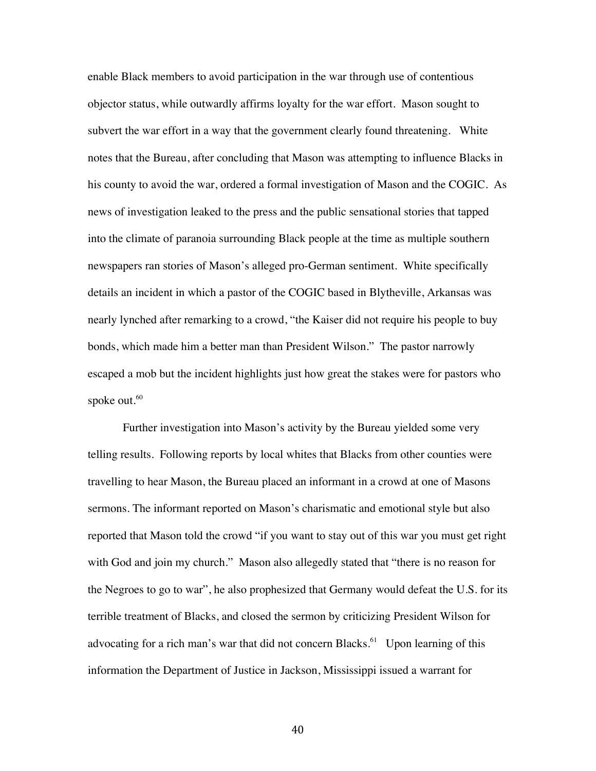enable Black members to avoid participation in the war through use of contentious objector status, while outwardly affirms loyalty for the war effort. Mason sought to subvert the war effort in a way that the government clearly found threatening. White notes that the Bureau, after concluding that Mason was attempting to influence Blacks in his county to avoid the war, ordered a formal investigation of Mason and the COGIC. As news of investigation leaked to the press and the public sensational stories that tapped into the climate of paranoia surrounding Black people at the time as multiple southern newspapers ran stories of Mason's alleged pro-German sentiment. White specifically details an incident in which a pastor of the COGIC based in Blytheville, Arkansas was nearly lynched after remarking to a crowd, "the Kaiser did not require his people to buy bonds, which made him a better man than President Wilson." The pastor narrowly escaped a mob but the incident highlights just how great the stakes were for pastors who spoke out.[60]

Further investigation into Mason's activity by the Bureau yielded some very telling results. Following reports by local whites that Blacks from other counties were travelling to hear Mason, the Bureau placed an informant in a crowd at one of Masons sermons. The informant reported on Mason's charismatic and emotional style but also reported that Mason told the crowd "if you want to stay out of this war you must get right with God and join my church." Mason also allegedly stated that "there is no reason for the Negroes to go to war", he also prophesized that Germany would defeat the U.S. for its terrible treatment of Blacks, and closed the sermon by criticizing President Wilson for advocating for a rich man's war that did not concern Blacks.[61] Upon learning of this information the Department of Justice in Jackson, Mississippi issued a warrant for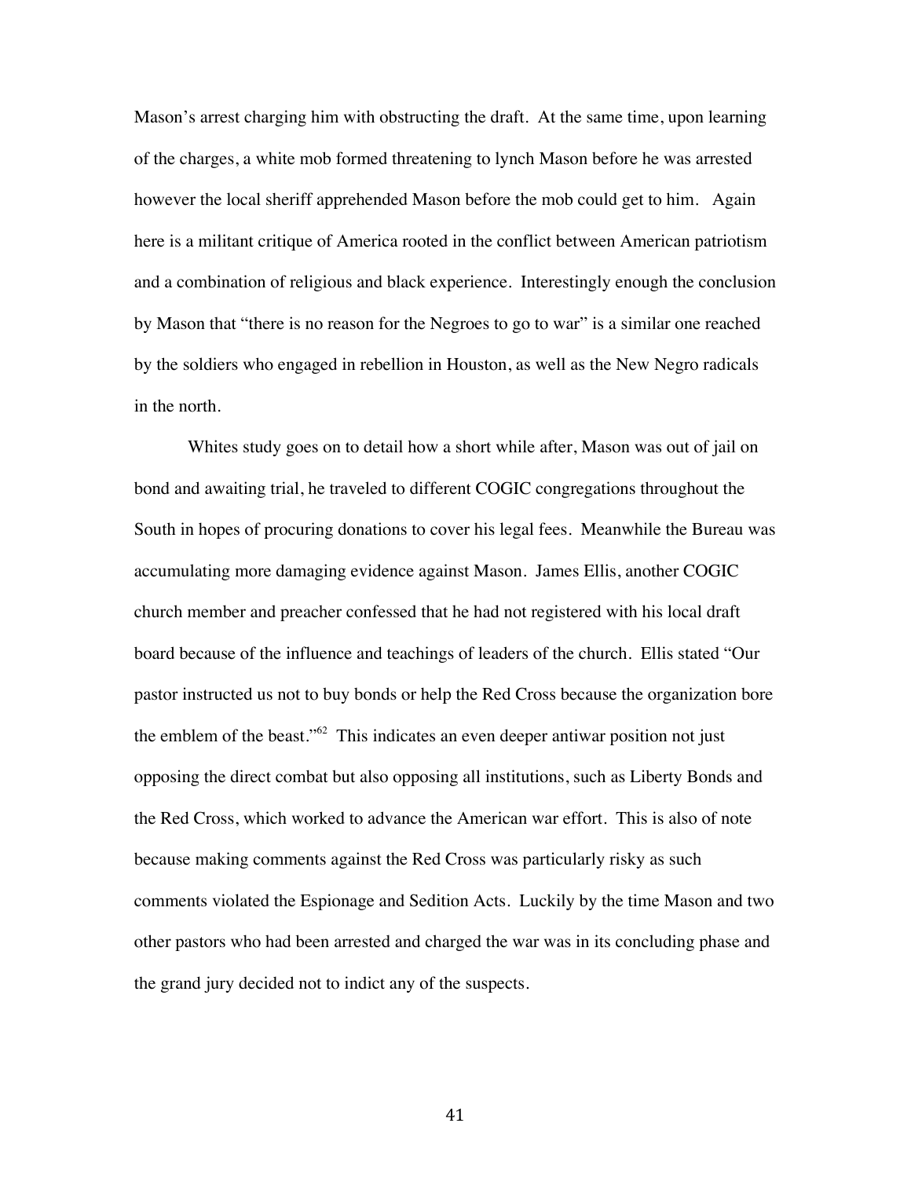Mason's arrest charging him with obstructing the draft. At the same time, upon learning of the charges, a white mob formed threatening to lynch Mason before he was arrested however the local sheriff apprehended Mason before the mob could get to him. Again here is a militant critique of America rooted in the conflict between American patriotism and a combination of religious and black experience. Interestingly enough the conclusion by Mason that "there is no reason for the Negroes to go to war" is a similar one reached by the soldiers who engaged in rebellion in Houston, as well as the New Negro radicals in the north.

Whites study goes on to detail how a short while after, Mason was out of jail on bond and awaiting trial, he traveled to different COGIC congregations throughout the South in hopes of procuring donations to cover his legal fees. Meanwhile the Bureau was accumulating more damaging evidence against Mason. James Ellis, another COGIC church member and preacher confessed that he had not registered with his local draft board because of the influence and teachings of leaders of the church. Ellis stated "Our pastor instructed us not to buy bonds or help the Red Cross because the organization bore the emblem of the beast."[62] This indicates an even deeper antiwar position not just opposing the direct combat but also opposing all institutions, such as Liberty Bonds and the Red Cross, which worked to advance the American war effort. This is also of note because making comments against the Red Cross was particularly risky as such comments violated the Espionage and Sedition Acts. Luckily by the time Mason and two other pastors who had been arrested and charged the war was in its concluding phase and the grand jury decided not to indict any of the suspects.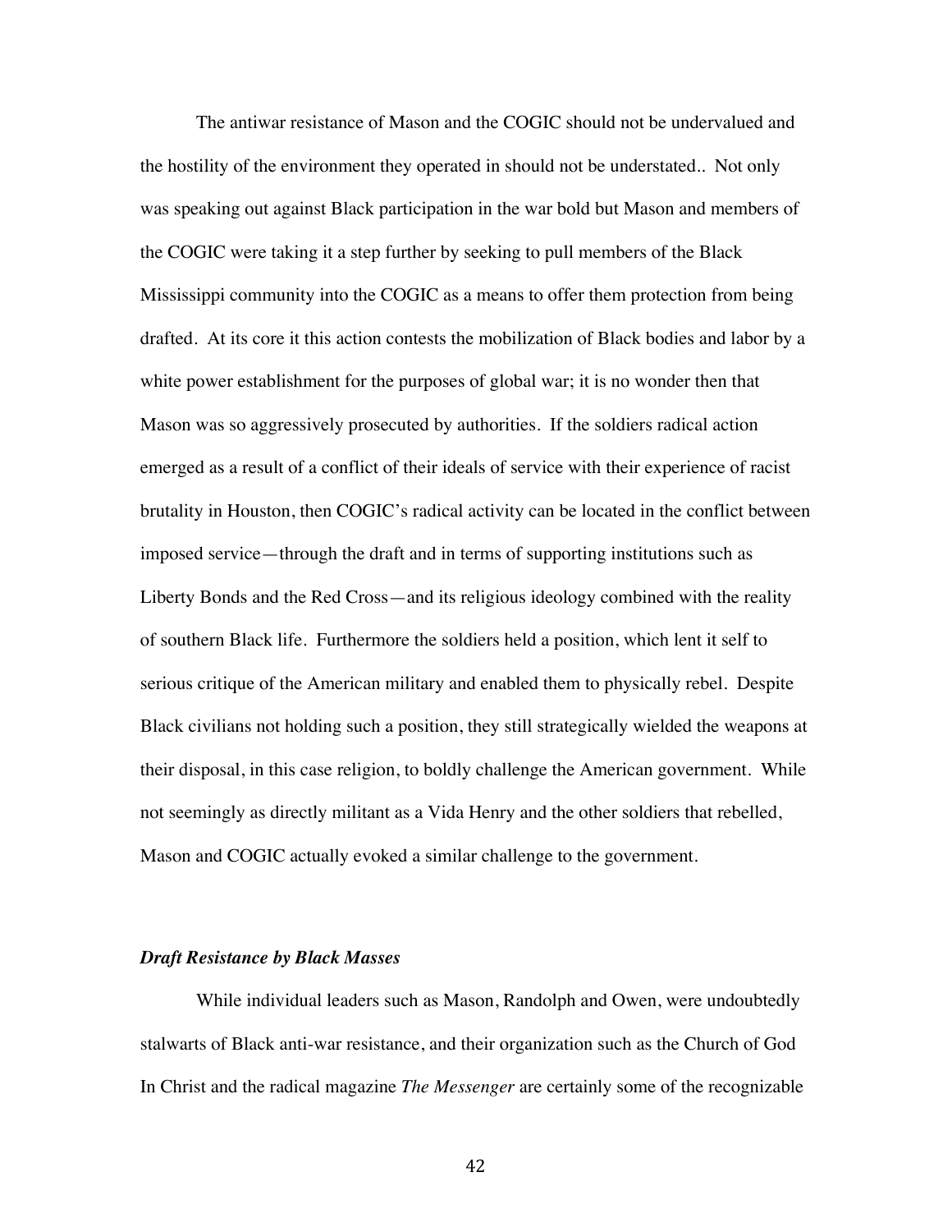The antiwar resistance of Mason and the COGIC should not be undervalued and the hostility of the environment they operated in should not be understated.. Not only was speaking out against Black participation in the war bold but Mason and members of the COGIC were taking it a step further by seeking to pull members of the Black Mississippi community into the COGIC as a means to offer them protection from being drafted. At its core it this action contests the mobilization of Black bodies and labor by a white power establishment for the purposes of global war; it is no wonder then that Mason was so aggressively prosecuted by authorities. If the soldiers radical action emerged as a result of a conflict of their ideals of service with their experience of racist brutality in Houston, then COGIC's radical activity can be located in the conflict between imposed service—through the draft and in terms of supporting institutions such as Liberty Bonds and the Red Cross—and its religious ideology combined with the reality of southern Black life. Furthermore the soldiers held a position, which lent it self to serious critique of the American military and enabled them to physically rebel. Despite Black civilians not holding such a position, they still strategically wielded the weapons at their disposal, in this case religion, to boldly challenge the American government. While not seemingly as directly militant as a Vida Henry and the other soldiers that rebelled, Mason and COGIC actually evoked a similar challenge to the government.

### *Draft Resistance by Black Masses*

While individual leaders such as Mason, Randolph and Owen, were undoubtedly stalwarts of Black anti-war resistance, and their organization such as the Church of God In Christ and the radical magazine *The Messenger* are certainly some of the recognizable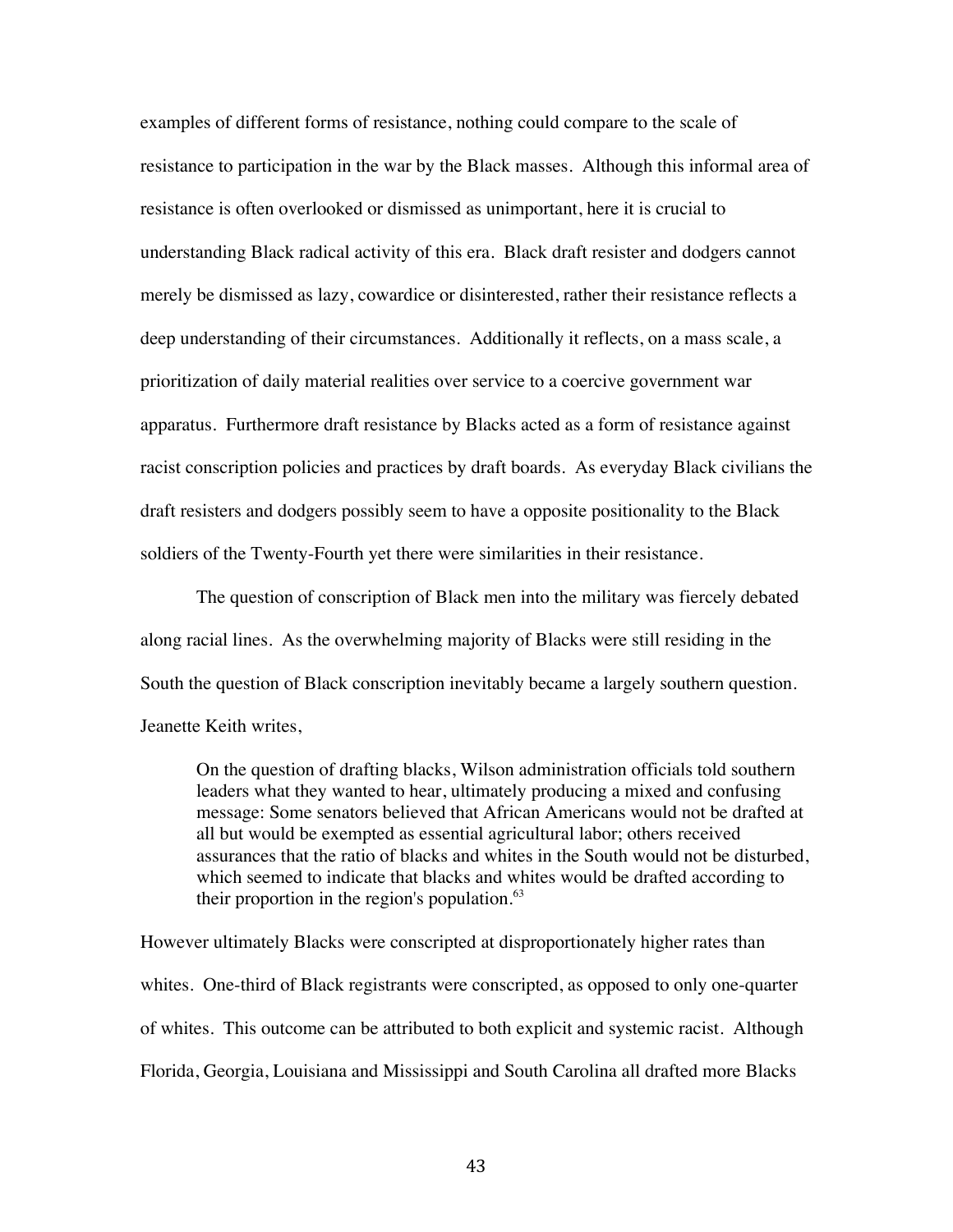examples of different forms of resistance, nothing could compare to the scale of resistance to participation in the war by the Black masses. Although this informal area of resistance is often overlooked or dismissed as unimportant, here it is crucial to understanding Black radical activity of this era. Black draft resister and dodgers cannot merely be dismissed as lazy, cowardice or disinterested, rather their resistance reflects a deep understanding of their circumstances. Additionally it reflects, on a mass scale, a prioritization of daily material realities over service to a coercive government war apparatus. Furthermore draft resistance by Blacks acted as a form of resistance against racist conscription policies and practices by draft boards. As everyday Black civilians the draft resisters and dodgers possibly seem to have a opposite positionality to the Black soldiers of the Twenty-Fourth yet there were similarities in their resistance.

The question of conscription of Black men into the military was fiercely debated along racial lines. As the overwhelming majority of Blacks were still residing in the South the question of Black conscription inevitably became a largely southern question. Jeanette Keith writes,

> On the question of drafting blacks, Wilson administration officials told southern leaders what they wanted to hear, ultimately producing a mixed and confusing message: Some senators believed that African Americans would not be drafted at all but would be exempted as essential agricultural labor; others received assurances that the ratio of blacks and whites in the South would not be disturbed, which seemed to indicate that blacks and whites would be drafted according to their proportion in the region's population.[63]

However ultimately Blacks were conscripted at disproportionately higher rates than whites. One-third of Black registrants were conscripted, as opposed to only one-quarter of whites. This outcome can be attributed to both explicit and systemic racist. Although Florida, Georgia, Louisiana and Mississippi and South Carolina all drafted more Blacks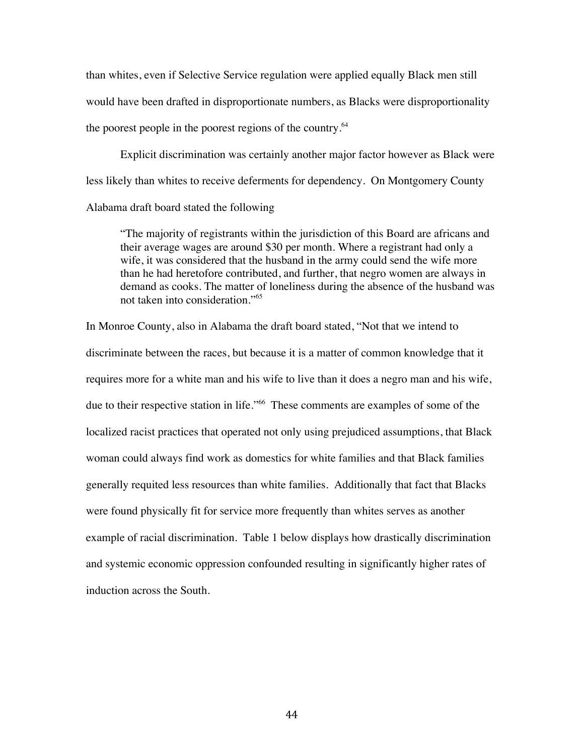than whites, even if Selective Service regulation were applied equally Black men still would have been drafted in disproportionate numbers, as Blacks were disproportionality the poorest people in the poorest regions of the country.[64]

Explicit discrimination was certainly another major factor however as Black were less likely than whites to receive deferments for dependency. On Montgomery County Alabama draft board stated the following

> "The majority of registrants within the jurisdiction of this Board are africans and their average wages are around $30 per month. Where a registrant had only a wife, it was considered that the husband in the army could send the wife more than he had heretofore contributed, and further, that negro women are always in demand as cooks. The matter of loneliness during the absence of the husband was not taken into consideration."[65]

In Monroe County, also in Alabama the draft board stated, "Not that we intend to discriminate between the races, but because it is a matter of common knowledge that it requires more for a white man and his wife to live than it does a negro man and his wife, due to their respective station in life."[66] These comments are examples of some of the localized racist practices that operated not only using prejudiced assumptions, that Black woman could always find work as domestics for white families and that Black families generally requited less resources than white families. Additionally that fact that Blacks were found physically fit for service more frequently than whites serves as another example of racial discrimination. Table 1 below displays how drastically discrimination and systemic economic oppression confounded resulting in significantly higher rates of induction across the South.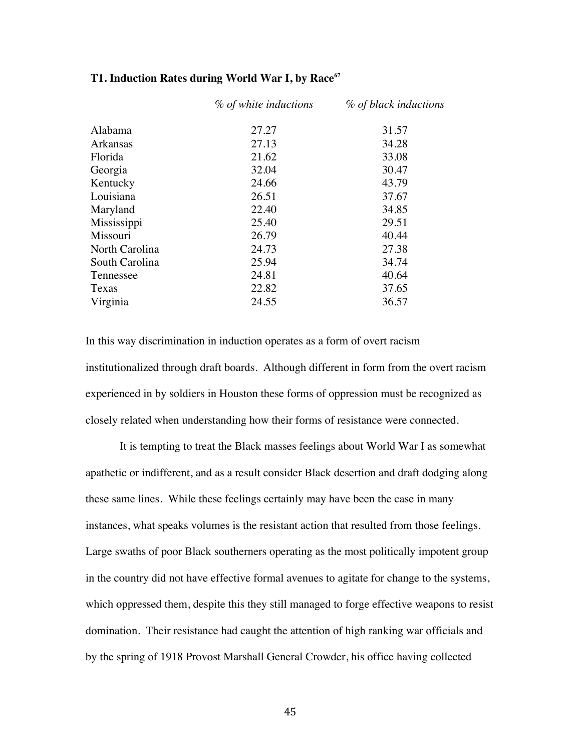**T1. Induction Rates during World War I, by Race[67]**

| | *% of white inductions* | *% of black inductions* |
|---|---|---|
| Alabama | 27.27 | 31.57 |
| Arkansas | 27.13 | 34.28 |
| Florida | 21.62 | 33.08 |
| Georgia | 32.04 | 30.47 |
| Kentucky | 24.66 | 43.79 |
| Louisiana | 26.51 | 37.67 |
| Maryland | 22.40 | 34.85 |
| Mississippi | 25.40 | 29.51 |
| Missouri | 26.79 | 40.44 |
| North Carolina | 24.73 | 27.38 |
| South Carolina | 25.94 | 34.74 |
| Tennessee | 24.81 | 40.64 |
| Texas | 22.82 | 37.65 |
| Virginia | 24.55 | 36.57 |

In this way discrimination in induction operates as a form of overt racism institutionalized through draft boards. Although different in form from the overt racism experienced in by soldiers in Houston these forms of oppression must be recognized as closely related when understanding how their forms of resistance were connected.

It is tempting to treat the Black masses feelings about World War I as somewhat apathetic or indifferent, and as a result consider Black desertion and draft dodging along these same lines. While these feelings certainly may have been the case in many instances, what speaks volumes is the resistant action that resulted from those feelings. Large swaths of poor Black southerners operating as the most politically impotent group in the country did not have effective formal avenues to agitate for change to the systems, which oppressed them, despite this they still managed to forge effective weapons to resist domination. Their resistance had caught the attention of high ranking war officials and by the spring of 1918 Provost Marshall General Crowder, his office having collected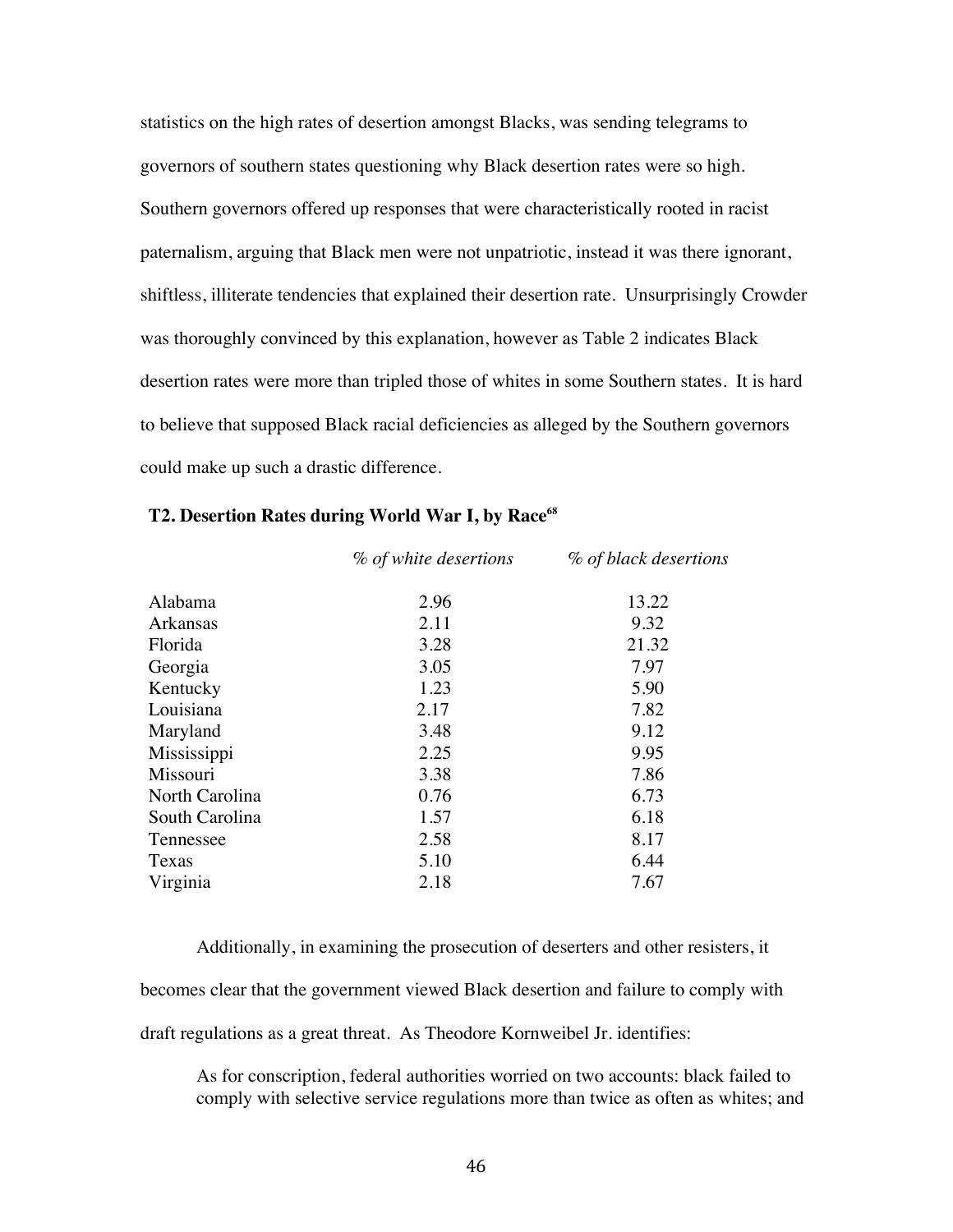statistics on the high rates of desertion amongst Blacks, was sending telegrams to governors of southern states questioning why Black desertion rates were so high. Southern governors offered up responses that were characteristically rooted in racist paternalism, arguing that Black men were not unpatriotic, instead it was there ignorant, shiftless, illiterate tendencies that explained their desertion rate. Unsurprisingly Crowder was thoroughly convinced by this explanation, however as Table 2 indicates Black desertion rates were more than tripled those of whites in some Southern states. It is hard to believe that supposed Black racial deficiencies as alleged by the Southern governors could make up such a drastic difference.

**T2. Desertion Rates during World War I, by Race[68]**

| | *% of white desertions* | *% of black desertions* |
|---|---|---|
| Alabama | 2.96 | 13.22 |
| Arkansas | 2.11 | 9.32 |
| Florida | 3.28 | 21.32 |
| Georgia | 3.05 | 7.97 |
| Kentucky | 1.23 | 5.90 |
| Louisiana | 2.17 | 7.82 |
| Maryland | 3.48 | 9.12 |
| Mississippi | 2.25 | 9.95 |
| Missouri | 3.38 | 7.86 |
| North Carolina | 0.76 | 6.73 |
| South Carolina | 1.57 | 6.18 |
| Tennessee | 2.58 | 8.17 |
| Texas | 5.10 | 6.44 |
| Virginia | 2.18 | 7.67 |

Additionally, in examining the prosecution of deserters and other resisters, it becomes clear that the government viewed Black desertion and failure to comply with draft regulations as a great threat. As Theodore Kornweibel Jr. identifies:

> As for conscription, federal authorities worried on two accounts: black failed to comply with selective service regulations more than twice as often as whites; and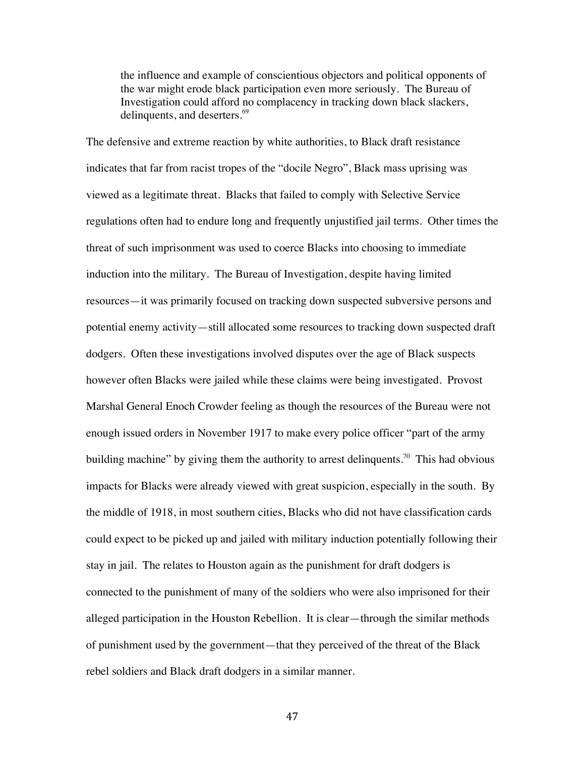> the influence and example of conscientious objectors and political opponents of the war might erode black participation even more seriously. The Bureau of Investigation could afford no complacency in tracking down black slackers, delinquents, and deserters.[69]

The defensive and extreme reaction by white authorities, to Black draft resistance indicates that far from racist tropes of the "docile Negro", Black mass uprising was viewed as a legitimate threat. Blacks that failed to comply with Selective Service regulations often had to endure long and frequently unjustified jail terms. Other times the threat of such imprisonment was used to coerce Blacks into choosing to immediate induction into the military. The Bureau of Investigation, despite having limited resources—it was primarily focused on tracking down suspected subversive persons and potential enemy activity—still allocated some resources to tracking down suspected draft dodgers. Often these investigations involved disputes over the age of Black suspects however often Blacks were jailed while these claims were being investigated. Provost Marshal General Enoch Crowder feeling as though the resources of the Bureau were not enough issued orders in November 1917 to make every police officer "part of the army building machine" by giving them the authority to arrest delinquents.[70] This had obvious impacts for Blacks were already viewed with great suspicion, especially in the south. By the middle of 1918, in most southern cities, Blacks who did not have classification cards could expect to be picked up and jailed with military induction potentially following their stay in jail. The relates to Houston again as the punishment for draft dodgers is connected to the punishment of many of the soldiers who were also imprisoned for their alleged participation in the Houston Rebellion. It is clear—through the similar methods of punishment used by the government—that they perceived of the threat of the Black rebel soldiers and Black draft dodgers in a similar manner.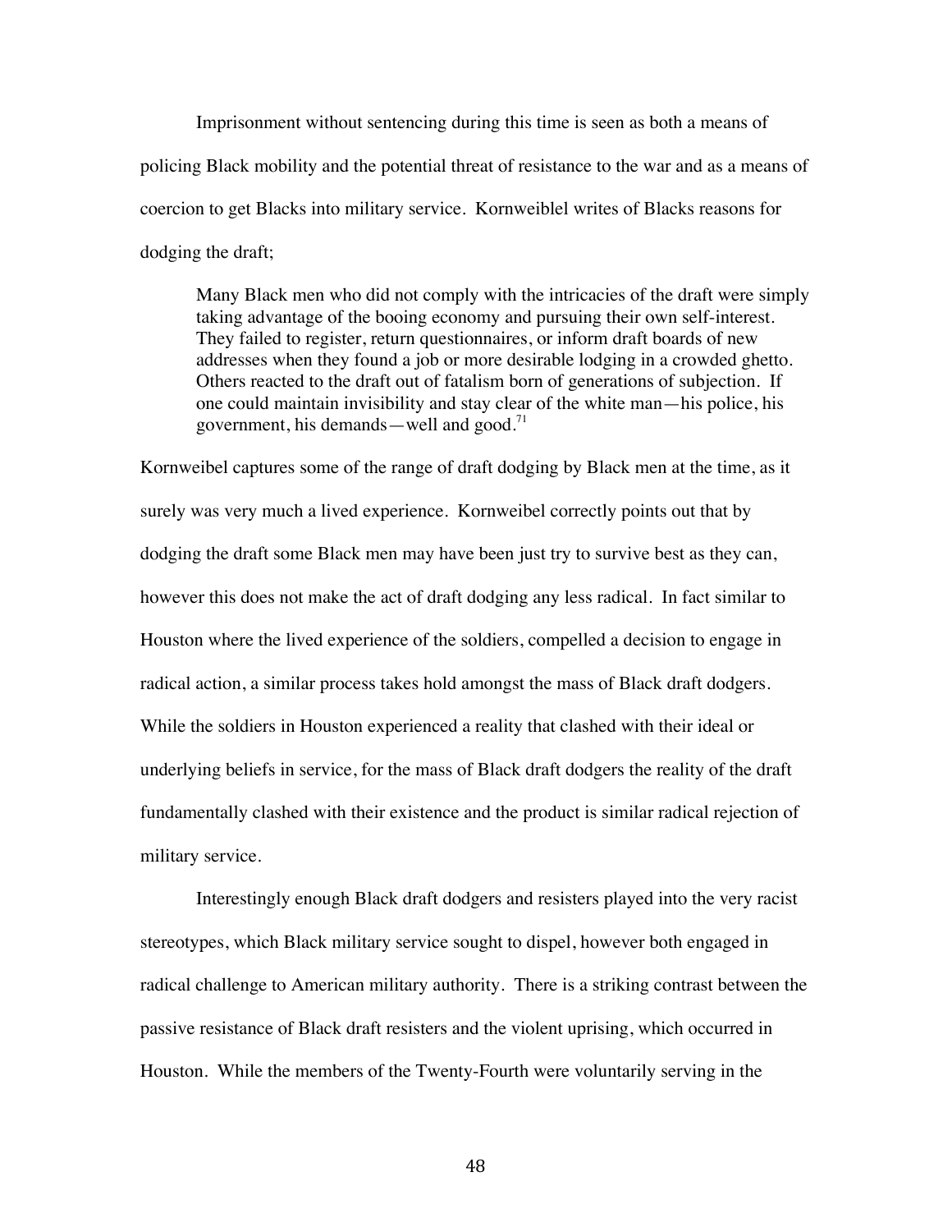Imprisonment without sentencing during this time is seen as both a means of policing Black mobility and the potential threat of resistance to the war and as a means of coercion to get Blacks into military service. Kornweiblel writes of Blacks reasons for dodging the draft;

> Many Black men who did not comply with the intricacies of the draft were simply taking advantage of the booing economy and pursuing their own self-interest. They failed to register, return questionnaires, or inform draft boards of new addresses when they found a job or more desirable lodging in a crowded ghetto. Others reacted to the draft out of fatalism born of generations of subjection. If one could maintain invisibility and stay clear of the white man—his police, his government, his demands—well and good.[71]

Kornweibel captures some of the range of draft dodging by Black men at the time, as it surely was very much a lived experience. Kornweibel correctly points out that by dodging the draft some Black men may have been just try to survive best as they can, however this does not make the act of draft dodging any less radical. In fact similar to Houston where the lived experience of the soldiers, compelled a decision to engage in radical action, a similar process takes hold amongst the mass of Black draft dodgers. While the soldiers in Houston experienced a reality that clashed with their ideal or underlying beliefs in service, for the mass of Black draft dodgers the reality of the draft fundamentally clashed with their existence and the product is similar radical rejection of military service.

Interestingly enough Black draft dodgers and resisters played into the very racist stereotypes, which Black military service sought to dispel, however both engaged in radical challenge to American military authority. There is a striking contrast between the passive resistance of Black draft resisters and the violent uprising, which occurred in Houston. While the members of the Twenty-Fourth were voluntarily serving in the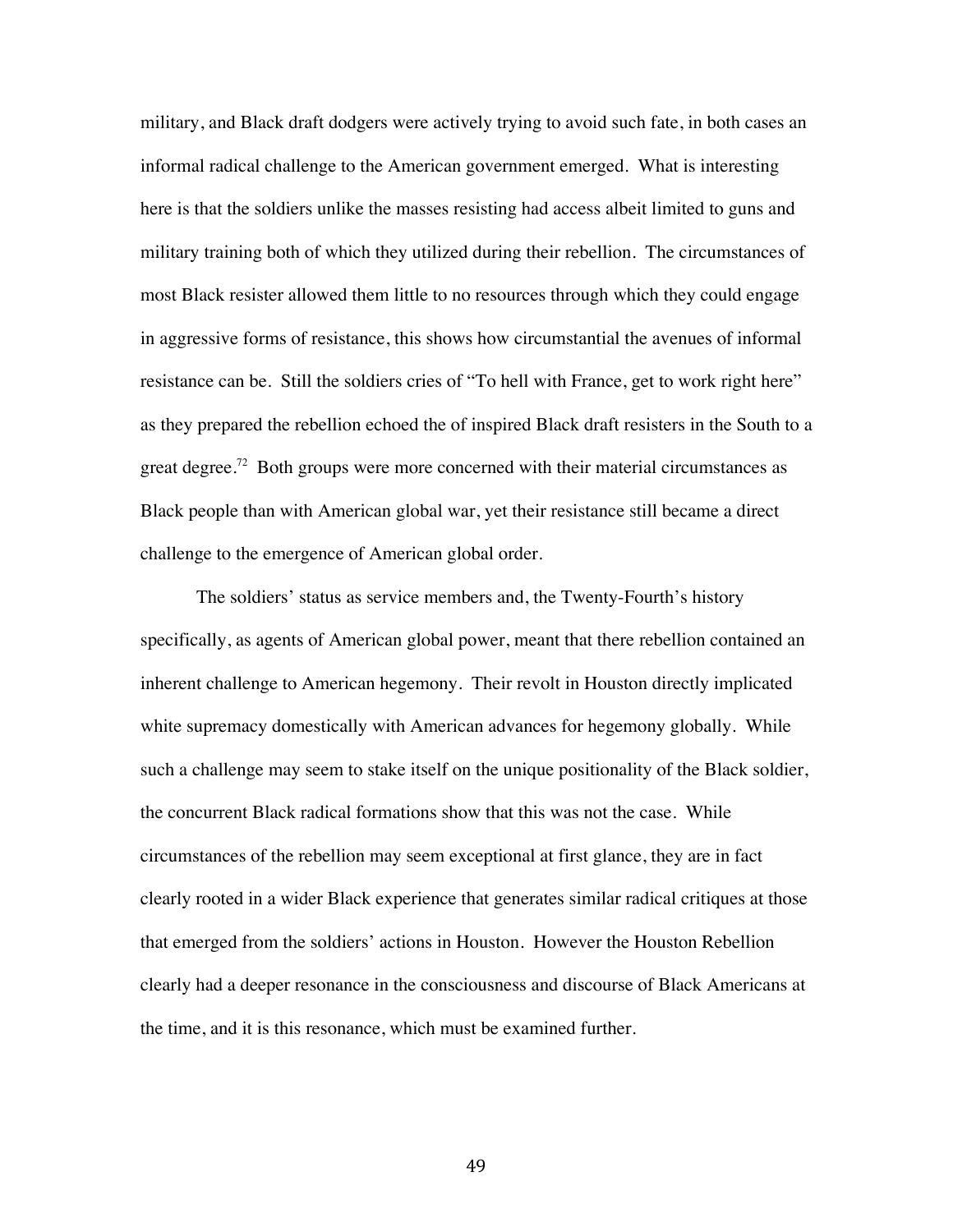military, and Black draft dodgers were actively trying to avoid such fate, in both cases an informal radical challenge to the American government emerged. What is interesting here is that the soldiers unlike the masses resisting had access albeit limited to guns and military training both of which they utilized during their rebellion. The circumstances of most Black resister allowed them little to no resources through which they could engage in aggressive forms of resistance, this shows how circumstantial the avenues of informal resistance can be. Still the soldiers cries of "To hell with France, get to work right here" as they prepared the rebellion echoed the of inspired Black draft resisters in the South to a great degree.[72] Both groups were more concerned with their material circumstances as Black people than with American global war, yet their resistance still became a direct challenge to the emergence of American global order.

The soldiers' status as service members and, the Twenty-Fourth's history specifically, as agents of American global power, meant that there rebellion contained an inherent challenge to American hegemony. Their revolt in Houston directly implicated white supremacy domestically with American advances for hegemony globally. While such a challenge may seem to stake itself on the unique positionality of the Black soldier, the concurrent Black radical formations show that this was not the case. While circumstances of the rebellion may seem exceptional at first glance, they are in fact clearly rooted in a wider Black experience that generates similar radical critiques at those that emerged from the soldiers' actions in Houston. However the Houston Rebellion clearly had a deeper resonance in the consciousness and discourse of Black Americans at the time, and it is this resonance, which must be examined further.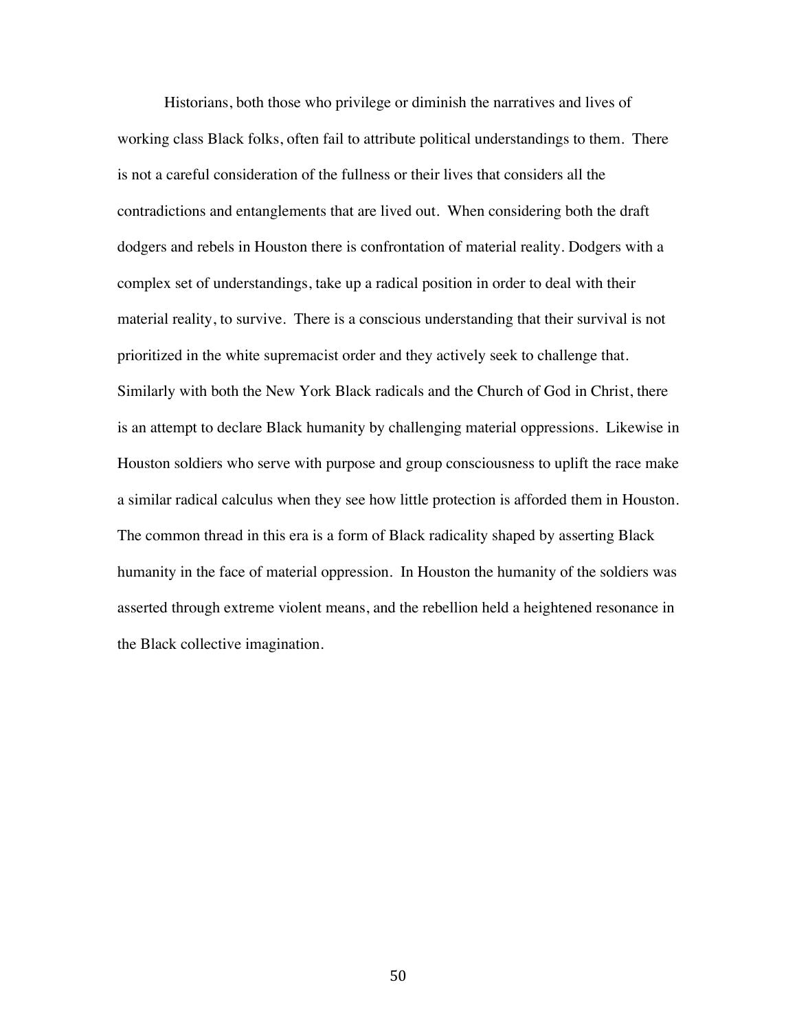Historians, both those who privilege or diminish the narratives and lives of working class Black folks, often fail to attribute political understandings to them. There is not a careful consideration of the fullness or their lives that considers all the contradictions and entanglements that are lived out. When considering both the draft dodgers and rebels in Houston there is confrontation of material reality. Dodgers with a complex set of understandings, take up a radical position in order to deal with their material reality, to survive. There is a conscious understanding that their survival is not prioritized in the white supremacist order and they actively seek to challenge that. Similarly with both the New York Black radicals and the Church of God in Christ, there is an attempt to declare Black humanity by challenging material oppressions. Likewise in Houston soldiers who serve with purpose and group consciousness to uplift the race make a similar radical calculus when they see how little protection is afforded them in Houston. The common thread in this era is a form of Black radicality shaped by asserting Black humanity in the face of material oppression. In Houston the humanity of the soldiers was asserted through extreme violent means, and the rebellion held a heightened resonance in the Black collective imagination.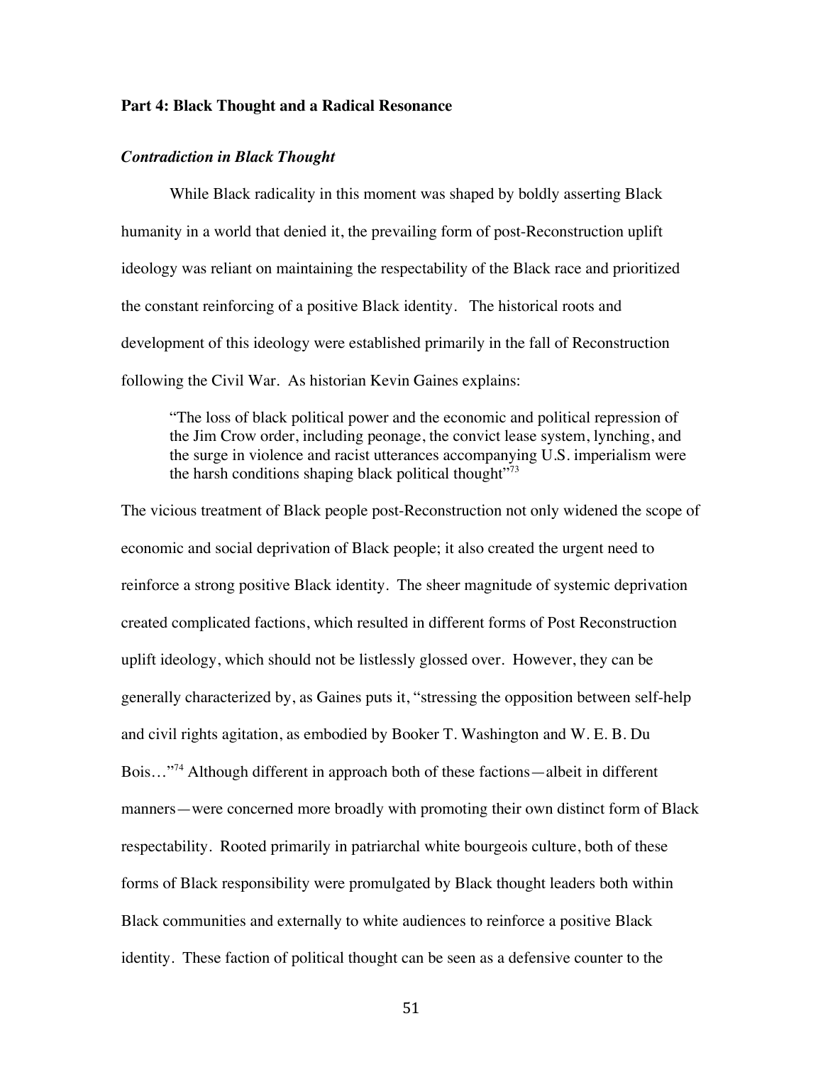## Part 4: Black Thought and a Radical Resonance

### *Contradiction in Black Thought*

While Black radicality in this moment was shaped by boldly asserting Black humanity in a world that denied it, the prevailing form of post-Reconstruction uplift ideology was reliant on maintaining the respectability of the Black race and prioritized the constant reinforcing of a positive Black identity. The historical roots and development of this ideology were established primarily in the fall of Reconstruction following the Civil War. As historian Kevin Gaines explains:

> "The loss of black political power and the economic and political repression of the Jim Crow order, including peonage, the convict lease system, lynching, and the surge in violence and racist utterances accompanying U.S. imperialism were the harsh conditions shaping black political thought"[73]

The vicious treatment of Black people post-Reconstruction not only widened the scope of economic and social deprivation of Black people; it also created the urgent need to reinforce a strong positive Black identity. The sheer magnitude of systemic deprivation created complicated factions, which resulted in different forms of Post Reconstruction uplift ideology, which should not be listlessly glossed over. However, they can be generally characterized by, as Gaines puts it, "stressing the opposition between self-help and civil rights agitation, as embodied by Booker T. Washington and W. E. B. Du Bois…"[74] Although different in approach both of these factions—albeit in different manners—were concerned more broadly with promoting their own distinct form of Black respectability. Rooted primarily in patriarchal white bourgeois culture, both of these forms of Black responsibility were promulgated by Black thought leaders both within Black communities and externally to white audiences to reinforce a positive Black identity. These faction of political thought can be seen as a defensive counter to the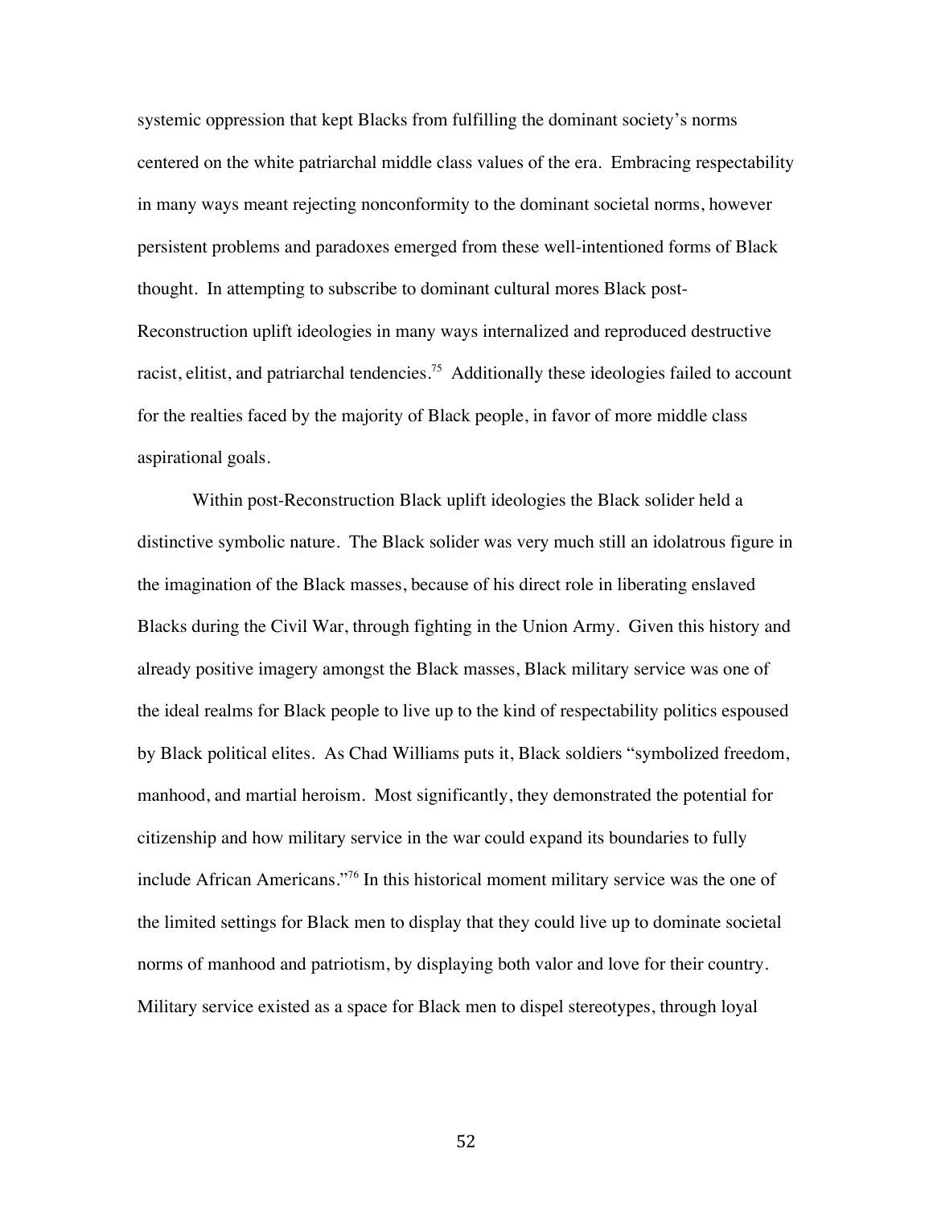systemic oppression that kept Blacks from fulfilling the dominant society's norms centered on the white patriarchal middle class values of the era. Embracing respectability in many ways meant rejecting nonconformity to the dominant societal norms, however persistent problems and paradoxes emerged from these well-intentioned forms of Black thought. In attempting to subscribe to dominant cultural mores Black post-Reconstruction uplift ideologies in many ways internalized and reproduced destructive racist, elitist, and patriarchal tendencies.[75] Additionally these ideologies failed to account for the realties faced by the majority of Black people, in favor of more middle class aspirational goals.

Within post-Reconstruction Black uplift ideologies the Black solider held a distinctive symbolic nature. The Black solider was very much still an idolatrous figure in the imagination of the Black masses, because of his direct role in liberating enslaved Blacks during the Civil War, through fighting in the Union Army. Given this history and already positive imagery amongst the Black masses, Black military service was one of the ideal realms for Black people to live up to the kind of respectability politics espoused by Black political elites. As Chad Williams puts it, Black soldiers "symbolized freedom, manhood, and martial heroism. Most significantly, they demonstrated the potential for citizenship and how military service in the war could expand its boundaries to fully include African Americans."[76] In this historical moment military service was the one of the limited settings for Black men to display that they could live up to dominate societal norms of manhood and patriotism, by displaying both valor and love for their country. Military service existed as a space for Black men to dispel stereotypes, through loyal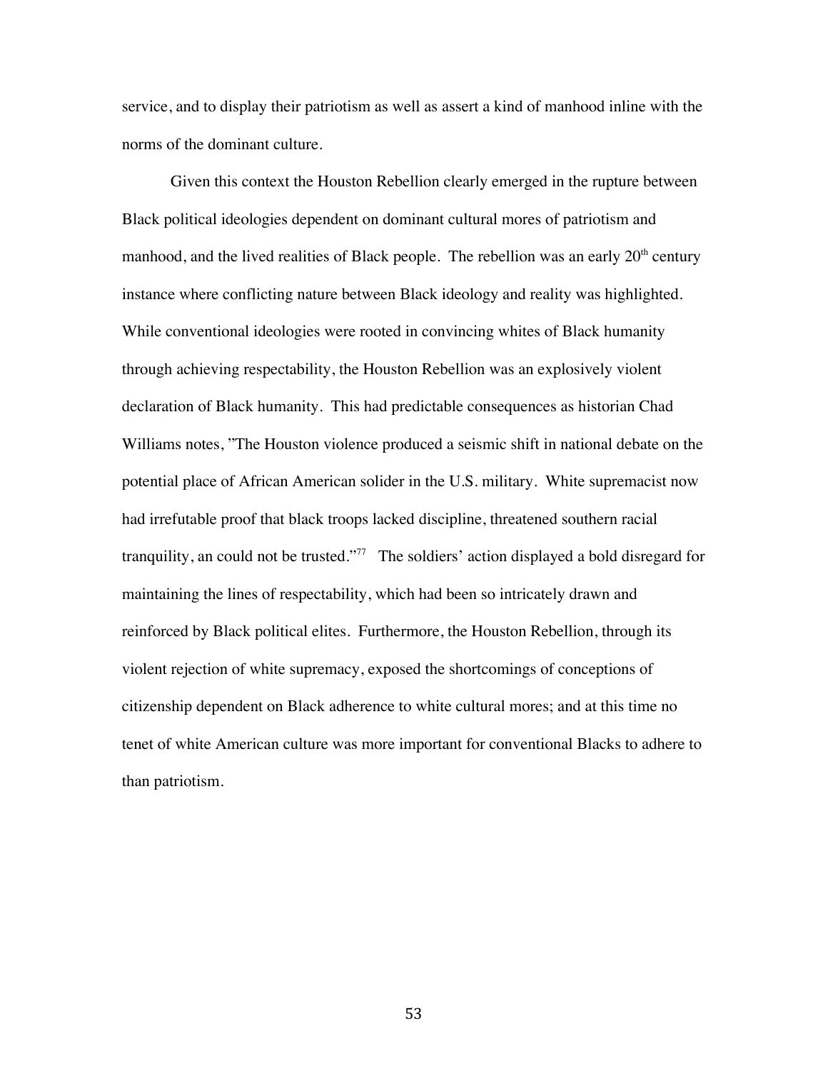service, and to display their patriotism as well as assert a kind of manhood inline with the norms of the dominant culture.

Given this context the Houston Rebellion clearly emerged in the rupture between Black political ideologies dependent on dominant cultural mores of patriotism and manhood, and the lived realities of Black people. The rebellion was an early 20th century instance where conflicting nature between Black ideology and reality was highlighted. While conventional ideologies were rooted in convincing whites of Black humanity through achieving respectability, the Houston Rebellion was an explosively violent declaration of Black humanity. This had predictable consequences as historian Chad Williams notes, "The Houston violence produced a seismic shift in national debate on the potential place of African American solider in the U.S. military. White supremacist now had irrefutable proof that black troops lacked discipline, threatened southern racial tranquility, an could not be trusted."[77] The soldiers' action displayed a bold disregard for maintaining the lines of respectability, which had been so intricately drawn and reinforced by Black political elites. Furthermore, the Houston Rebellion, through its violent rejection of white supremacy, exposed the shortcomings of conceptions of citizenship dependent on Black adherence to white cultural mores; and at this time no tenet of white American culture was more important for conventional Blacks to adhere to than patriotism.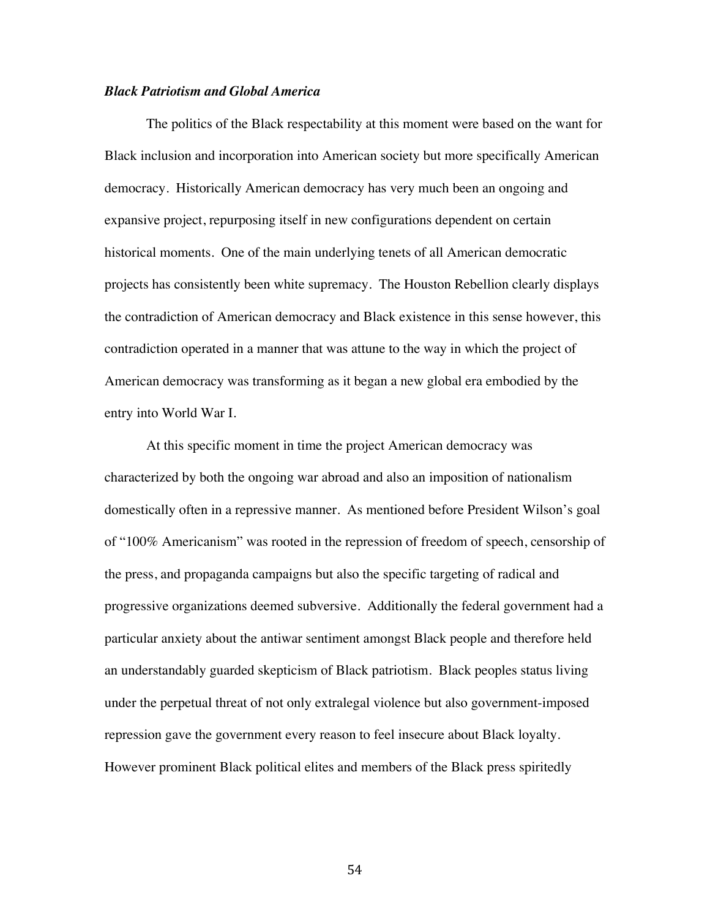### ***Black Patriotism and Global America***

The politics of the Black respectability at this moment were based on the want for Black inclusion and incorporation into American society but more specifically American democracy. Historically American democracy has very much been an ongoing and expansive project, repurposing itself in new configurations dependent on certain historical moments. One of the main underlying tenets of all American democratic projects has consistently been white supremacy. The Houston Rebellion clearly displays the contradiction of American democracy and Black existence in this sense however, this contradiction operated in a manner that was attune to the way in which the project of American democracy was transforming as it began a new global era embodied by the entry into World War I.

At this specific moment in time the project American democracy was characterized by both the ongoing war abroad and also an imposition of nationalism domestically often in a repressive manner. As mentioned before President Wilson's goal of "100% Americanism" was rooted in the repression of freedom of speech, censorship of the press, and propaganda campaigns but also the specific targeting of radical and progressive organizations deemed subversive. Additionally the federal government had a particular anxiety about the antiwar sentiment amongst Black people and therefore held an understandably guarded skepticism of Black patriotism. Black peoples status living under the perpetual threat of not only extralegal violence but also government-imposed repression gave the government every reason to feel insecure about Black loyalty. However prominent Black political elites and members of the Black press spiritedly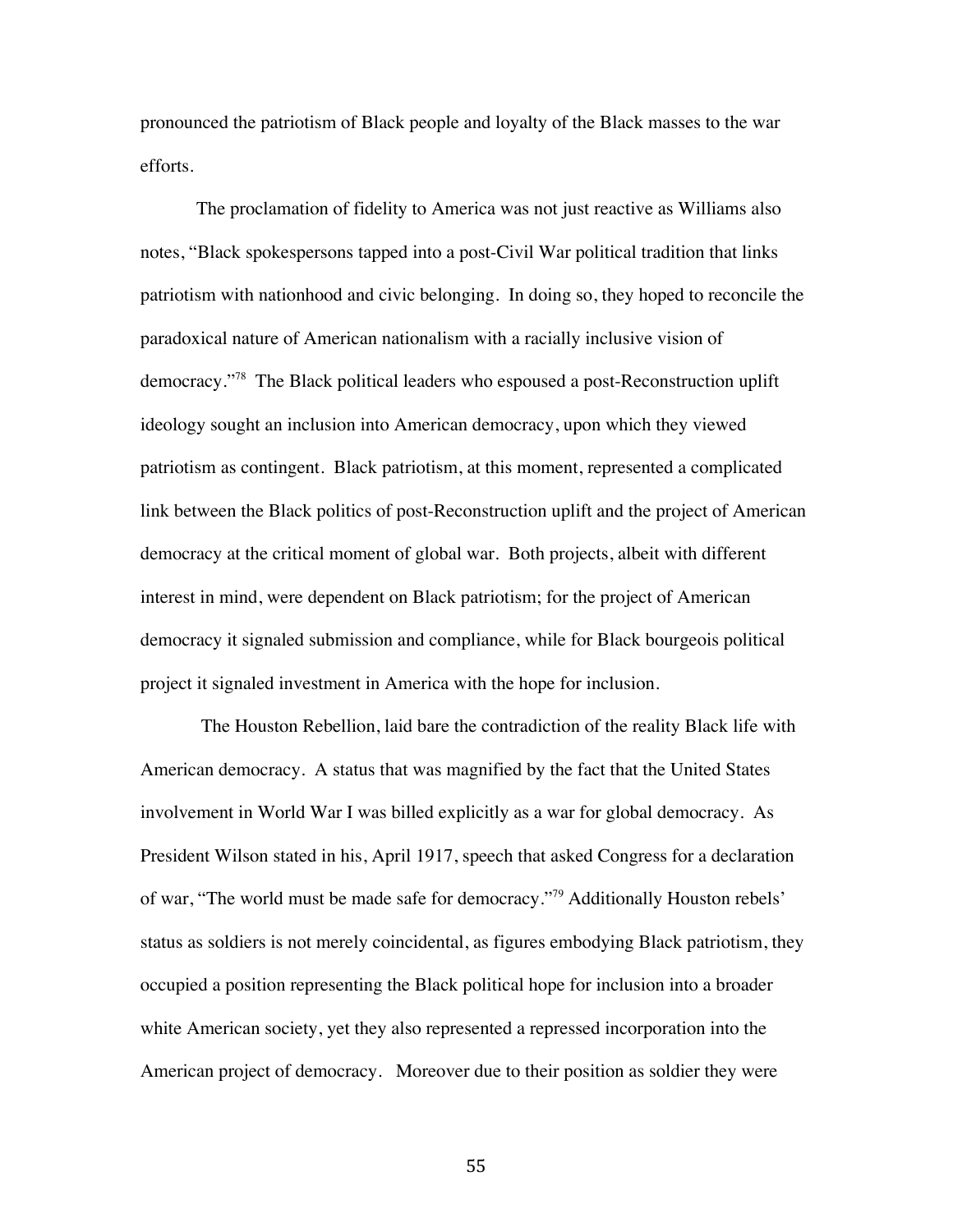pronounced the patriotism of Black people and loyalty of the Black masses to the war efforts.

The proclamation of fidelity to America was not just reactive as Williams also notes, "Black spokespersons tapped into a post-Civil War political tradition that links patriotism with nationhood and civic belonging. In doing so, they hoped to reconcile the paradoxical nature of American nationalism with a racially inclusive vision of democracy."[78] The Black political leaders who espoused a post-Reconstruction uplift ideology sought an inclusion into American democracy, upon which they viewed patriotism as contingent. Black patriotism, at this moment, represented a complicated link between the Black politics of post-Reconstruction uplift and the project of American democracy at the critical moment of global war. Both projects, albeit with different interest in mind, were dependent on Black patriotism; for the project of American democracy it signaled submission and compliance, while for Black bourgeois political project it signaled investment in America with the hope for inclusion.

The Houston Rebellion, laid bare the contradiction of the reality Black life with American democracy. A status that was magnified by the fact that the United States involvement in World War I was billed explicitly as a war for global democracy. As President Wilson stated in his, April 1917, speech that asked Congress for a declaration of war, "The world must be made safe for democracy."[79] Additionally Houston rebels' status as soldiers is not merely coincidental, as figures embodying Black patriotism, they occupied a position representing the Black political hope for inclusion into a broader white American society, yet they also represented a repressed incorporation into the American project of democracy. Moreover due to their position as soldier they were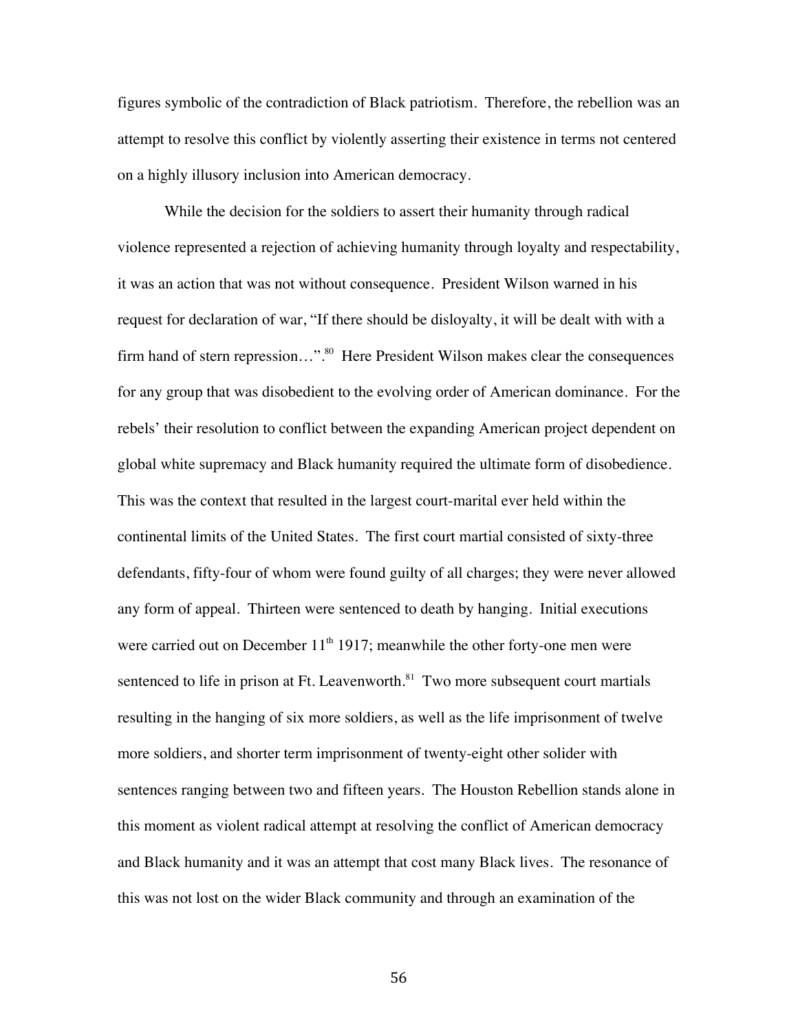figures symbolic of the contradiction of Black patriotism. Therefore, the rebellion was an attempt to resolve this conflict by violently asserting their existence in terms not centered on a highly illusory inclusion into American democracy.

While the decision for the soldiers to assert their humanity through radical violence represented a rejection of achieving humanity through loyalty and respectability, it was an action that was not without consequence. President Wilson warned in his request for declaration of war, "If there should be disloyalty, it will be dealt with with a firm hand of stern repression…".[80] Here President Wilson makes clear the consequences for any group that was disobedient to the evolving order of American dominance. For the rebels' their resolution to conflict between the expanding American project dependent on global white supremacy and Black humanity required the ultimate form of disobedience. This was the context that resulted in the largest court-marital ever held within the continental limits of the United States. The first court martial consisted of sixty-three defendants, fifty-four of whom were found guilty of all charges; they were never allowed any form of appeal. Thirteen were sentenced to death by hanging. Initial executions were carried out on December 11th 1917; meanwhile the other forty-one men were sentenced to life in prison at Ft. Leavenworth.[81] Two more subsequent court martials resulting in the hanging of six more soldiers, as well as the life imprisonment of twelve more soldiers, and shorter term imprisonment of twenty-eight other solider with sentences ranging between two and fifteen years. The Houston Rebellion stands alone in this moment as violent radical attempt at resolving the conflict of American democracy and Black humanity and it was an attempt that cost many Black lives. The resonance of this was not lost on the wider Black community and through an examination of the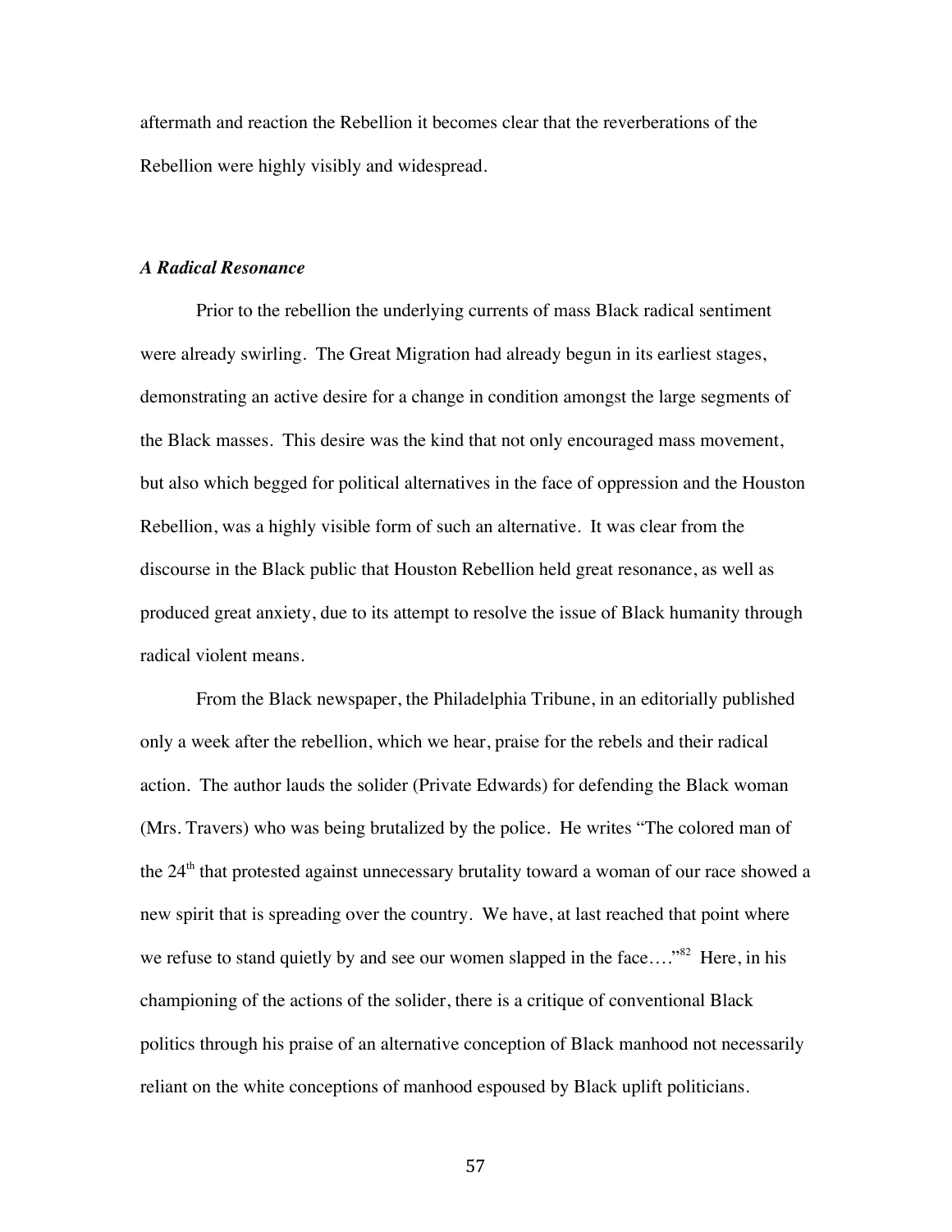aftermath and reaction the Rebellion it becomes clear that the reverberations of the Rebellion were highly visibly and widespread.

### *A Radical Resonance*

Prior to the rebellion the underlying currents of mass Black radical sentiment were already swirling. The Great Migration had already begun in its earliest stages, demonstrating an active desire for a change in condition amongst the large segments of the Black masses. This desire was the kind that not only encouraged mass movement, but also which begged for political alternatives in the face of oppression and the Houston Rebellion, was a highly visible form of such an alternative. It was clear from the discourse in the Black public that Houston Rebellion held great resonance, as well as produced great anxiety, due to its attempt to resolve the issue of Black humanity through radical violent means.

From the Black newspaper, the Philadelphia Tribune, in an editorially published only a week after the rebellion, which we hear, praise for the rebels and their radical action. The author lauds the solider (Private Edwards) for defending the Black woman (Mrs. Travers) who was being brutalized by the police. He writes "The colored man of the 24th that protested against unnecessary brutality toward a woman of our race showed a new spirit that is spreading over the country. We have, at last reached that point where we refuse to stand quietly by and see our women slapped in the face…."[82] Here, in his championing of the actions of the solider, there is a critique of conventional Black politics through his praise of an alternative conception of Black manhood not necessarily reliant on the white conceptions of manhood espoused by Black uplift politicians.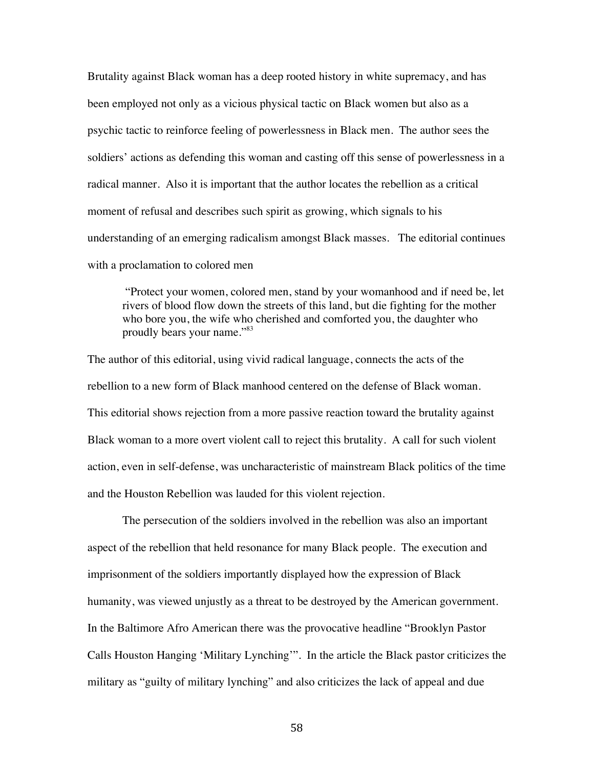Brutality against Black woman has a deep rooted history in white supremacy, and has been employed not only as a vicious physical tactic on Black women but also as a psychic tactic to reinforce feeling of powerlessness in Black men. The author sees the soldiers' actions as defending this woman and casting off this sense of powerlessness in a radical manner. Also it is important that the author locates the rebellion as a critical moment of refusal and describes such spirit as growing, which signals to his understanding of an emerging radicalism amongst Black masses. The editorial continues with a proclamation to colored men

> "Protect your women, colored men, stand by your womanhood and if need be, let rivers of blood flow down the streets of this land, but die fighting for the mother who bore you, the wife who cherished and comforted you, the daughter who proudly bears your name."[83]

The author of this editorial, using vivid radical language, connects the acts of the rebellion to a new form of Black manhood centered on the defense of Black woman. This editorial shows rejection from a more passive reaction toward the brutality against Black woman to a more overt violent call to reject this brutality. A call for such violent action, even in self-defense, was uncharacteristic of mainstream Black politics of the time and the Houston Rebellion was lauded for this violent rejection.

The persecution of the soldiers involved in the rebellion was also an important aspect of the rebellion that held resonance for many Black people. The execution and imprisonment of the soldiers importantly displayed how the expression of Black humanity, was viewed unjustly as a threat to be destroyed by the American government. In the Baltimore Afro American there was the provocative headline "Brooklyn Pastor Calls Houston Hanging 'Military Lynching'". In the article the Black pastor criticizes the military as "guilty of military lynching" and also criticizes the lack of appeal and due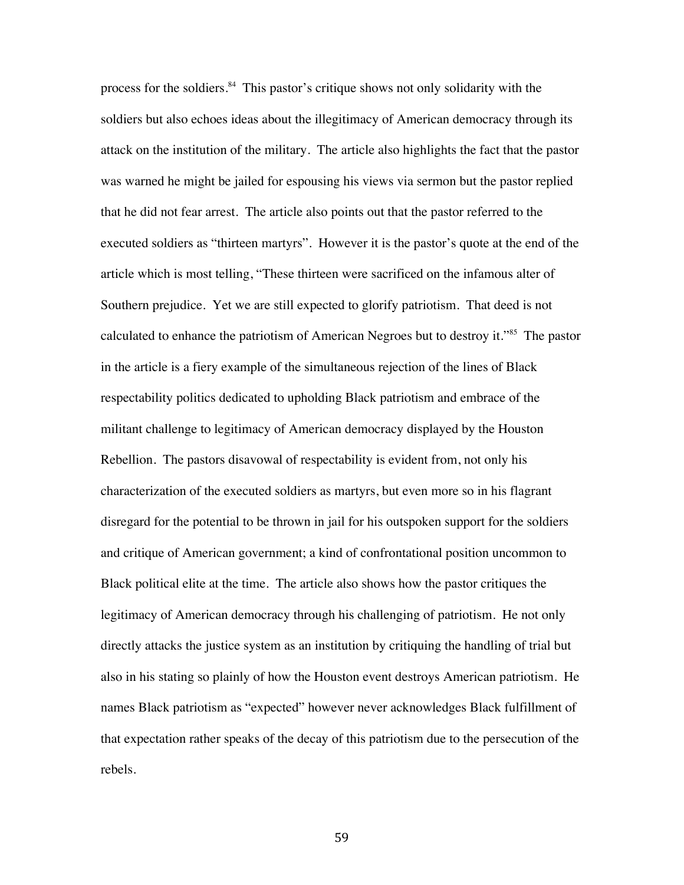process for the soldiers.[84] This pastor's critique shows not only solidarity with the soldiers but also echoes ideas about the illegitimacy of American democracy through its attack on the institution of the military. The article also highlights the fact that the pastor was warned he might be jailed for espousing his views via sermon but the pastor replied that he did not fear arrest. The article also points out that the pastor referred to the executed soldiers as "thirteen martyrs". However it is the pastor's quote at the end of the article which is most telling, "These thirteen were sacrificed on the infamous alter of Southern prejudice. Yet we are still expected to glorify patriotism. That deed is not calculated to enhance the patriotism of American Negroes but to destroy it."[85] The pastor in the article is a fiery example of the simultaneous rejection of the lines of Black respectability politics dedicated to upholding Black patriotism and embrace of the militant challenge to legitimacy of American democracy displayed by the Houston Rebellion. The pastors disavowal of respectability is evident from, not only his characterization of the executed soldiers as martyrs, but even more so in his flagrant disregard for the potential to be thrown in jail for his outspoken support for the soldiers and critique of American government; a kind of confrontational position uncommon to Black political elite at the time. The article also shows how the pastor critiques the legitimacy of American democracy through his challenging of patriotism. He not only directly attacks the justice system as an institution by critiquing the handling of trial but also in his stating so plainly of how the Houston event destroys American patriotism. He names Black patriotism as "expected" however never acknowledges Black fulfillment of that expectation rather speaks of the decay of this patriotism due to the persecution of the rebels.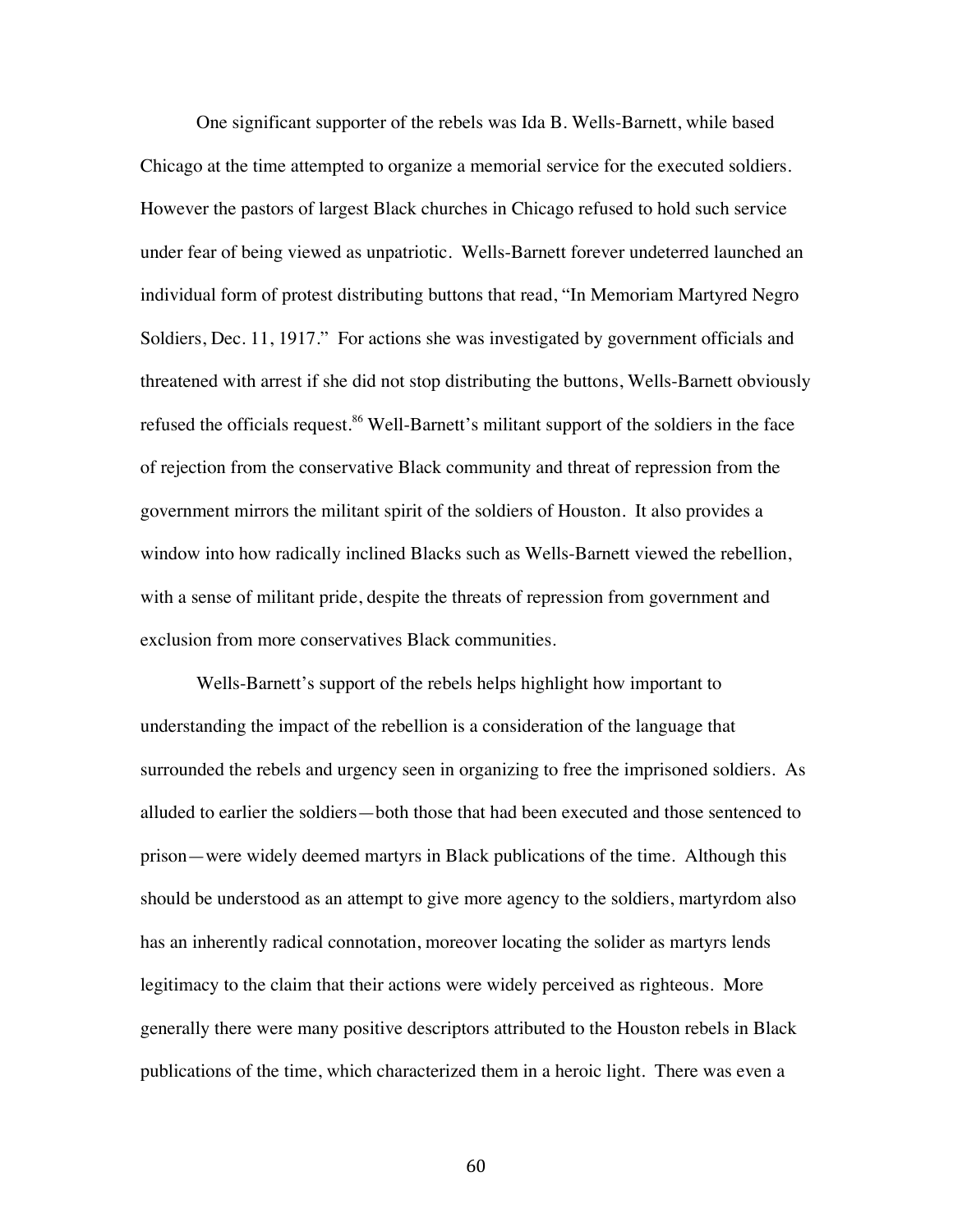One significant supporter of the rebels was Ida B. Wells-Barnett, while based Chicago at the time attempted to organize a memorial service for the executed soldiers. However the pastors of largest Black churches in Chicago refused to hold such service under fear of being viewed as unpatriotic. Wells-Barnett forever undeterred launched an individual form of protest distributing buttons that read, "In Memoriam Martyred Negro Soldiers, Dec. 11, 1917." For actions she was investigated by government officials and threatened with arrest if she did not stop distributing the buttons, Wells-Barnett obviously refused the officials request.[86] Well-Barnett's militant support of the soldiers in the face of rejection from the conservative Black community and threat of repression from the government mirrors the militant spirit of the soldiers of Houston. It also provides a window into how radically inclined Blacks such as Wells-Barnett viewed the rebellion, with a sense of militant pride, despite the threats of repression from government and exclusion from more conservatives Black communities.

Wells-Barnett's support of the rebels helps highlight how important to understanding the impact of the rebellion is a consideration of the language that surrounded the rebels and urgency seen in organizing to free the imprisoned soldiers. As alluded to earlier the soldiers—both those that had been executed and those sentenced to prison—were widely deemed martyrs in Black publications of the time. Although this should be understood as an attempt to give more agency to the soldiers, martyrdom also has an inherently radical connotation, moreover locating the solider as martyrs lends legitimacy to the claim that their actions were widely perceived as righteous. More generally there were many positive descriptors attributed to the Houston rebels in Black publications of the time, which characterized them in a heroic light. There was even a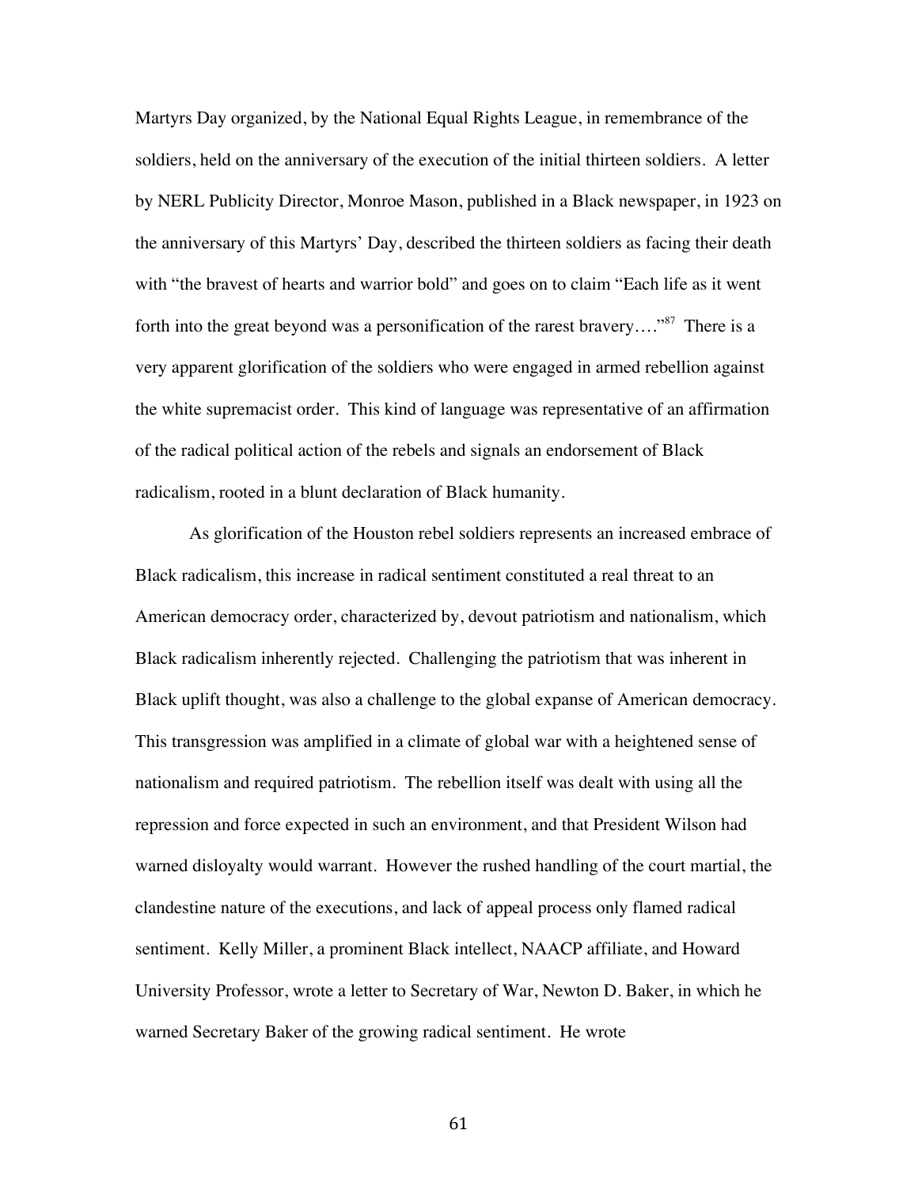Martyrs Day organized, by the National Equal Rights League, in remembrance of the soldiers, held on the anniversary of the execution of the initial thirteen soldiers. A letter by NERL Publicity Director, Monroe Mason, published in a Black newspaper, in 1923 on the anniversary of this Martyrs' Day, described the thirteen soldiers as facing their death with "the bravest of hearts and warrior bold" and goes on to claim "Each life as it went forth into the great beyond was a personification of the rarest bravery…."[87] There is a very apparent glorification of the soldiers who were engaged in armed rebellion against the white supremacist order. This kind of language was representative of an affirmation of the radical political action of the rebels and signals an endorsement of Black radicalism, rooted in a blunt declaration of Black humanity.

As glorification of the Houston rebel soldiers represents an increased embrace of Black radicalism, this increase in radical sentiment constituted a real threat to an American democracy order, characterized by, devout patriotism and nationalism, which Black radicalism inherently rejected. Challenging the patriotism that was inherent in Black uplift thought, was also a challenge to the global expanse of American democracy. This transgression was amplified in a climate of global war with a heightened sense of nationalism and required patriotism. The rebellion itself was dealt with using all the repression and force expected in such an environment, and that President Wilson had warned disloyalty would warrant. However the rushed handling of the court martial, the clandestine nature of the executions, and lack of appeal process only flamed radical sentiment. Kelly Miller, a prominent Black intellect, NAACP affiliate, and Howard University Professor, wrote a letter to Secretary of War, Newton D. Baker, in which he warned Secretary Baker of the growing radical sentiment. He wrote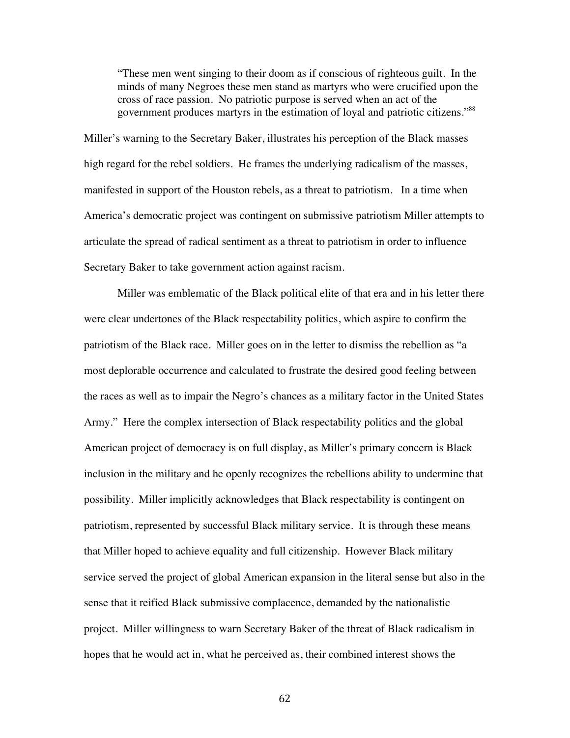> "These men went singing to their doom as if conscious of righteous guilt. In the minds of many Negroes these men stand as martyrs who were crucified upon the cross of race passion. No patriotic purpose is served when an act of the government produces martyrs in the estimation of loyal and patriotic citizens."[88]

Miller's warning to the Secretary Baker, illustrates his perception of the Black masses high regard for the rebel soldiers. He frames the underlying radicalism of the masses, manifested in support of the Houston rebels, as a threat to patriotism. In a time when America's democratic project was contingent on submissive patriotism Miller attempts to articulate the spread of radical sentiment as a threat to patriotism in order to influence Secretary Baker to take government action against racism.

Miller was emblematic of the Black political elite of that era and in his letter there were clear undertones of the Black respectability politics, which aspire to confirm the patriotism of the Black race. Miller goes on in the letter to dismiss the rebellion as "a most deplorable occurrence and calculated to frustrate the desired good feeling between the races as well as to impair the Negro's chances as a military factor in the United States Army." Here the complex intersection of Black respectability politics and the global American project of democracy is on full display, as Miller's primary concern is Black inclusion in the military and he openly recognizes the rebellions ability to undermine that possibility. Miller implicitly acknowledges that Black respectability is contingent on patriotism, represented by successful Black military service. It is through these means that Miller hoped to achieve equality and full citizenship. However Black military service served the project of global American expansion in the literal sense but also in the sense that it reified Black submissive complacence, demanded by the nationalistic project. Miller willingness to warn Secretary Baker of the threat of Black radicalism in hopes that he would act in, what he perceived as, their combined interest shows the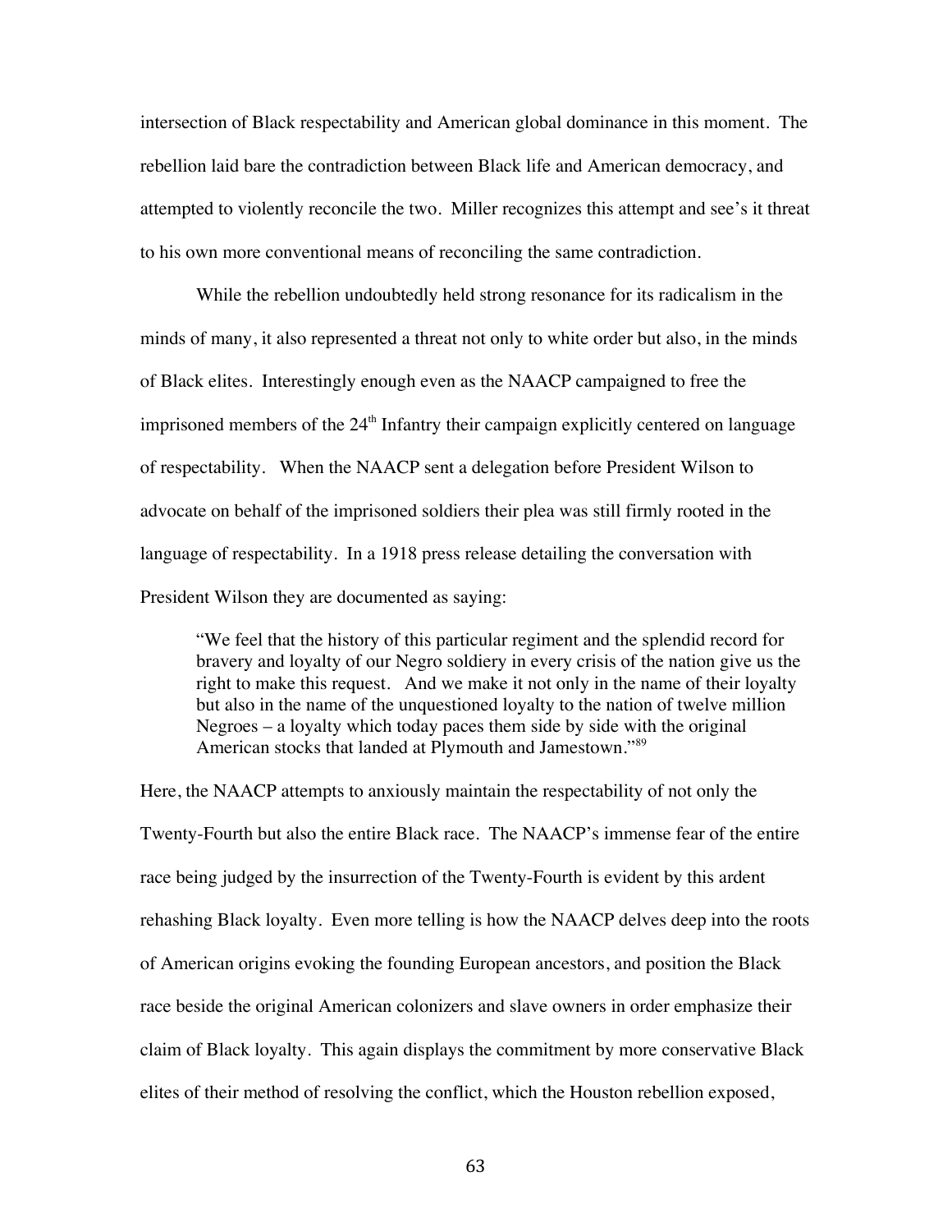intersection of Black respectability and American global dominance in this moment. The rebellion laid bare the contradiction between Black life and American democracy, and attempted to violently reconcile the two. Miller recognizes this attempt and see's it threat to his own more conventional means of reconciling the same contradiction.

While the rebellion undoubtedly held strong resonance for its radicalism in the minds of many, it also represented a threat not only to white order but also, in the minds of Black elites. Interestingly enough even as the NAACP campaigned to free the imprisoned members of the 24th Infantry their campaign explicitly centered on language of respectability. When the NAACP sent a delegation before President Wilson to advocate on behalf of the imprisoned soldiers their plea was still firmly rooted in the language of respectability. In a 1918 press release detailing the conversation with President Wilson they are documented as saying:

> "We feel that the history of this particular regiment and the splendid record for bravery and loyalty of our Negro soldiery in every crisis of the nation give us the right to make this request. And we make it not only in the name of their loyalty but also in the name of the unquestioned loyalty to the nation of twelve million Negroes – a loyalty which today paces them side by side with the original American stocks that landed at Plymouth and Jamestown."[89]

Here, the NAACP attempts to anxiously maintain the respectability of not only the Twenty-Fourth but also the entire Black race. The NAACP's immense fear of the entire race being judged by the insurrection of the Twenty-Fourth is evident by this ardent rehashing Black loyalty. Even more telling is how the NAACP delves deep into the roots of American origins evoking the founding European ancestors, and position the Black race beside the original American colonizers and slave owners in order emphasize their claim of Black loyalty. This again displays the commitment by more conservative Black elites of their method of resolving the conflict, which the Houston rebellion exposed,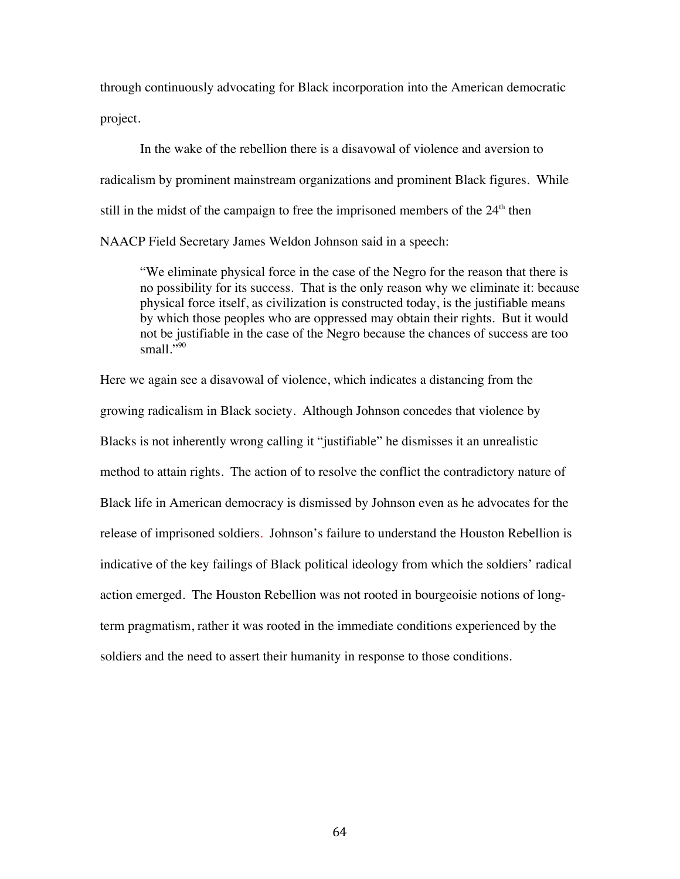through continuously advocating for Black incorporation into the American democratic project.

In the wake of the rebellion there is a disavowal of violence and aversion to radicalism by prominent mainstream organizations and prominent Black figures. While still in the midst of the campaign to free the imprisoned members of the 24th then NAACP Field Secretary James Weldon Johnson said in a speech:

> "We eliminate physical force in the case of the Negro for the reason that there is no possibility for its success. That is the only reason why we eliminate it: because physical force itself, as civilization is constructed today, is the justifiable means by which those peoples who are oppressed may obtain their rights. But it would not be justifiable in the case of the Negro because the chances of success are too small."[90]

Here we again see a disavowal of violence, which indicates a distancing from the growing radicalism in Black society. Although Johnson concedes that violence by Blacks is not inherently wrong calling it "justifiable" he dismisses it an unrealistic method to attain rights. The action of to resolve the conflict the contradictory nature of Black life in American democracy is dismissed by Johnson even as he advocates for the release of imprisoned soldiers. Johnson's failure to understand the Houston Rebellion is indicative of the key failings of Black political ideology from which the soldiers' radical action emerged. The Houston Rebellion was not rooted in bourgeoisie notions of long-term pragmatism, rather it was rooted in the immediate conditions experienced by the soldiers and the need to assert their humanity in response to those conditions.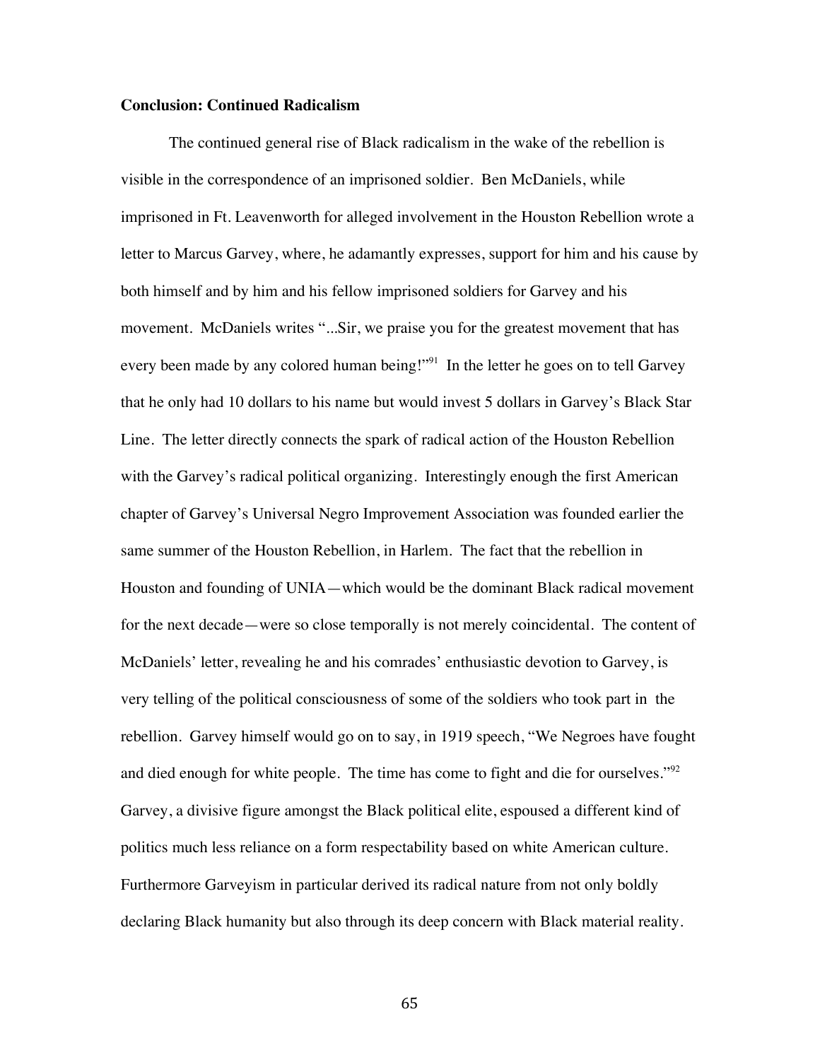**Conclusion: Continued Radicalism**

The continued general rise of Black radicalism in the wake of the rebellion is visible in the correspondence of an imprisoned soldier. Ben McDaniels, while imprisoned in Ft. Leavenworth for alleged involvement in the Houston Rebellion wrote a letter to Marcus Garvey, where, he adamantly expresses, support for him and his cause by both himself and by him and his fellow imprisoned soldiers for Garvey and his movement. McDaniels writes "...Sir, we praise you for the greatest movement that has every been made by any colored human being!"[91] In the letter he goes on to tell Garvey that he only had 10 dollars to his name but would invest 5 dollars in Garvey's Black Star Line. The letter directly connects the spark of radical action of the Houston Rebellion with the Garvey's radical political organizing. Interestingly enough the first American chapter of Garvey's Universal Negro Improvement Association was founded earlier the same summer of the Houston Rebellion, in Harlem. The fact that the rebellion in Houston and founding of UNIA—which would be the dominant Black radical movement for the next decade—were so close temporally is not merely coincidental. The content of McDaniels' letter, revealing he and his comrades' enthusiastic devotion to Garvey, is very telling of the political consciousness of some of the soldiers who took part in the rebellion. Garvey himself would go on to say, in 1919 speech, "We Negroes have fought and died enough for white people. The time has come to fight and die for ourselves."[92] Garvey, a divisive figure amongst the Black political elite, espoused a different kind of politics much less reliance on a form respectability based on white American culture. Furthermore Garveyism in particular derived its radical nature from not only boldly declaring Black humanity but also through its deep concern with Black material reality.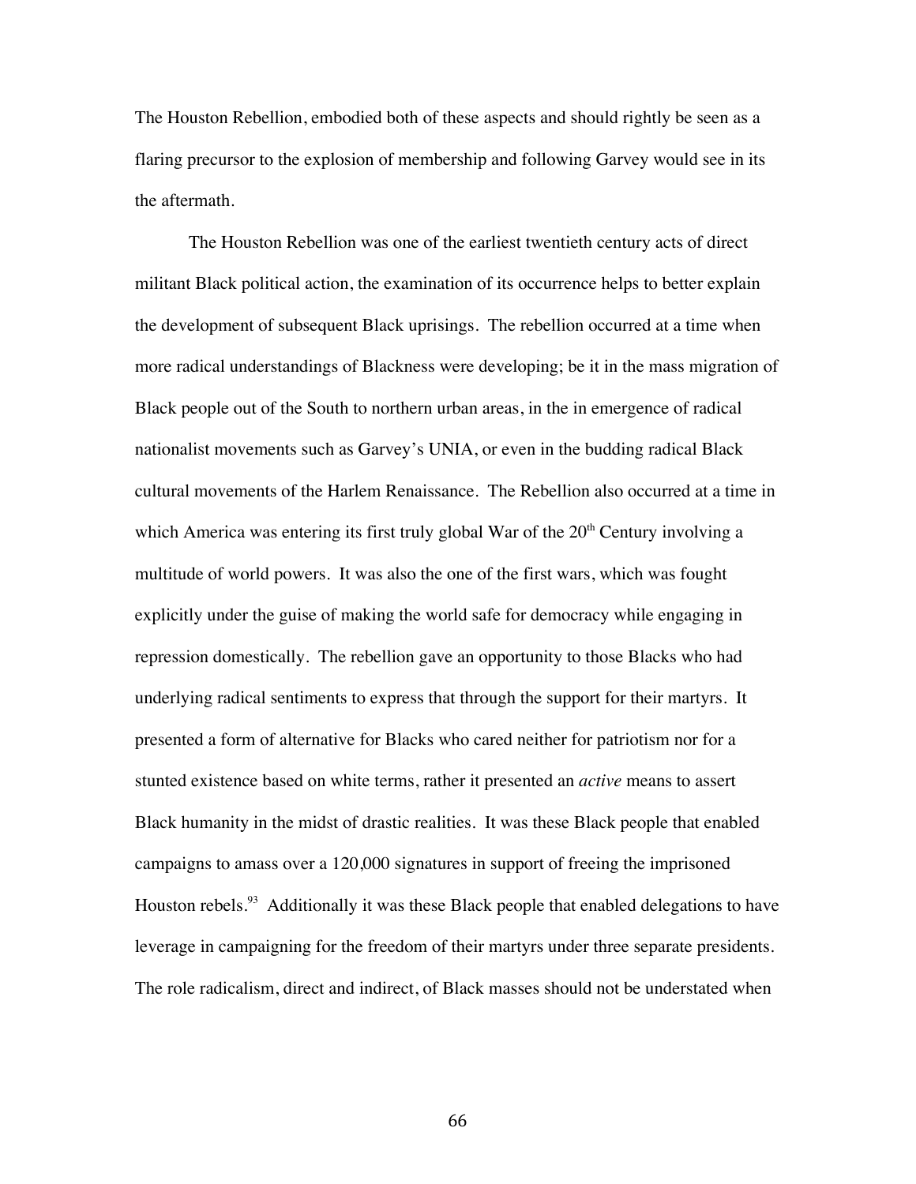The Houston Rebellion, embodied both of these aspects and should rightly be seen as a flaring precursor to the explosion of membership and following Garvey would see in its the aftermath.

The Houston Rebellion was one of the earliest twentieth century acts of direct militant Black political action, the examination of its occurrence helps to better explain the development of subsequent Black uprisings. The rebellion occurred at a time when more radical understandings of Blackness were developing; be it in the mass migration of Black people out of the South to northern urban areas, in the in emergence of radical nationalist movements such as Garvey's UNIA, or even in the budding radical Black cultural movements of the Harlem Renaissance. The Rebellion also occurred at a time in which America was entering its first truly global War of the 20th Century involving a multitude of world powers. It was also the one of the first wars, which was fought explicitly under the guise of making the world safe for democracy while engaging in repression domestically. The rebellion gave an opportunity to those Blacks who had underlying radical sentiments to express that through the support for their martyrs. It presented a form of alternative for Blacks who cared neither for patriotism nor for a stunted existence based on white terms, rather it presented an *active* means to assert Black humanity in the midst of drastic realities. It was these Black people that enabled campaigns to amass over a 120,000 signatures in support of freeing the imprisoned Houston rebels.[93] Additionally it was these Black people that enabled delegations to have leverage in campaigning for the freedom of their martyrs under three separate presidents. The role radicalism, direct and indirect, of Black masses should not be understated when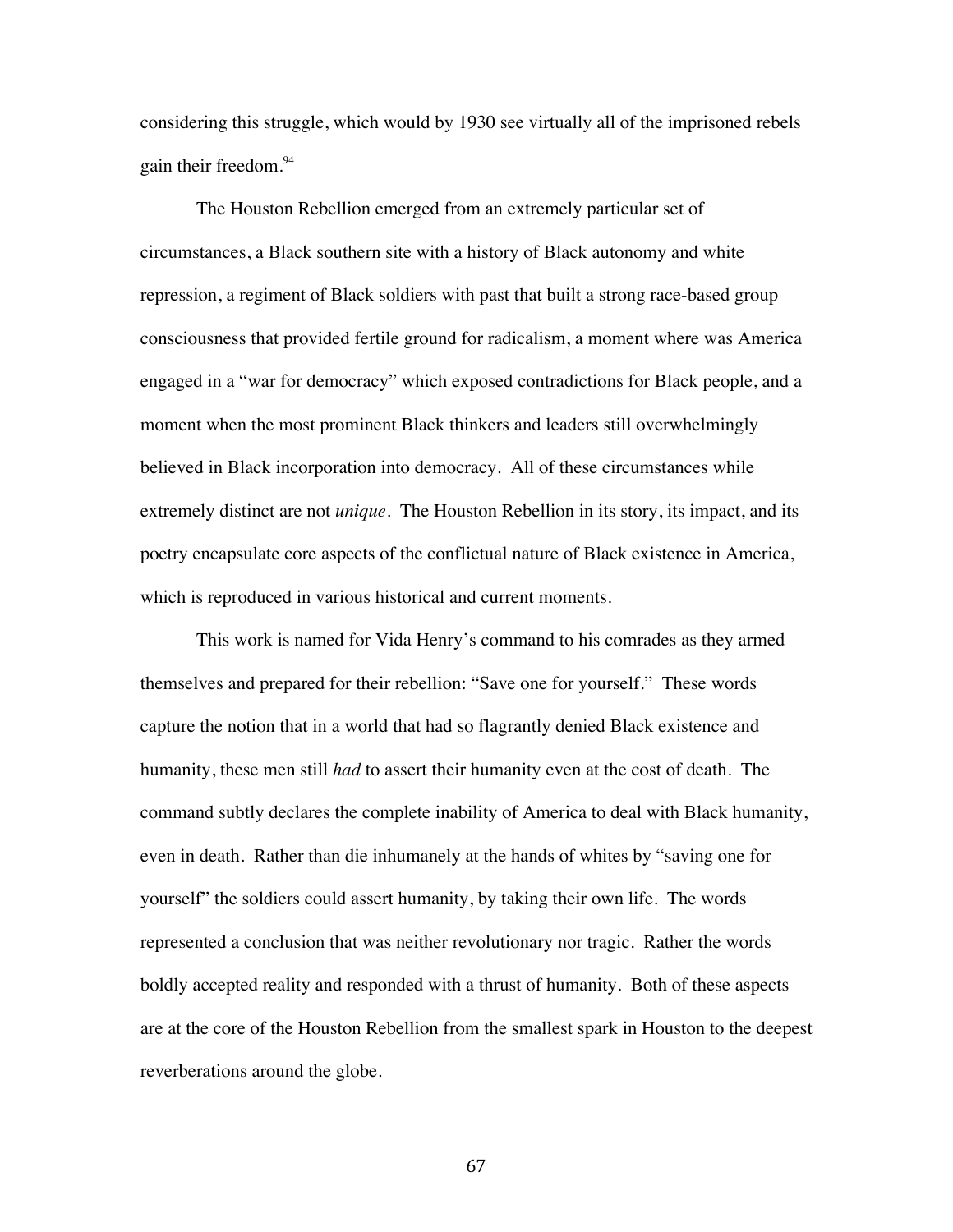considering this struggle, which would by 1930 see virtually all of the imprisoned rebels gain their freedom.[94]

The Houston Rebellion emerged from an extremely particular set of circumstances, a Black southern site with a history of Black autonomy and white repression, a regiment of Black soldiers with past that built a strong race-based group consciousness that provided fertile ground for radicalism, a moment where was America engaged in a "war for democracy" which exposed contradictions for Black people, and a moment when the most prominent Black thinkers and leaders still overwhelmingly believed in Black incorporation into democracy. All of these circumstances while extremely distinct are not *unique*. The Houston Rebellion in its story, its impact, and its poetry encapsulate core aspects of the conflictual nature of Black existence in America, which is reproduced in various historical and current moments.

This work is named for Vida Henry's command to his comrades as they armed themselves and prepared for their rebellion: "Save one for yourself." These words capture the notion that in a world that had so flagrantly denied Black existence and humanity, these men still *had* to assert their humanity even at the cost of death. The command subtly declares the complete inability of America to deal with Black humanity, even in death. Rather than die inhumanely at the hands of whites by "saving one for yourself" the soldiers could assert humanity, by taking their own life. The words represented a conclusion that was neither revolutionary nor tragic. Rather the words boldly accepted reality and responded with a thrust of humanity. Both of these aspects are at the core of the Houston Rebellion from the smallest spark in Houston to the deepest reverberations around the globe.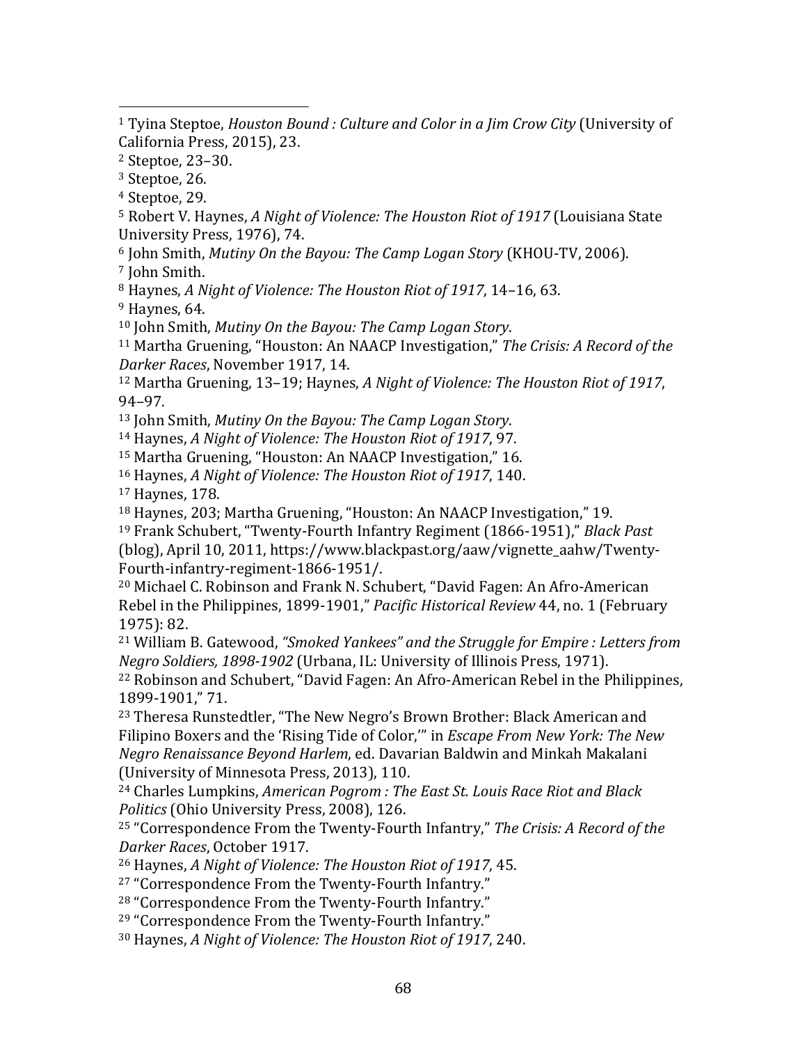[1] Tyina Steptoe, *Houston Bound : Culture and Color in a Jim Crow City* (University of California Press, 2015), 23.

[2] Steptoe, 23–30.

[3] Steptoe, 26.

[4] Steptoe, 29.

[5] Robert V. Haynes, *A Night of Violence: The Houston Riot of 1917* (Louisiana State University Press, 1976), 74.

[6] John Smith, *Mutiny On the Bayou: The Camp Logan Story* (KHOU-TV, 2006).

[7] John Smith.

[8] Haynes, *A Night of Violence: The Houston Riot of 1917*, 14–16, 63.

[9] Haynes, 64.

[10] John Smith, *Mutiny On the Bayou: The Camp Logan Story*.

[11] Martha Gruening, "Houston: An NAACP Investigation," *The Crisis: A Record of the Darker Races*, November 1917, 14.

[12] Martha Gruening, 13–19; Haynes, *A Night of Violence: The Houston Riot of 1917*, 94–97.

[13] John Smith, *Mutiny On the Bayou: The Camp Logan Story*.

[14] Haynes, *A Night of Violence: The Houston Riot of 1917*, 97.

[15] Martha Gruening, "Houston: An NAACP Investigation," 16.

[16] Haynes, *A Night of Violence: The Houston Riot of 1917*, 140.

[17] Haynes, 178.

[18] Haynes, 203; Martha Gruening, "Houston: An NAACP Investigation," 19.

[19] Frank Schubert, "Twenty-Fourth Infantry Regiment (1866-1951)," *Black Past* (blog), April 10, 2011, https://www.blackpast.org/aaw/vignette_aahw/Twenty-Fourth-infantry-regiment-1866-1951/.

[20] Michael C. Robinson and Frank N. Schubert, "David Fagen: An Afro-American Rebel in the Philippines, 1899-1901," *Pacific Historical Review* 44, no. 1 (February 1975): 82.

[21] William B. Gatewood, *"Smoked Yankees" and the Struggle for Empire : Letters from Negro Soldiers, 1898-1902* (Urbana, IL: University of Illinois Press, 1971).

[22] Robinson and Schubert, "David Fagen: An Afro-American Rebel in the Philippines, 1899-1901," 71.

[23] Theresa Runstedtler, "The New Negro's Brown Brother: Black American and Filipino Boxers and the 'Rising Tide of Color,'" in *Escape From New York: The New Negro Renaissance Beyond Harlem*, ed. Davarian Baldwin and Minkah Makalani (University of Minnesota Press, 2013), 110.

[24] Charles Lumpkins, *American Pogrom : The East St. Louis Race Riot and Black Politics* (Ohio University Press, 2008), 126.

[25] "Correspondence From the Twenty-Fourth Infantry," *The Crisis: A Record of the Darker Races*, October 1917.

[26] Haynes, *A Night of Violence: The Houston Riot of 1917*, 45.

[27] "Correspondence From the Twenty-Fourth Infantry."

[28] "Correspondence From the Twenty-Fourth Infantry."

[29] "Correspondence From the Twenty-Fourth Infantry."

[30] Haynes, *A Night of Violence: The Houston Riot of 1917*, 240.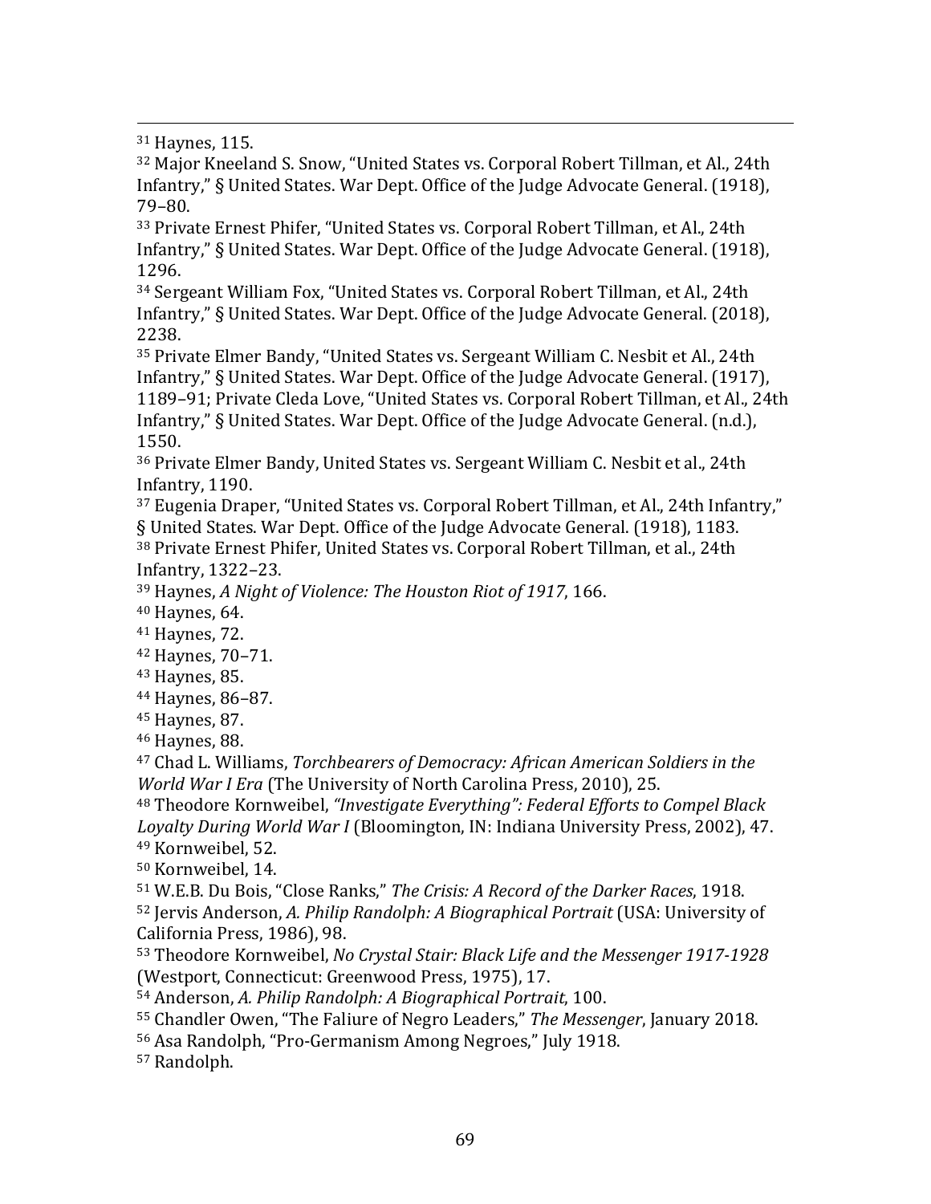[31] Haynes, 115.

[32] Major Kneeland S. Snow, "United States vs. Corporal Robert Tillman, et Al., 24th Infantry," § United States. War Dept. Office of the Judge Advocate General. (1918), 79–80.

[33] Private Ernest Phifer, "United States vs. Corporal Robert Tillman, et Al., 24th Infantry," § United States. War Dept. Office of the Judge Advocate General. (1918), 1296.

[34] Sergeant William Fox, "United States vs. Corporal Robert Tillman, et Al., 24th Infantry," § United States. War Dept. Office of the Judge Advocate General. (2018), 2238.

[35] Private Elmer Bandy, "United States vs. Sergeant William C. Nesbit et Al., 24th Infantry," § United States. War Dept. Office of the Judge Advocate General. (1917), 1189–91; Private Cleda Love, "United States vs. Corporal Robert Tillman, et Al., 24th Infantry," § United States. War Dept. Office of the Judge Advocate General. (n.d.), 1550.

[36] Private Elmer Bandy, United States vs. Sergeant William C. Nesbit et al., 24th Infantry, 1190.

[37] Eugenia Draper, "United States vs. Corporal Robert Tillman, et Al., 24th Infantry," § United States. War Dept. Office of the Judge Advocate General. (1918), 1183.

[38] Private Ernest Phifer, United States vs. Corporal Robert Tillman, et al., 24th Infantry, 1322–23.

[39] Haynes, *A Night of Violence: The Houston Riot of 1917*, 166.

[40] Haynes, 64.

[41] Haynes, 72.

[42] Haynes, 70–71.

[43] Haynes, 85.

[44] Haynes, 86–87.

[45] Haynes, 87.

[46] Haynes, 88.

[47] Chad L. Williams, *Torchbearers of Democracy: African American Soldiers in the World War I Era* (The University of North Carolina Press, 2010), 25.

[48] Theodore Kornweibel, *"Investigate Everything": Federal Efforts to Compel Black Loyalty During World War I* (Bloomington, IN: Indiana University Press, 2002), 47.

[49] Kornweibel, 52.

[50] Kornweibel, 14.

[51] W.E.B. Du Bois, "Close Ranks," *The Crisis: A Record of the Darker Races*, 1918.

[52] Jervis Anderson, *A. Philip Randolph: A Biographical Portrait* (USA: University of California Press, 1986), 98.

[53] Theodore Kornweibel, *No Crystal Stair: Black Life and the Messenger 1917-1928* (Westport, Connecticut: Greenwood Press, 1975), 17.

[54] Anderson, *A. Philip Randolph: A Biographical Portrait*, 100.

[55] Chandler Owen, "The Faliure of Negro Leaders," *The Messenger*, January 2018.

[56] Asa Randolph, "Pro-Germanism Among Negroes," July 1918.

[57] Randolph.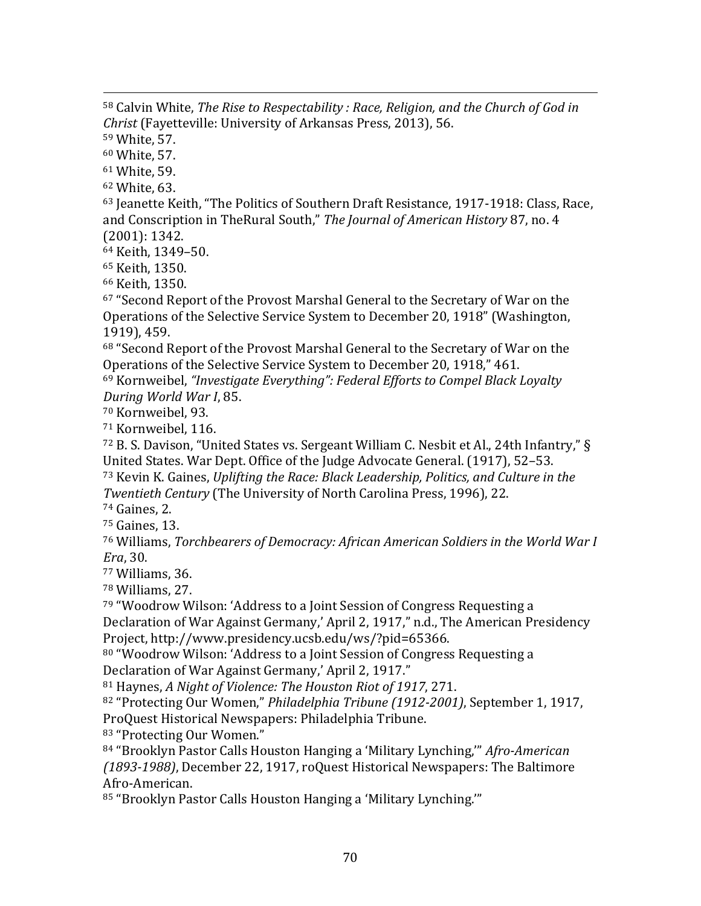[58] Calvin White, *The Rise to Respectability : Race, Religion, and the Church of God in Christ* (Fayetteville: University of Arkansas Press, 2013), 56.
[59] White, 57.
[60] White, 57.
[61] White, 59.
[62] White, 63.
[63] Jeanette Keith, "The Politics of Southern Draft Resistance, 1917-1918: Class, Race, and Conscription in TheRural South," *The Journal of American History* 87, no. 4 (2001): 1342.
[64] Keith, 1349–50.
[65] Keith, 1350.
[66] Keith, 1350.
[67] "Second Report of the Provost Marshal General to the Secretary of War on the Operations of the Selective Service System to December 20, 1918" (Washington, 1919), 459.
[68] "Second Report of the Provost Marshal General to the Secretary of War on the Operations of the Selective Service System to December 20, 1918," 461.
[69] Kornweibel, *"Investigate Everything": Federal Efforts to Compel Black Loyalty During World War I*, 85.
[70] Kornweibel, 93.
[71] Kornweibel, 116.
[72] B. S. Davison, "United States vs. Sergeant William C. Nesbit et Al., 24th Infantry," § United States. War Dept. Office of the Judge Advocate General. (1917), 52–53.
[73] Kevin K. Gaines, *Uplifting the Race: Black Leadership, Politics, and Culture in the Twentieth Century* (The University of North Carolina Press, 1996), 22.
[74] Gaines, 2.
[75] Gaines, 13.
[76] Williams, *Torchbearers of Democracy: African American Soldiers in the World War I Era*, 30.
[77] Williams, 36.
[78] Williams, 27.
[79] "Woodrow Wilson: 'Address to a Joint Session of Congress Requesting a Declaration of War Against Germany,' April 2, 1917," n.d., The American Presidency Project, http://www.presidency.ucsb.edu/ws/?pid=65366.
[80] "Woodrow Wilson: 'Address to a Joint Session of Congress Requesting a Declaration of War Against Germany,' April 2, 1917."
[81] Haynes, *A Night of Violence: The Houston Riot of 1917*, 271.
[82] "Protecting Our Women," *Philadelphia Tribune (1912-2001)*, September 1, 1917, ProQuest Historical Newspapers: Philadelphia Tribune.
[83] "Protecting Our Women."
[84] "Brooklyn Pastor Calls Houston Hanging a 'Military Lynching,'" *Afro-American (1893-1988)*, December 22, 1917, roQuest Historical Newspapers: The Baltimore Afro-American.
[85] "Brooklyn Pastor Calls Houston Hanging a 'Military Lynching.'"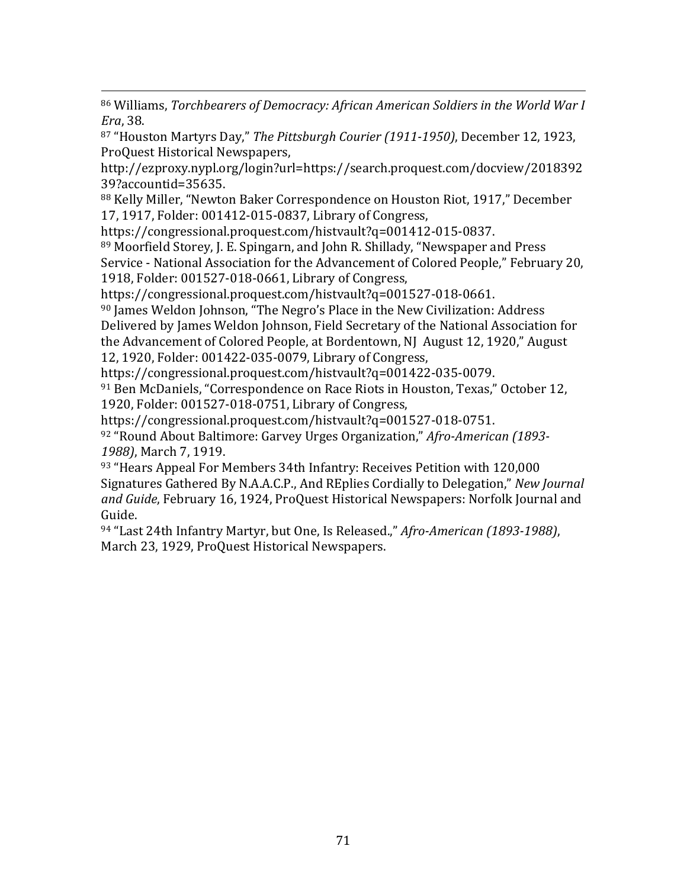[86] Williams, *Torchbearers of Democracy: African American Soldiers in the World War I Era*, 38.

[87] "Houston Martyrs Day," *The Pittsburgh Courier (1911-1950)*, December 12, 1923, ProQuest Historical Newspapers, http://ezproxy.nypl.org/login?url=https://search.proquest.com/docview/201839239?accountid=35635.

[88] Kelly Miller, "Newton Baker Correspondence on Houston Riot, 1917," December 17, 1917, Folder: 001412-015-0837, Library of Congress, https://congressional.proquest.com/histvault?q=001412-015-0837.

[89] Moorfield Storey, J. E. Spingarn, and John R. Shillady, "Newspaper and Press Service - National Association for the Advancement of Colored People," February 20, 1918, Folder: 001527-018-0661, Library of Congress, https://congressional.proquest.com/histvault?q=001527-018-0661.

[90] James Weldon Johnson, "The Negro's Place in the New Civilization: Address Delivered by James Weldon Johnson, Field Secretary of the National Association for the Advancement of Colored People, at Bordentown, NJ August 12, 1920," August 12, 1920, Folder: 001422-035-0079, Library of Congress, https://congressional.proquest.com/histvault?q=001422-035-0079.

[91] Ben McDaniels, "Correspondence on Race Riots in Houston, Texas," October 12, 1920, Folder: 001527-018-0751, Library of Congress, https://congressional.proquest.com/histvault?q=001527-018-0751.

[92] "Round About Baltimore: Garvey Urges Organization," *Afro-American (1893-1988)*, March 7, 1919.

[93] "Hears Appeal For Members 34th Infantry: Receives Petition with 120,000 Signatures Gathered By N.A.A.C.P., And REplies Cordially to Delegation," *New Journal and Guide*, February 16, 1924, ProQuest Historical Newspapers: Norfolk Journal and Guide.

[94] "Last 24th Infantry Martyr, but One, Is Released.," *Afro-American (1893-1988)*, March 23, 1929, ProQuest Historical Newspapers.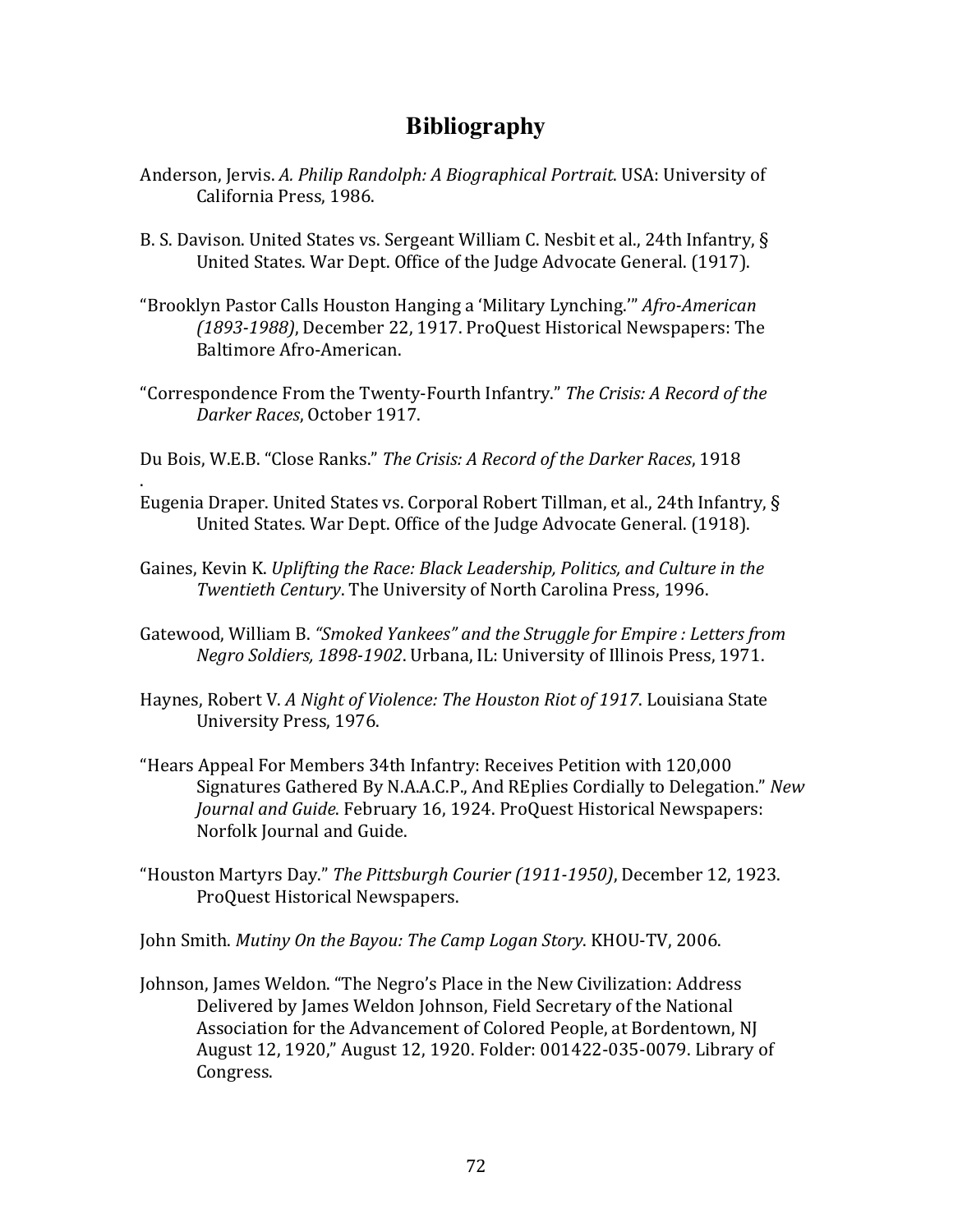## Bibliography

Anderson, Jervis. *A. Philip Randolph: A Biographical Portrait*. USA: University of California Press, 1986.

B. S. Davison. United States vs. Sergeant William C. Nesbit et al., 24th Infantry, § United States. War Dept. Office of the Judge Advocate General. (1917).

"Brooklyn Pastor Calls Houston Hanging a 'Military Lynching.'" *Afro-American (1893-1988)*, December 22, 1917. ProQuest Historical Newspapers: The Baltimore Afro-American.

"Correspondence From the Twenty-Fourth Infantry." *The Crisis: A Record of the Darker Races*, October 1917.

Du Bois, W.E.B. "Close Ranks." *The Crisis: A Record of the Darker Races*, 1918
.

Eugenia Draper. United States vs. Corporal Robert Tillman, et al., 24th Infantry, § United States. War Dept. Office of the Judge Advocate General. (1918).

Gaines, Kevin K. *Uplifting the Race: Black Leadership, Politics, and Culture in the Twentieth Century*. The University of North Carolina Press, 1996.

Gatewood, William B. *"Smoked Yankees" and the Struggle for Empire : Letters from Negro Soldiers, 1898-1902*. Urbana, IL: University of Illinois Press, 1971.

Haynes, Robert V. *A Night of Violence: The Houston Riot of 1917*. Louisiana State University Press, 1976.

"Hears Appeal For Members 34th Infantry: Receives Petition with 120,000 Signatures Gathered By N.A.A.C.P., And REplies Cordially to Delegation." *New Journal and Guide*. February 16, 1924. ProQuest Historical Newspapers: Norfolk Journal and Guide.

"Houston Martyrs Day." *The Pittsburgh Courier (1911-1950)*, December 12, 1923. ProQuest Historical Newspapers.

John Smith. *Mutiny On the Bayou: The Camp Logan Story*. KHOU-TV, 2006.

Johnson, James Weldon. "The Negro's Place in the New Civilization: Address Delivered by James Weldon Johnson, Field Secretary of the National Association for the Advancement of Colored People, at Bordentown, NJ August 12, 1920," August 12, 1920. Folder: 001422-035-0079. Library of Congress.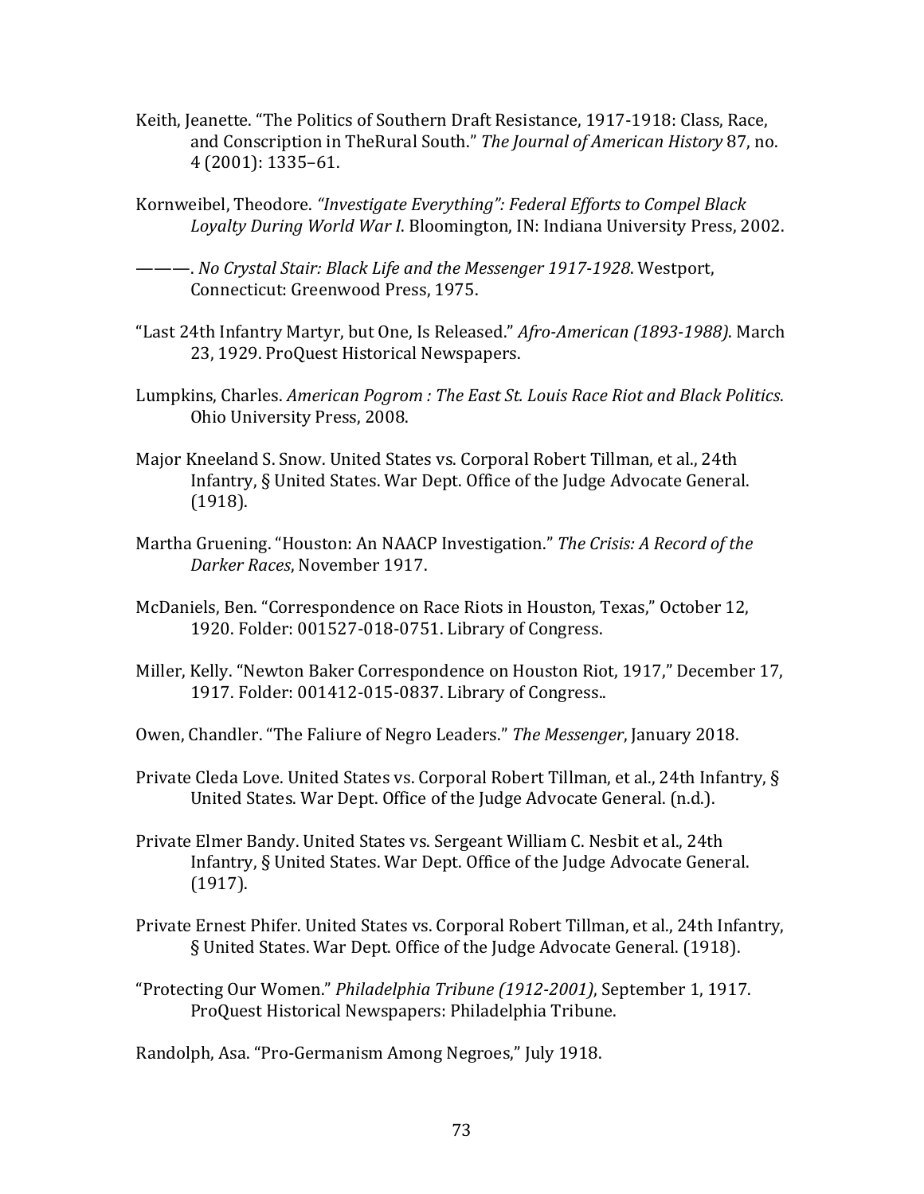Keith, Jeanette. "The Politics of Southern Draft Resistance, 1917-1918: Class, Race, and Conscription in TheRural South." *The Journal of American History* 87, no. 4 (2001): 1335–61.

Kornweibel, Theodore. *"Investigate Everything": Federal Efforts to Compel Black Loyalty During World War I*. Bloomington, IN: Indiana University Press, 2002.

———. *No Crystal Stair: Black Life and the Messenger 1917-1928*. Westport, Connecticut: Greenwood Press, 1975.

"Last 24th Infantry Martyr, but One, Is Released." *Afro-American (1893-1988)*. March 23, 1929. ProQuest Historical Newspapers.

Lumpkins, Charles. *American Pogrom : The East St. Louis Race Riot and Black Politics*. Ohio University Press, 2008.

Major Kneeland S. Snow. United States vs. Corporal Robert Tillman, et al., 24th Infantry, § United States. War Dept. Office of the Judge Advocate General. (1918).

Martha Gruening. "Houston: An NAACP Investigation." *The Crisis: A Record of the Darker Races*, November 1917.

McDaniels, Ben. "Correspondence on Race Riots in Houston, Texas," October 12, 1920. Folder: 001527-018-0751. Library of Congress.

Miller, Kelly. "Newton Baker Correspondence on Houston Riot, 1917," December 17, 1917. Folder: 001412-015-0837. Library of Congress..

Owen, Chandler. "The Faliure of Negro Leaders." *The Messenger*, January 2018.

Private Cleda Love. United States vs. Corporal Robert Tillman, et al., 24th Infantry, § United States. War Dept. Office of the Judge Advocate General. (n.d.).

Private Elmer Bandy. United States vs. Sergeant William C. Nesbit et al., 24th Infantry, § United States. War Dept. Office of the Judge Advocate General. (1917).

Private Ernest Phifer. United States vs. Corporal Robert Tillman, et al., 24th Infantry, § United States. War Dept. Office of the Judge Advocate General. (1918).

"Protecting Our Women." *Philadelphia Tribune (1912-2001)*, September 1, 1917. ProQuest Historical Newspapers: Philadelphia Tribune.

Randolph, Asa. "Pro-Germanism Among Negroes," July 1918.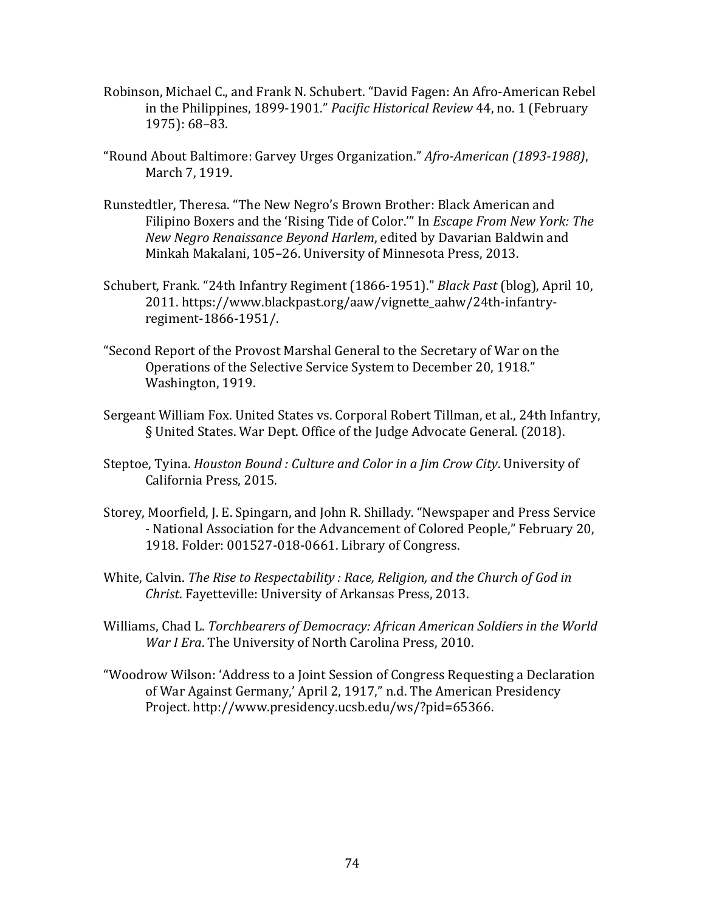Robinson, Michael C., and Frank N. Schubert. "David Fagen: An Afro-American Rebel in the Philippines, 1899-1901." *Pacific Historical Review* 44, no. 1 (February 1975): 68–83.

"Round About Baltimore: Garvey Urges Organization." *Afro-American (1893-1988)*, March 7, 1919.

Runstedtler, Theresa. "The New Negro's Brown Brother: Black American and Filipino Boxers and the 'Rising Tide of Color.'" In *Escape From New York: The New Negro Renaissance Beyond Harlem*, edited by Davarian Baldwin and Minkah Makalani, 105–26. University of Minnesota Press, 2013.

Schubert, Frank. "24th Infantry Regiment (1866-1951)." *Black Past* (blog), April 10, 2011. https://www.blackpast.org/aaw/vignette_aahw/24th-infantry-regiment-1866-1951/.

"Second Report of the Provost Marshal General to the Secretary of War on the Operations of the Selective Service System to December 20, 1918." Washington, 1919.

Sergeant William Fox. United States vs. Corporal Robert Tillman, et al., 24th Infantry, § United States. War Dept. Office of the Judge Advocate General. (2018).

Steptoe, Tyina. *Houston Bound : Culture and Color in a Jim Crow City*. University of California Press, 2015.

Storey, Moorfield, J. E. Spingarn, and John R. Shillady. "Newspaper and Press Service - National Association for the Advancement of Colored People," February 20, 1918. Folder: 001527-018-0661. Library of Congress.

White, Calvin. *The Rise to Respectability : Race, Religion, and the Church of God in Christ*. Fayetteville: University of Arkansas Press, 2013.

Williams, Chad L. *Torchbearers of Democracy: African American Soldiers in the World War I Era*. The University of North Carolina Press, 2010.

"Woodrow Wilson: 'Address to a Joint Session of Congress Requesting a Declaration of War Against Germany,' April 2, 1917," n.d. The American Presidency Project. http://www.presidency.ucsb.edu/ws/?pid=65366.